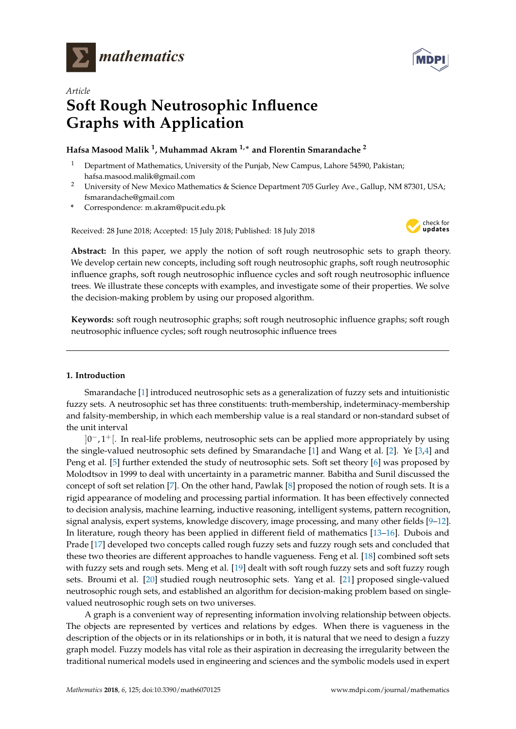*mathematics*

*Article*

# Soft Rough Neutrosophic Influence Graphs with Application

**Hafsa Masood Malik [1], Muhammad Akram [1,*] and Florentin Smarandache [2]**

1. Department of Mathematics, University of the Punjab, New Campus, Lahore 54590, Pakistan; hafsa.masood.malik@gmail.com
2. University of New Mexico Mathematics & Science Department 705 Gurley Ave., Gallup, NM 87301, USA; fsmarandache@gmail.com

\* Correspondence: m.akram@pucit.edu.pk

Received: 28 June 2018; Accepted: 15 July 2018; Published: 18 July 2018

**Abstract:** In this paper, we apply the notion of soft rough neutrosophic sets to graph theory. We develop certain new concepts, including soft rough neutrosophic graphs, soft rough neutrosophic influence graphs, soft rough neutrosophic influence cycles and soft rough neutrosophic influence trees. We illustrate these concepts with examples, and investigate some of their properties. We solve the decision-making problem by using our proposed algorithm.

**Keywords:** soft rough neutrosophic graphs; soft rough neutrosophic influence graphs; soft rough neutrosophic influence cycles; soft rough neutrosophic influence trees

## 1. Introduction

Smarandache [1] introduced neutrosophic sets as a generalization of fuzzy sets and intuitionistic fuzzy sets. A neutrosophic set has three constituents: truth-membership, indeterminacy-membership and falsity-membership, in which each membership value is a real standard or non-standard subset of the unit interval

$]0^-, 1^+[$. In real-life problems, neutrosophic sets can be applied more appropriately by using the single-valued neutrosophic sets defined by Smarandache [1] and Wang et al. [2]. Ye [3,4] and Peng et al. [5] further extended the study of neutrosophic sets. Soft set theory [6] was proposed by Molodtsov in 1999 to deal with uncertainty in a parametric manner. Babitha and Sunil discussed the concept of soft set relation [7]. On the other hand, Pawlak [8] proposed the notion of rough sets. It is a rigid appearance of modeling and processing partial information. It has been effectively connected to decision analysis, machine learning, inductive reasoning, intelligent systems, pattern recognition, signal analysis, expert systems, knowledge discovery, image processing, and many other fields [9–12]. In literature, rough theory has been applied in different field of mathematics [13–16]. Dubois and Prade [17] developed two concepts called rough fuzzy sets and fuzzy rough sets and concluded that these two theories are different approaches to handle vagueness. Feng et al. [18] combined soft sets with fuzzy sets and rough sets. Meng et al. [19] dealt with soft rough fuzzy sets and soft fuzzy rough sets. Broumi et al. [20] studied rough neutrosophic sets. Yang et al. [21] proposed single-valued neutrosophic rough sets, and established an algorithm for decision-making problem based on single-valued neutrosophic rough sets on two universes.

A graph is a convenient way of representing information involving relationship between objects. The objects are represented by vertices and relations by edges. When there is vagueness in the description of the objects or in its relationships or in both, it is natural that we need to design a fuzzy graph model. Fuzzy models has vital role as their aspiration in decreasing the irregularity between the traditional numerical models used in engineering and sciences and the symbolic models used in expert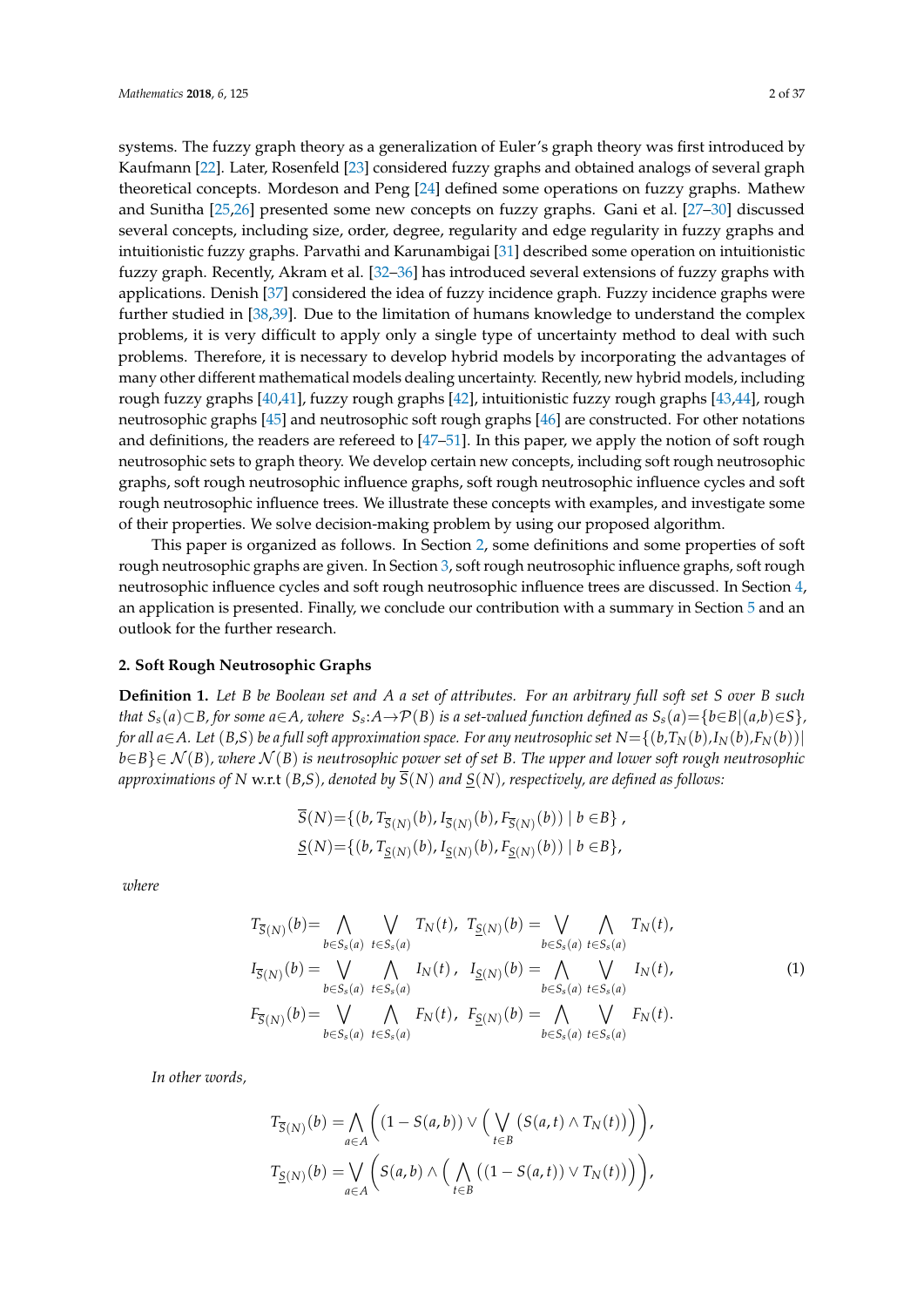systems. The fuzzy graph theory as a generalization of Euler's graph theory was first introduced by Kaufmann [22]. Later, Rosenfeld [23] considered fuzzy graphs and obtained analogs of several graph theoretical concepts. Mordeson and Peng [24] defined some operations on fuzzy graphs. Mathew and Sunitha [25,26] presented some new concepts on fuzzy graphs. Gani et al. [27–30] discussed several concepts, including size, order, degree, regularity and edge regularity in fuzzy graphs and intuitionistic fuzzy graphs. Parvathi and Karunambigai [31] described some operation on intuitionistic fuzzy graph. Recently, Akram et al. [32–36] has introduced several extensions of fuzzy graphs with applications. Denish [37] considered the idea of fuzzy incidence graph. Fuzzy incidence graphs were further studied in [38,39]. Due to the limitation of humans knowledge to understand the complex problems, it is very difficult to apply only a single type of uncertainty method to deal with such problems. Therefore, it is necessary to develop hybrid models by incorporating the advantages of many other different mathematical models dealing uncertainty. Recently, new hybrid models, including rough fuzzy graphs [40,41], fuzzy rough graphs [42], intuitionistic fuzzy rough graphs [43,44], rough neutrosophic graphs [45] and neutrosophic soft rough graphs [46] are constructed. For other notations and definitions, the readers are refereed to [47–51]. In this paper, we apply the notion of soft rough neutrosophic sets to graph theory. We develop certain new concepts, including soft rough neutrosophic graphs, soft rough neutrosophic influence graphs, soft rough neutrosophic influence cycles and soft rough neutrosophic influence trees. We illustrate these concepts with examples, and investigate some of their properties. We solve decision-making problem by using our proposed algorithm.

This paper is organized as follows. In Section 2, some definitions and some properties of soft rough neutrosophic graphs are given. In Section 3, soft rough neutrosophic influence graphs, soft rough neutrosophic influence cycles and soft rough neutrosophic influence trees are discussed. In Section 4, an application is presented. Finally, we conclude our contribution with a summary in Section 5 and an outlook for the further research.

## 2. Soft Rough Neutrosophic Graphs

**Definition 1.** *Let $B$ be Boolean set and $A$ a set of attributes. For an arbitrary full soft set $S$ over $B$ such that $S_s(a)\subset B$, for some $a\in A$, where $S_s{:}A\to\mathcal{P}(B)$ is a set-valued function defined as $S_s(a)=\{b\in B|(a,b)\in S\}$, for all $a\in A$. Let $(B,S)$ be a full soft approximation space. For any neutrosophic set $N=\{(b,T_N(b),I_N(b),F_N(b))|\ b\in B\}\in\mathcal{N}(B)$, where $\mathcal{N}(B)$ is neutrosophic power set of set $B$. The upper and lower soft rough neutrosophic approximations of $N$* w.r.t *$(B,S)$, denoted by $\overline{S}(N)$ and $\underline{S}(N)$, respectively, are defined as follows:*

$$\overline{S}(N)=\{(b,T_{\overline{S}(N)}(b),I_{\overline{S}(N)}(b),F_{\overline{S}(N)}(b))\mid b\in B\},$$
$$\underline{S}(N)=\{(b,T_{\underline{S}(N)}(b),I_{\underline{S}(N)}(b),F_{\underline{S}(N)}(b))\mid b\in B\},$$

*where*

$$\begin{aligned}
T_{\overline{S}(N)}(b)&=\bigwedge_{b\in S_s(a)}\ \bigvee_{t\in S_s(a)} T_N(t),\ \ T_{\underline{S}(N)}(b)=\bigvee_{b\in S_s(a)}\ \bigwedge_{t\in S_s(a)} T_N(t),\\
I_{\overline{S}(N)}(b)&=\bigvee_{b\in S_s(a)}\ \bigwedge_{t\in S_s(a)} I_N(t),\ \ I_{\underline{S}(N)}(b)=\bigwedge_{b\in S_s(a)}\ \bigvee_{t\in S_s(a)} I_N(t),\\
F_{\overline{S}(N)}(b)&=\bigvee_{b\in S_s(a)}\ \bigwedge_{t\in S_s(a)} F_N(t),\ \ F_{\underline{S}(N)}(b)=\bigwedge_{b\in S_s(a)}\ \bigvee_{t\in S_s(a)} F_N(t).
\end{aligned}\tag{1}$$

*In other words,*

$$T_{\overline{S}(N)}(b)=\bigwedge_{a\in A}\left((1-S(a,b))\vee\Big(\bigvee_{t\in B}\big(S(a,t)\wedge T_N(t)\big)\Big)\right),$$
$$T_{\underline{S}(N)}(b)=\bigvee_{a\in A}\left(S(a,b)\wedge\Big(\bigwedge_{t\in B}\big((1-S(a,t))\vee T_N(t)\big)\Big)\right),$$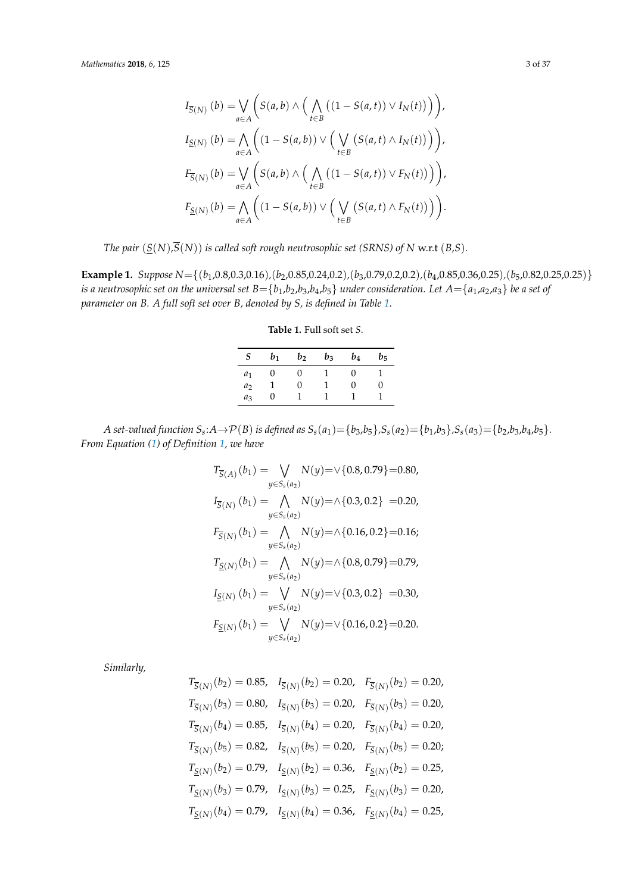$$I_{\overline{S}(N)}(b) = \bigvee_{a \in A} \Big( S(a,b) \wedge \Big( \bigwedge_{t \in B} \big( (1 - S(a,t)) \vee I_N(t) \big) \Big) \Big),$$

$$I_{\underline{S}(N)}(b) = \bigwedge_{a \in A} \Big( (1 - S(a,b)) \vee \Big( \bigvee_{t \in B} \big( S(a,t) \wedge I_N(t) \big) \Big) \Big),$$

$$F_{\overline{S}(N)}(b) = \bigvee_{a \in A} \Big( S(a,b) \wedge \Big( \bigwedge_{t \in B} \big( (1 - S(a,t)) \vee F_N(t) \big) \Big) \Big),$$

$$F_{\underline{S}(N)}(b) = \bigwedge_{a \in A} \Big( (1 - S(a,b)) \vee \Big( \bigvee_{t \in B} \big( S(a,t) \wedge F_N(t) \big) \Big) \Big).$$

*The pair* $(\underline{S}(N), \overline{S}(N))$ *is called soft rough neutrosophic set (SRNS) of* $N$ w.r.t $(B,S)$.

**Example 1.** *Suppose* $N=\{(b_1,0.8,0.3,0.16),(b_2,0.85,0.24,0.2),(b_3,0.79,0.2,0.2),(b_4,0.85,0.36,0.25),(b_5,0.82,0.25,0.25)\}$ *is a neutrosophic set on the universal set* $B=\{b_1,b_2,b_3,b_4,b_5\}$ *under consideration. Let* $A=\{a_1,a_2,a_3\}$ *be a set of parameter on* $B$*. A full soft set over* $B$*, denoted by* $S$*, is defined in Table 1.*

**Table 1.** Full soft set $S$.

| $S$ | $b_1$ | $b_2$ | $b_3$ | $b_4$ | $b_5$ |
|---|---|---|---|---|---|
| $a_1$ | 0 | 0 | 1 | 0 | 1 |
| $a_2$ | 1 | 0 | 1 | 0 | 0 |
| $a_3$ | 0 | 1 | 1 | 1 | 1 |

*A set-valued function* $S_s : A \rightarrow \mathcal{P}(B)$ *is defined as* $S_s(a_1)=\{b_3,b_5\}, S_s(a_2)=\{b_1,b_3\}, S_s(a_3)=\{b_2,b_3,b_4,b_5\}$*. From Equation (1) of Definition 1, we have*

$$T_{\overline{S}(A)}(b_1) = \bigvee_{y \in S_s(a_2)} N(y) = \vee\{0.8, 0.79\} = 0.80,$$

$$I_{\overline{S}(N)}(b_1) = \bigwedge_{y \in S_s(a_2)} N(y) = \wedge\{0.3, 0.2\} = 0.20,$$

$$F_{\overline{S}(N)}(b_1) = \bigwedge_{y \in S_s(a_2)} N(y) = \wedge\{0.16, 0.2\} = 0.16;$$

$$T_{\underline{S}(N)}(b_1) = \bigwedge_{y \in S_s(a_2)} N(y) = \wedge\{0.8, 0.79\} = 0.79,$$

$$I_{\underline{S}(N)}(b_1) = \bigvee_{y \in S_s(a_2)} N(y) = \vee\{0.3, 0.2\} = 0.30,$$

$$F_{\underline{S}(N)}(b_1) = \bigvee_{y \in S_s(a_2)} N(y) = \vee\{0.16, 0.2\} = 0.20.$$

*Similarly,*

$$T_{\overline{S}(N)}(b_2) = 0.85, \quad I_{\overline{S}(N)}(b_2) = 0.20, \quad F_{\overline{S}(N)}(b_2) = 0.20,$$
$$T_{\overline{S}(N)}(b_3) = 0.80, \quad I_{\overline{S}(N)}(b_3) = 0.20, \quad F_{\overline{S}(N)}(b_3) = 0.20,$$
$$T_{\overline{S}(N)}(b_4) = 0.85, \quad I_{\overline{S}(N)}(b_4) = 0.20, \quad F_{\overline{S}(N)}(b_4) = 0.20,$$
$$T_{\overline{S}(N)}(b_5) = 0.82, \quad I_{\overline{S}(N)}(b_5) = 0.20, \quad F_{\overline{S}(N)}(b_5) = 0.20;$$
$$T_{\underline{S}(N)}(b_2) = 0.79, \quad I_{\underline{S}(N)}(b_2) = 0.36, \quad F_{\underline{S}(N)}(b_2) = 0.25,$$
$$T_{\underline{S}(N)}(b_3) = 0.79, \quad I_{\underline{S}(N)}(b_3) = 0.25, \quad F_{\underline{S}(N)}(b_3) = 0.20,$$
$$T_{\underline{S}(N)}(b_4) = 0.79, \quad I_{\underline{S}(N)}(b_4) = 0.36, \quad F_{\underline{S}(N)}(b_4) = 0.25,$$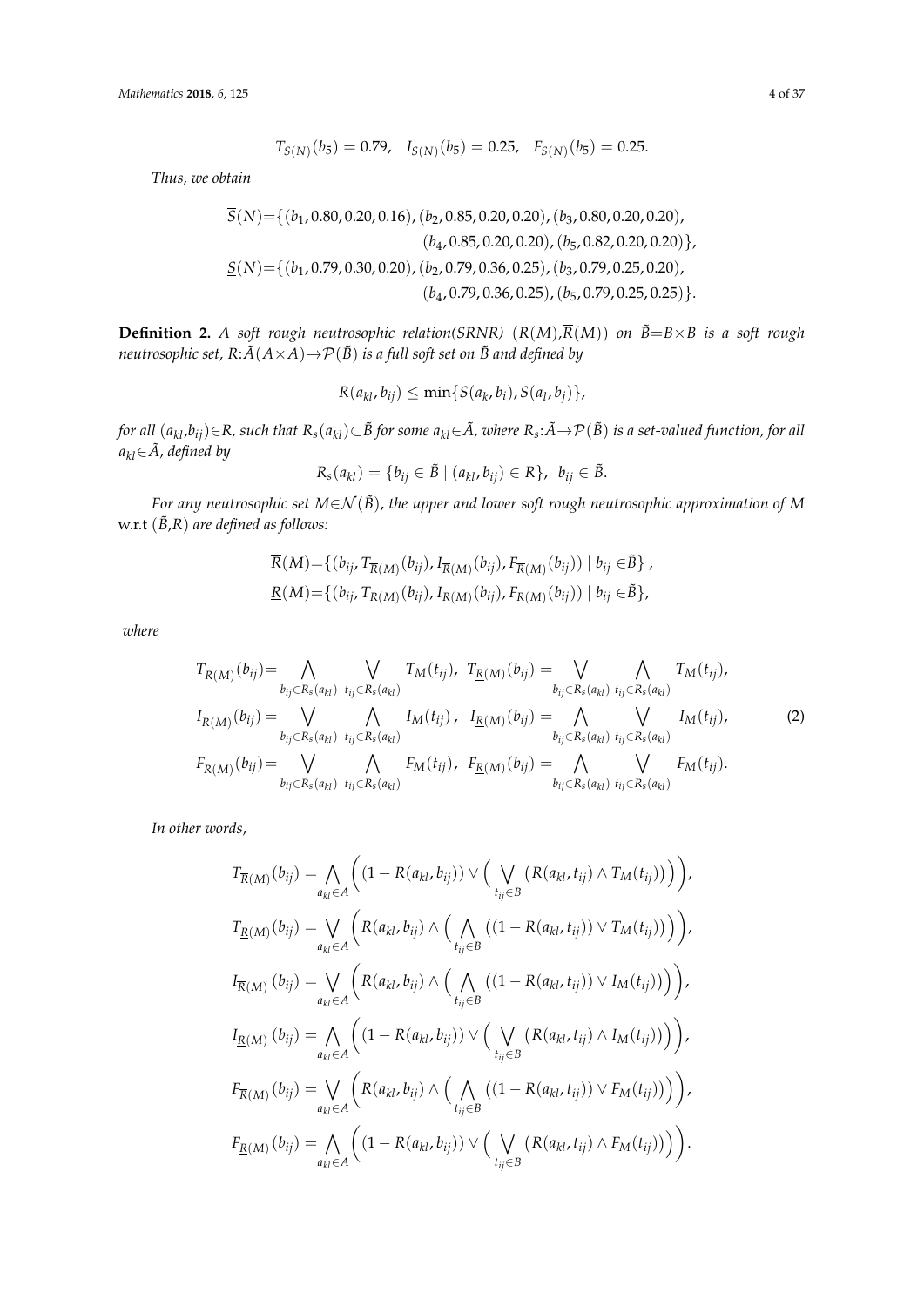$$T_{\underline{S}(N)}(b_5) = 0.79, \quad I_{\underline{S}(N)}(b_5) = 0.25, \quad F_{\underline{S}(N)}(b_5) = 0.25.$$

*Thus, we obtain*

$$\overline{S}(N)=\{(b_1, 0.80, 0.20, 0.16), (b_2, 0.85, 0.20, 0.20), (b_3, 0.80, 0.20, 0.20), (b_4, 0.85, 0.20, 0.20), (b_5, 0.82, 0.20, 0.20)\},$$

$$\underline{S}(N)=\{(b_1, 0.79, 0.30, 0.20), (b_2, 0.79, 0.36, 0.25), (b_3, 0.79, 0.25, 0.20), (b_4, 0.79, 0.36, 0.25), (b_5, 0.79, 0.25, 0.25)\}.$$

**Definition 2.** *A soft rough neutrosophic relation(SRNR) $(\underline{R}(M),\overline{R}(M))$ on $\tilde{B}=B\times B$ is a soft rough neutrosophic set, $R:\tilde{A}(A\times A)\rightarrow\mathcal{P}(\tilde{B})$ is a full soft set on $\tilde{B}$ and defined by*

$$R(a_{kl}, b_{ij}) \leq \min\{S(a_k, b_i), S(a_l, b_j)\},$$

*for all $(a_{kl},b_{ij})\in R$, such that $R_s(a_{kl})\subset\tilde{B}$ for some $a_{kl}\in\tilde{A}$, where $R_s:\tilde{A}\rightarrow\mathcal{P}(\tilde{B})$ is a set-valued function, for all $a_{kl}\in\tilde{A}$, defined by*

$$R_s(a_{kl}) = \{b_{ij} \in \tilde{B} \mid (a_{kl}, b_{ij}) \in R\}, \quad b_{ij} \in \tilde{B}.$$

*For any neutrosophic set $M\in\mathcal{N}(\tilde{B})$, the upper and lower soft rough neutrosophic approximation of $M$* w.r.t *$(\tilde{B},R)$ are defined as follows:*

$$\overline{R}(M)=\{(b_{ij}, T_{\overline{R}(M)}(b_{ij}), I_{\overline{R}(M)}(b_{ij}), F_{\overline{R}(M)}(b_{ij})) \mid b_{ij} \in\tilde{B}\},$$

$$\underline{R}(M)=\{(b_{ij}, T_{\underline{R}(M)}(b_{ij}), I_{\underline{R}(M)}(b_{ij}), F_{\underline{R}(M)}(b_{ij})) \mid b_{ij} \in\tilde{B}\},$$

*where*

$$\begin{aligned}
T_{\overline{R}(M)}(b_{ij}) &= \bigwedge_{b_{ij}\in R_s(a_{kl})} \bigvee_{t_{ij}\in R_s(a_{kl})} T_M(t_{ij}), \quad T_{\underline{R}(M)}(b_{ij}) = \bigvee_{b_{ij}\in R_s(a_{kl})} \bigwedge_{t_{ij}\in R_s(a_{kl})} T_M(t_{ij}), \\
I_{\overline{R}(M)}(b_{ij}) &= \bigvee_{b_{ij}\in R_s(a_{kl})} \bigwedge_{t_{ij}\in R_s(a_{kl})} I_M(t_{ij}), \quad I_{\underline{R}(M)}(b_{ij}) = \bigwedge_{b_{ij}\in R_s(a_{kl})} \bigvee_{t_{ij}\in R_s(a_{kl})} I_M(t_{ij}), \\
F_{\overline{R}(M)}(b_{ij}) &= \bigvee_{b_{ij}\in R_s(a_{kl})} \bigwedge_{t_{ij}\in R_s(a_{kl})} F_M(t_{ij}), \quad F_{\underline{R}(M)}(b_{ij}) = \bigwedge_{b_{ij}\in R_s(a_{kl})} \bigvee_{t_{ij}\in R_s(a_{kl})} F_M(t_{ij}).
\end{aligned} \tag{2}$$

*In other words,*

$$T_{\overline{R}(M)}(b_{ij}) = \bigwedge_{a_{kl}\in A} \Big( (1 - R(a_{kl}, b_{ij})) \vee \Big( \bigvee_{t_{ij}\in B} \big( R(a_{kl}, t_{ij}) \wedge T_M(t_{ij}) \big) \Big) \Big),$$

$$T_{\underline{R}(M)}(b_{ij}) = \bigvee_{a_{kl}\in A} \Big( R(a_{kl}, b_{ij}) \wedge \Big( \bigwedge_{t_{ij}\in B} \big( (1 - R(a_{kl}, t_{ij})) \vee T_M(t_{ij}) \big) \Big) \Big),$$

$$I_{\overline{R}(M)}(b_{ij}) = \bigvee_{a_{kl}\in A} \Big( R(a_{kl}, b_{ij}) \wedge \Big( \bigwedge_{t_{ij}\in B} \big( (1 - R(a_{kl}, t_{ij})) \vee I_M(t_{ij}) \big) \Big) \Big),$$

$$I_{\underline{R}(M)}(b_{ij}) = \bigwedge_{a_{kl}\in A} \Big( (1 - R(a_{kl}, b_{ij})) \vee \Big( \bigvee_{t_{ij}\in B} \big( R(a_{kl}, t_{ij}) \wedge I_M(t_{ij}) \big) \Big) \Big),$$

$$F_{\overline{R}(M)}(b_{ij}) = \bigvee_{a_{kl}\in A} \Big( R(a_{kl}, b_{ij}) \wedge \Big( \bigwedge_{t_{ij}\in B} \big( (1 - R(a_{kl}, t_{ij})) \vee F_M(t_{ij}) \big) \Big) \Big),$$

$$F_{\underline{R}(M)}(b_{ij}) = \bigwedge_{a_{kl}\in A} \Big( (1 - R(a_{kl}, b_{ij})) \vee \Big( \bigvee_{t_{ij}\in B} \big( R(a_{kl}, t_{ij}) \wedge F_M(t_{ij}) \big) \Big) \Big).$$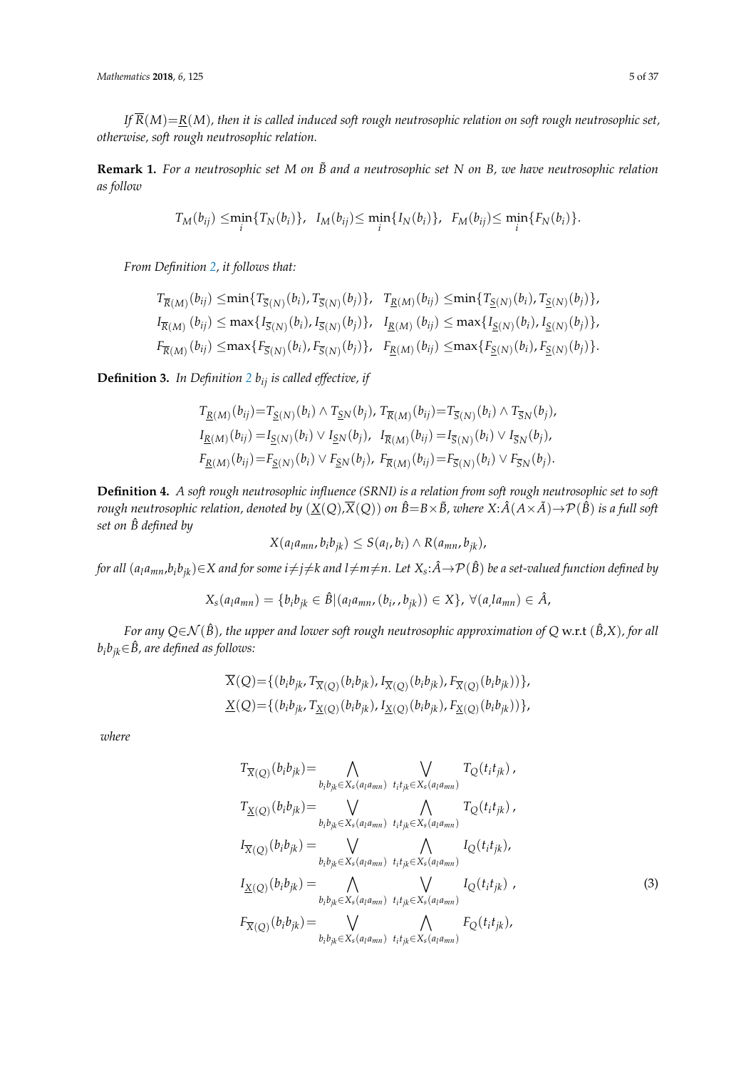*If $\overline{R}(M)$=$\underline{R}(M)$, then it is called induced soft rough neutrosophic relation on soft rough neutrosophic set, otherwise, soft rough neutrosophic relation.*

**Remark 1.** *For a neutrosophic set M on $\tilde{B}$ and a neutrosophic set N on B, we have neutrosophic relation as follow*

$$T_M(b_{ij}) \leq \min_i\{T_N(b_i)\}, \quad I_M(b_{ij}) \leq \min_i\{I_N(b_i)\}, \quad F_M(b_{ij}) \leq \min_i\{F_N(b_i)\}.$$

*From Definition 2, it follows that:*

$$T_{\overline{R}(M)}(b_{ij}) \leq \min\{T_{\overline{S}(N)}(b_i), T_{\overline{S}(N)}(b_j)\}, \quad T_{\underline{R}(M)}(b_{ij}) \leq \min\{T_{\underline{S}(N)}(b_i), T_{\underline{S}(N)}(b_j)\},$$
$$I_{\overline{R}(M)}(b_{ij}) \leq \max\{I_{\overline{S}(N)}(b_i), I_{\overline{S}(N)}(b_j)\}, \quad I_{\underline{R}(M)}(b_{ij}) \leq \max\{I_{\underline{S}(N)}(b_i), I_{\underline{S}(N)}(b_j)\},$$
$$F_{\overline{R}(M)}(b_{ij}) \leq \max\{F_{\overline{S}(N)}(b_i), F_{\overline{S}(N)}(b_j)\}, \quad F_{\underline{R}(M)}(b_{ij}) \leq \max\{F_{\underline{S}(N)}(b_i), F_{\underline{S}(N)}(b_j)\}.$$

**Definition 3.** *In Definition 2 $b_{ij}$ is called effective, if*

$$T_{\underline{R}(M)}(b_{ij}) = T_{\underline{S}(N)}(b_i) \wedge T_{\underline{S}N}(b_j), \; T_{\overline{R}(M)}(b_{ij}) = T_{\overline{S}(N)}(b_i) \wedge T_{\overline{S}N}(b_j),$$
$$I_{\underline{R}(M)}(b_{ij}) = I_{\underline{S}(N)}(b_i) \vee I_{\underline{S}N}(b_j), \; I_{\overline{R}(M)}(b_{ij}) = I_{\overline{S}(N)}(b_i) \vee I_{\overline{S}N}(b_j),$$
$$F_{\underline{R}(M)}(b_{ij}) = F_{\underline{S}(N)}(b_i) \vee F_{\underline{S}N}(b_j), \; F_{\overline{R}(M)}(b_{ij}) = F_{\overline{S}(N)}(b_i) \vee F_{\overline{S}N}(b_j).$$

**Definition 4.** *A soft rough neutrosophic influence (SRNI) is a relation from soft rough neutrosophic set to soft rough neutrosophic relation, denoted by $(\underline{X}(Q), \overline{X}(Q))$ on $\hat{B}=B\times\tilde{B}$, where $X:\hat{A}(A\times\tilde{A})\rightarrow\mathcal{P}(\hat{B})$ is a full soft set on $\hat{B}$ defined by*

$$X(a_l a_{mn}, b_i b_{jk}) \leq S(a_l, b_i) \wedge R(a_{mn}, b_{jk}),$$

*for all $(a_l a_{mn}, b_i b_{jk})\in X$ and for some $i\neq j\neq k$ and $l\neq m\neq n$. Let $X_s:\hat{A}\rightarrow\mathcal{P}(\hat{B})$ be a set-valued function defined by*

$$X_s(a_l a_{mn}) = \{b_i b_{jk} \in \hat{B} | (a_l a_{mn}, (b_i, b_{jk})) \in X\}, \; \forall (a_l a_{mn}) \in \hat{A},$$

*For any $Q\in\mathcal{N}(\hat{B})$, the upper and lower soft rough neutrosophic approximation of Q* w.r.t *$(\hat{B},X)$, for all $b_i b_{jk}\in\hat{B}$, are defined as follows:*

$$\overline{X}(Q) = \{(b_i b_{jk}, T_{\overline{X}(Q)}(b_i b_{jk}), I_{\overline{X}(Q)}(b_i b_{jk}), F_{\overline{X}(Q)}(b_i b_{jk}))\},$$
$$\underline{X}(Q) = \{(b_i b_{jk}, T_{\underline{X}(Q)}(b_i b_{jk}), I_{\underline{X}(Q)}(b_i b_{jk}), F_{\underline{X}(Q)}(b_i b_{jk}))\},$$

*where*

$$T_{\overline{X}(Q)}(b_i b_{jk}) = \bigwedge_{b_i b_{jk}\in X_s(a_l a_{mn})} \bigvee_{t_i t_{jk}\in X_s(a_l a_{mn})} T_Q(t_i t_{jk}),$$
$$T_{\underline{X}(Q)}(b_i b_{jk}) = \bigvee_{b_i b_{jk}\in X_s(a_l a_{mn})} \bigwedge_{t_i t_{jk}\in X_s(a_l a_{mn})} T_Q(t_i t_{jk}),$$
$$I_{\overline{X}(Q)}(b_i b_{jk}) = \bigvee_{b_i b_{jk}\in X_s(a_l a_{mn})} \bigwedge_{t_i t_{jk}\in X_s(a_l a_{mn})} I_Q(t_i t_{jk}),$$
$$I_{\underline{X}(Q)}(b_i b_{jk}) = \bigwedge_{b_i b_{jk}\in X_s(a_l a_{mn})} \bigvee_{t_i t_{jk}\in X_s(a_l a_{mn})} I_Q(t_i t_{jk}), \tag{3}$$
$$F_{\overline{X}(Q)}(b_i b_{jk}) = \bigvee_{b_i b_{jk}\in X_s(a_l a_{mn})} \bigwedge_{t_i t_{jk}\in X_s(a_l a_{mn})} F_Q(t_i t_{jk}),$$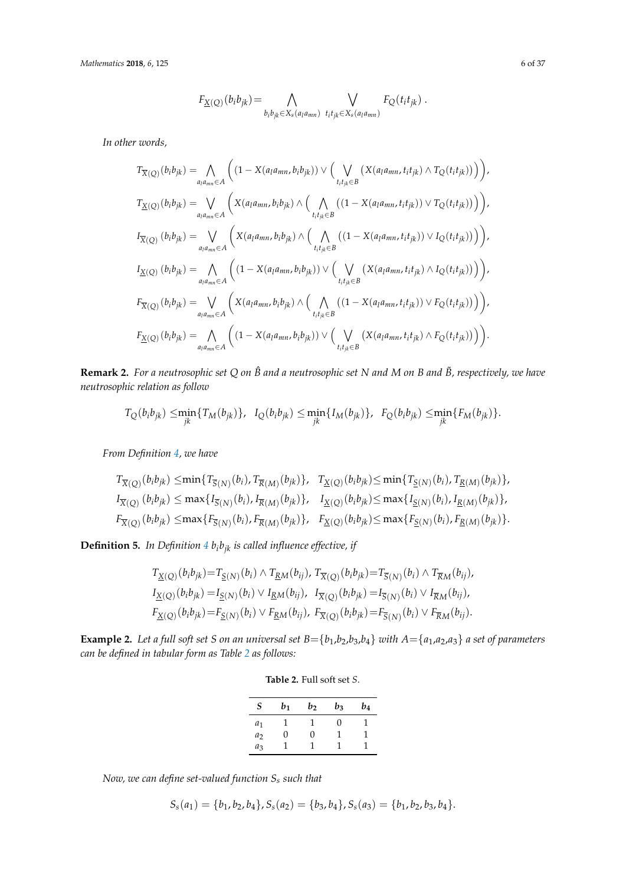$$F_{\underline{X}(Q)}(b_ib_{jk}) = \bigwedge_{b_ib_{jk}\in X_s(a_la_{mn})} \bigvee_{t_it_{jk}\in X_s(a_la_{mn})} F_Q(t_it_{jk}) .$$

*In other words,*

$$T_{\overline{X}(Q)}(b_ib_{jk}) = \bigwedge_{a_la_{mn}\in A} \Big( (1 - X(a_la_{mn}, b_ib_{jk})) \vee \Big( \bigvee_{t_it_{jk}\in B} (X(a_la_{mn}, t_it_{jk}) \wedge T_Q(t_it_{jk})) \Big) \Big),$$

$$T_{\underline{X}(Q)}(b_ib_{jk}) = \bigvee_{a_la_{mn}\in A} \Big( X(a_la_{mn}, b_ib_{jk}) \wedge \Big( \bigwedge_{t_it_{jk}\in B} ((1 - X(a_la_{mn}, t_it_{jk})) \vee T_Q(t_it_{jk})) \Big) \Big),$$

$$I_{\overline{X}(Q)}(b_ib_{jk}) = \bigvee_{a_la_{mn}\in A} \Big( X(a_la_{mn}, b_ib_{jk}) \wedge \Big( \bigwedge_{t_it_{jk}\in B} ((1 - X(a_la_{mn}, t_it_{jk})) \vee I_Q(t_it_{jk})) \Big) \Big),$$

$$I_{\underline{X}(Q)}(b_ib_{jk}) = \bigwedge_{a_la_{mn}\in A} \Big( (1 - X(a_la_{mn}, b_ib_{jk})) \vee \Big( \bigvee_{t_it_{jk}\in B} (X(a_la_{mn}, t_it_{jk}) \wedge I_Q(t_it_{jk})) \Big) \Big),$$

$$F_{\overline{X}(Q)}(b_ib_{jk}) = \bigvee_{a_la_{mn}\in A} \Big( X(a_la_{mn}, b_ib_{jk}) \wedge \Big( \bigwedge_{t_it_{jk}\in B} ((1 - X(a_la_{mn}, t_it_{jk})) \vee F_Q(t_it_{jk})) \Big) \Big),$$

$$F_{\underline{X}(Q)}(b_ib_{jk}) = \bigwedge_{a_la_{mn}\in A} \Big( (1 - X(a_la_{mn}, b_ib_{jk})) \vee \Big( \bigvee_{t_it_{jk}\in B} (X(a_la_{mn}, t_it_{jk}) \wedge F_Q(t_it_{jk})) \Big) \Big).$$

**Remark 2.** *For a neutrosophic set $Q$ on $\hat{B}$ and a neutrosophic set $N$ and $M$ on $B$ and $\tilde{B}$, respectively, we have neutrosophic relation as follow*

$$T_Q(b_ib_{jk}) \leq \min_{jk}\{T_M(b_{jk})\}, \quad I_Q(b_ib_{jk}) \leq \min_{jk}\{I_M(b_{jk})\}, \quad F_Q(b_ib_{jk}) \leq \min_{jk}\{F_M(b_{jk})\}.$$

*From Definition 4, we have*

$$T_{\overline{X}(Q)}(b_ib_{jk}) \leq \min\{T_{\overline{S}(N)}(b_i), T_{\overline{R}(M)}(b_{jk})\}, \quad T_{\underline{X}(Q)}(b_ib_{jk}) \leq \min\{T_{\underline{S}(N)}(b_i), T_{\underline{R}(M)}(b_{jk})\},$$
$$I_{\overline{X}(Q)}(b_ib_{jk}) \leq \max\{I_{\overline{S}(N)}(b_i), I_{\overline{R}(M)}(b_{jk})\}, \quad I_{\underline{X}(Q)}(b_ib_{jk}) \leq \max\{I_{\underline{S}(N)}(b_i), I_{\underline{R}(M)}(b_{jk})\},$$
$$F_{\overline{X}(Q)}(b_ib_{jk}) \leq \max\{F_{\overline{S}(N)}(b_i), F_{\overline{R}(M)}(b_{jk})\}, \quad F_{\underline{X}(Q)}(b_ib_{jk}) \leq \max\{F_{\underline{S}(N)}(b_i), F_{\underline{R}(M)}(b_{jk})\}.$$

**Definition 5.** *In Definition 4 $b_ib_{jk}$ is called influence effective, if*

$$T_{\underline{X}(Q)}(b_ib_{jk}) = T_{\underline{S}(N)}(b_i) \wedge T_{\underline{R}M}(b_{ij}),\ T_{\overline{X}(Q)}(b_ib_{jk}) = T_{\overline{S}(N)}(b_i) \wedge T_{\overline{R}M}(b_{ij}),$$
$$I_{\underline{X}(Q)}(b_ib_{jk}) = I_{\underline{S}(N)}(b_i) \vee I_{\underline{R}M}(b_{ij}),\ \ I_{\overline{X}(Q)}(b_ib_{jk}) = I_{\overline{S}(N)}(b_i) \vee I_{\overline{R}M}(b_{ij}),$$
$$F_{\underline{X}(Q)}(b_ib_{jk}) = F_{\underline{S}(N)}(b_i) \vee F_{\underline{R}M}(b_{ij}),\ F_{\overline{X}(Q)}(b_ib_{jk}) = F_{\overline{S}(N)}(b_i) \vee F_{\overline{R}M}(b_{ij}).$$

**Example 2.** *Let a full soft set $S$ on an universal set $B=\{b_1,b_2,b_3,b_4\}$ with $A=\{a_1,a_2,a_3\}$ a set of parameters can be defined in tabular form as Table 2 as follows:*

**Table 2.** Full soft set $S$.

| $S$ | $b_1$ | $b_2$ | $b_3$ | $b_4$ |
|---|---|---|---|---|
| $a_1$ | 1 | 1 | 0 | 1 |
| $a_2$ | 0 | 0 | 1 | 1 |
| $a_3$ | 1 | 1 | 1 | 1 |

*Now, we can define set-valued function $S_s$ such that*

$$S_s(a_1) = \{b_1, b_2, b_4\}, S_s(a_2) = \{b_3, b_4\}, S_s(a_3) = \{b_1, b_2, b_3, b_4\}.$$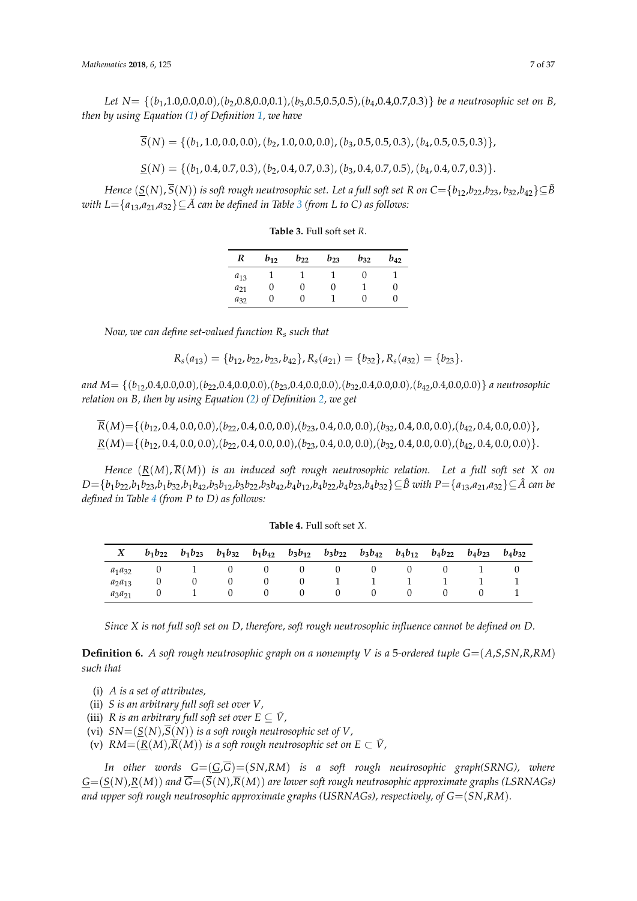*Let* $N=\{(b_1,1.0,0.0,0.0),(b_2,0.8,0.0,0.1),(b_3,0.5,0.5,0.5),(b_4,0.4,0.7,0.3)\}$ *be a neutrosophic set on* $B$*, then by using Equation (1) of Definition 1, we have*

$$\overline{S}(N) = \{(b_1, 1.0, 0.0, 0.0), (b_2, 1.0, 0.0, 0.0), (b_3, 0.5, 0.5, 0.3), (b_4, 0.5, 0.5, 0.3)\},$$

$$\underline{S}(N) = \{(b_1, 0.4, 0.7, 0.3), (b_2, 0.4, 0.7, 0.3), (b_3, 0.4, 0.7, 0.5), (b_4, 0.4, 0.7, 0.3)\}.$$

*Hence* $(\underline{S}(N), \overline{S}(N))$ *is soft rough neutrosophic set. Let a full soft set* $R$ *on* $C=\{b_{12},b_{22},b_{23}, b_{32},b_{42}\}\subseteq\tilde{B}$ *with* $L=\{a_{13},a_{21},a_{32}\}\subseteq\tilde{A}$ *can be defined in Table 3 (from L to C) as follows:*

**Table 3.** Full soft set $R$.

| $R$ | $b_{12}$ | $b_{22}$ | $b_{23}$ | $b_{32}$ | $b_{42}$ |
|---|---|---|---|---|---|
| $a_{13}$ | 1 | 1 | 1 | 0 | 1 |
| $a_{21}$ | 0 | 0 | 0 | 1 | 0 |
| $a_{32}$ | 0 | 0 | 1 | 0 | 0 |

*Now, we can define set-valued function* $R_s$ *such that*

$$R_s(a_{13}) = \{b_{12}, b_{22}, b_{23}, b_{42}\}, R_s(a_{21}) = \{b_{32}\}, R_s(a_{32}) = \{b_{23}\}.$$

*and* $M=\{(b_{12},0.4,0.0,0.0),(b_{22},0.4,0.0,0.0),(b_{23},0.4,0.0,0.0),(b_{32},0.4,0.0,0.0),(b_{42},0.4,0.0,0.0)\}$ *a neutrosophic relation on* $B$*, then by using Equation (2) of Definition 2, we get*

$$\overline{R}(M)=\{(b_{12}, 0.4, 0.0, 0.0),(b_{22}, 0.4, 0.0, 0.0),(b_{23}, 0.4, 0.0, 0.0),(b_{32}, 0.4, 0.0, 0.0),(b_{42}, 0.4, 0.0, 0.0)\},$$
$$\underline{R}(M)=\{(b_{12}, 0.4, 0.0, 0.0),(b_{22}, 0.4, 0.0, 0.0),(b_{23}, 0.4, 0.0, 0.0),(b_{32}, 0.4, 0.0, 0.0),(b_{42}, 0.4, 0.0, 0.0)\}.$$

*Hence* $(\underline{R}(M), \overline{R}(M))$ *is an induced soft rough neutrosophic relation. Let a full soft set* $X$ *on* $D=\{b_1b_{22},b_1b_{23},b_1b_{32},b_1b_{42},b_3b_{12},b_3b_{22},b_3b_{42},b_4b_{12},b_4b_{22},b_4b_{23},b_4b_{32}\}\subseteq\hat{B}$ *with* $P=\{a_{13},a_{21},a_{32}\}\subseteq\hat{A}$ *can be defined in Table 4 (from P to D) as follows:*

**Table 4.** Full soft set $X$.

| $X$ | $b_1b_{22}$ | $b_1b_{23}$ | $b_1b_{32}$ | $b_1b_{42}$ | $b_3b_{12}$ | $b_3b_{22}$ | $b_3b_{42}$ | $b_4b_{12}$ | $b_4b_{22}$ | $b_4b_{23}$ | $b_4b_{32}$ |
|---|---|---|---|---|---|---|---|---|---|---|---|
| $a_1a_{32}$ | 0 | 1 | 0 | 0 | 0 | 0 | 0 | 0 | 0 | 1 | 0 |
| $a_2a_{13}$ | 0 | 0 | 0 | 0 | 0 | 1 | 1 | 1 | 1 | 1 | 1 |
| $a_3a_{21}$ | 0 | 1 | 0 | 0 | 0 | 0 | 0 | 0 | 0 | 0 | 1 |

*Since* $X$ *is not full soft set on* $D$*, therefore, soft rough neutrosophic influence cannot be defined on* $D$*.*

**Definition 6.** *A soft rough neutrosophic graph on a nonempty* $V$ *is a 5-ordered tuple* $G=(A,S,SN,R,RM)$ *such that*

(i) *A is a set of attributes,*
(ii) *S is an arbitrary full soft set over* $V$*,*
(iii) *R is an arbitrary full soft set over* $E \subseteq \tilde{V}$*,*
(vi) $SN=(\underline{S}(N),\overline{S}(N))$ *is a soft rough neutrosophic set of* $V$*,*
(v) $RM=(\underline{R}(M),\overline{R}(M))$ *is a soft rough neutrosophic set on* $E \subset \tilde{V}$*,*

*In other words* $G=(\underline{G},\overline{G})=(SN,RM)$ *is a soft rough neutrosophic graph(SRNG), where* $\underline{G}=(\underline{S}(N),\underline{R}(M))$ *and* $\overline{G}=(\overline{S}(N),\overline{R}(M))$ *are lower soft rough neutrosophic approximate graphs (LSRNAGs) and upper soft rough neutrosophic approximate graphs (USRNAGs), respectively, of* $G=(SN,RM)$*.*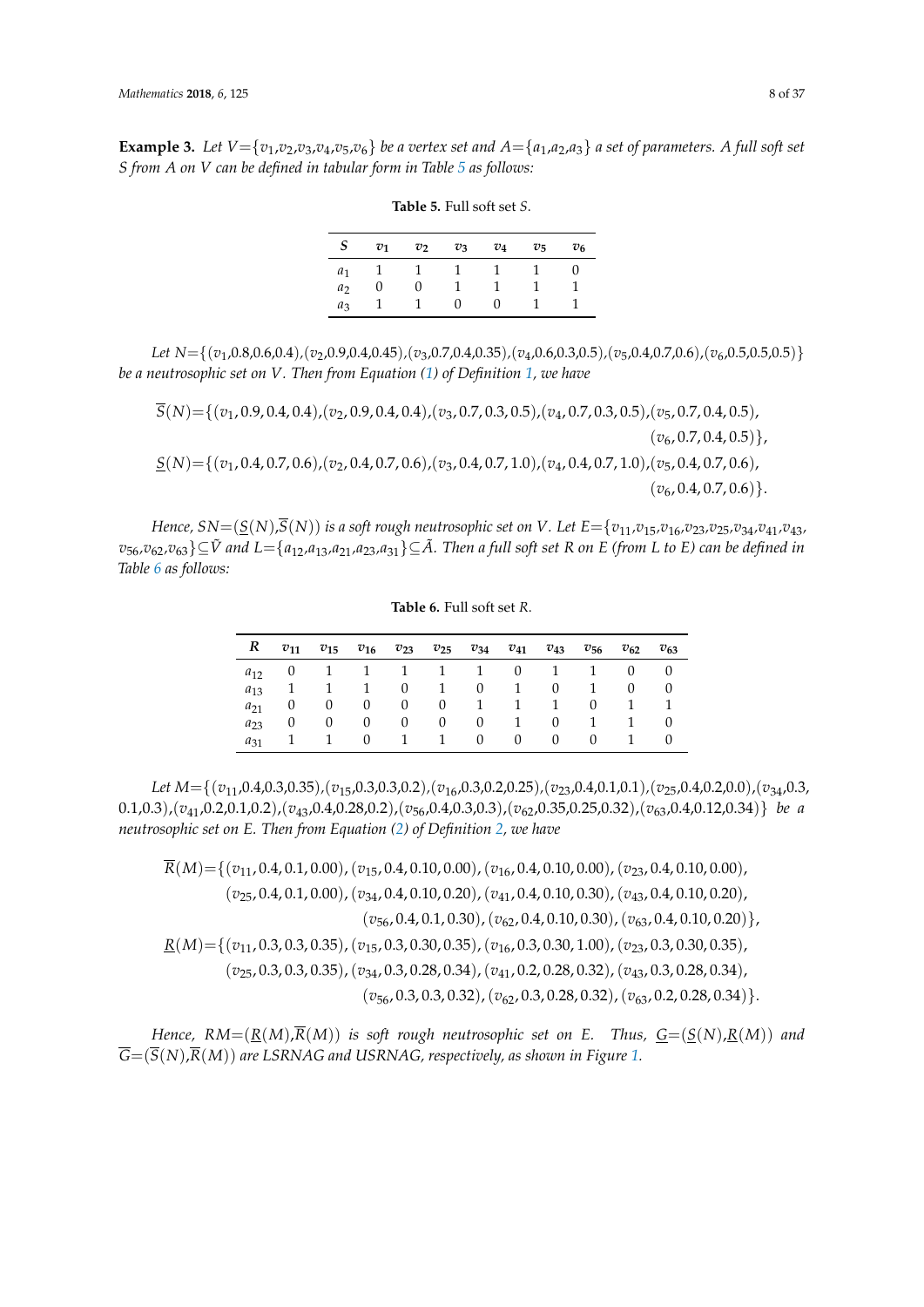**Example 3.** *Let $V=\{v_1,v_2,v_3,v_4,v_5,v_6\}$ be a vertex set and $A=\{a_1,a_2,a_3\}$ a set of parameters. A full soft set $S$ from $A$ on $V$ can be defined in tabular form in Table 5 as follows:*

**Table 5.** Full soft set $S$.

| $S$ | $v_1$ | $v_2$ | $v_3$ | $v_4$ | $v_5$ | $v_6$ |
|---|---|---|---|---|---|---|
| $a_1$ | 1 | 1 | 1 | 1 | 1 | 0 |
| $a_2$ | 0 | 0 | 1 | 1 | 1 | 1 |
| $a_3$ | 1 | 1 | 0 | 0 | 1 | 1 |

*Let $N=\{(v_1,0.8,0.6,0.4),(v_2,0.9,0.4,0.45),(v_3,0.7,0.4,0.35),(v_4,0.6,0.3,0.5),(v_5,0.4,0.7,0.6),(v_6,0.5,0.5,0.5)\}$ be a neutrosophic set on $V$. Then from Equation (1) of Definition 1, we have*

$$\overline{S}(N)=\{(v_1,0.9,0.4,0.4),(v_2,0.9,0.4,0.4),(v_3,0.7,0.3,0.5),(v_4,0.7,0.3,0.5),(v_5,0.7,0.4,0.5),(v_6,0.7,0.4,0.5)\},$$

$$\underline{S}(N)=\{(v_1,0.4,0.7,0.6),(v_2,0.4,0.7,0.6),(v_3,0.4,0.7,1.0),(v_4,0.4,0.7,1.0),(v_5,0.4,0.7,0.6),(v_6,0.4,0.7,0.6)\}.$$

*Hence, $SN=(\underline{S}(N),\overline{S}(N))$ is a soft rough neutrosophic set on $V$. Let $E=\{v_{11},v_{15},v_{16},v_{23},v_{25},v_{34},v_{41},v_{43},v_{56},v_{62},v_{63}\}\subseteq\tilde{V}$ and $L=\{a_{12},a_{13},a_{21},a_{23},a_{31}\}\subseteq\tilde{A}$. Then a full soft set $R$ on $E$ (from $L$ to $E$) can be defined in Table 6 as follows:*

**Table 6.** Full soft set $R$.

| $R$ | $v_{11}$ | $v_{15}$ | $v_{16}$ | $v_{23}$ | $v_{25}$ | $v_{34}$ | $v_{41}$ | $v_{43}$ | $v_{56}$ | $v_{62}$ | $v_{63}$ |
|---|---|---|---|---|---|---|---|---|---|---|---|
| $a_{12}$ | 0 | 1 | 1 | 1 | 1 | 1 | 0 | 1 | 1 | 0 | 0 |
| $a_{13}$ | 1 | 1 | 1 | 0 | 1 | 0 | 1 | 0 | 1 | 0 | 0 |
| $a_{21}$ | 0 | 0 | 0 | 0 | 0 | 1 | 1 | 1 | 0 | 1 | 1 |
| $a_{23}$ | 0 | 0 | 0 | 0 | 0 | 0 | 1 | 0 | 1 | 1 | 0 |
| $a_{31}$ | 1 | 1 | 0 | 1 | 1 | 0 | 0 | 0 | 0 | 1 | 0 |

*Let $M=\{(v_{11},0.4,0.3,0.35),(v_{15},0.3,0.3,0.2),(v_{16},0.3,0.2,0.25),(v_{23},0.4,0.1,0.1),(v_{25},0.4,0.2,0.0),(v_{34},0.3,0.1,0.3),(v_{41},0.2,0.1,0.2),(v_{43},0.4,0.28,0.2),(v_{56},0.4,0.3,0.3),(v_{62},0.35,0.25,0.32),(v_{63},0.4,0.12,0.34)\}$ be a neutrosophic set on E. Then from Equation (2) of Definition 2, we have*

$$\overline{R}(M)=\{(v_{11},0.4,0.1,0.00),(v_{15},0.4,0.10,0.00),(v_{16},0.4,0.10,0.00),(v_{23},0.4,0.10,0.00),(v_{25},0.4,0.1,0.00),(v_{34},0.4,0.10,0.20),(v_{41},0.4,0.10,0.30),(v_{43},0.4,0.10,0.20),(v_{56},0.4,0.1,0.30),(v_{62},0.4,0.10,0.30),(v_{63},0.4,0.10,0.20)\},$$

$$\underline{R}(M)=\{(v_{11},0.3,0.3,0.35),(v_{15},0.3,0.30,0.35),(v_{16},0.3,0.30,1.00),(v_{23},0.3,0.30,0.35),(v_{25},0.3,0.3,0.35),(v_{34},0.3,0.28,0.34),(v_{41},0.2,0.28,0.32),(v_{43},0.3,0.28,0.34),(v_{56},0.3,0.3,0.32),(v_{62},0.3,0.28,0.32),(v_{63},0.2,0.28,0.34)\}.$$

*Hence, $RM=(\underline{R}(M),\overline{R}(M))$ is soft rough neutrosophic set on E. Thus, $\underline{G}=(\underline{S}(N),\underline{R}(M))$ and $\overline{G}=(\overline{S}(N),\overline{R}(M))$ are LSRNAG and USRNAG, respectively, as shown in Figure 1.*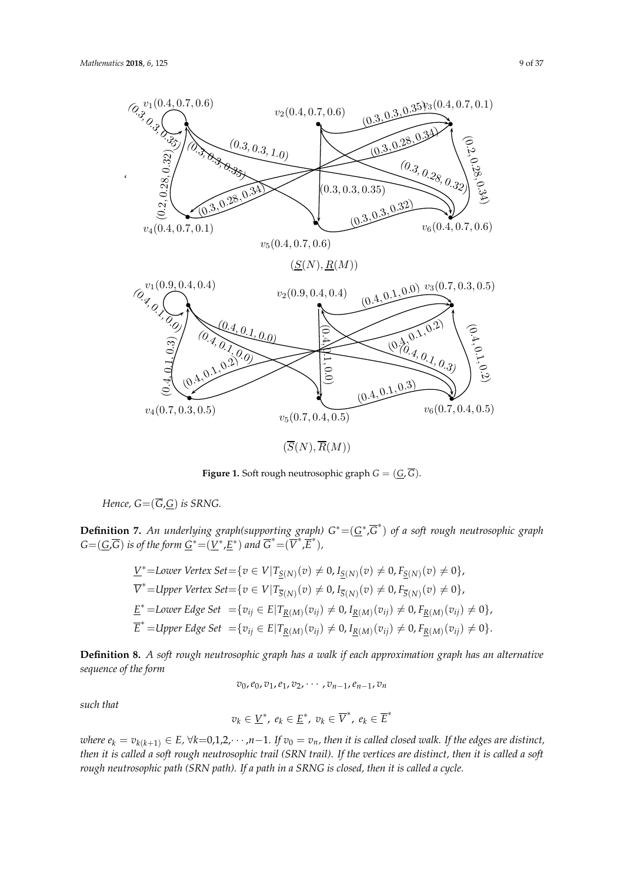**Figure 1.** Soft rough neutrosophic graph $G = (\underline{G}, \overline{G})$.

*Hence, $G=(\overline{G},\underline{G})$ is SRNG.*

**Definition 7.** *An underlying graph(supporting graph) $G^*=(\underline{G}^*,\overline{G}^*)$ of a soft rough neutrosophic graph $G=(\underline{G},\overline{G})$ is of the form $\underline{G}^*=(\underline{V}^*,\underline{E}^*)$ and $\overline{G}^*=(\overline{V}^*,\overline{E}^*)$,*

$$\underline{V}^* = \text{Lower Vertex Set} = \{v \in V | T_{\underline{S}(N)}(v) \neq 0, I_{\underline{S}(N)}(v) \neq 0, F_{\underline{S}(N)}(v) \neq 0\},$$

$$\overline{V}^* = \text{Upper Vertex Set} = \{v \in V | T_{\overline{S}(N)}(v) \neq 0, I_{\overline{S}(N)}(v) \neq 0, F_{\overline{S}(N)}(v) \neq 0\},$$

$$\underline{E}^* = \text{Lower Edge Set } = \{v_{ij} \in E | T_{\underline{R}(M)}(v_{ij}) \neq 0, I_{\underline{R}(M)}(v_{ij}) \neq 0, F_{\underline{R}(M)}(v_{ij}) \neq 0\},$$

$$\overline{E}^* = \text{Upper Edge Set } = \{v_{ij} \in E | T_{\underline{R}(M)}(v_{ij}) \neq 0, I_{\underline{R}(M)}(v_{ij}) \neq 0, F_{\underline{R}(M)}(v_{ij}) \neq 0\}.$$

**Definition 8.** *A soft rough neutrosophic graph has a walk if each approximation graph has an alternative sequence of the form*

$$v_0, e_0, v_1, e_1, v_2, \cdots, v_{n-1}, e_{n-1}, v_n$$

*such that*

$$v_k \in \underline{V}^*, \; e_k \in \underline{E}^*, \; v_k \in \overline{V}^*, \; e_k \in \overline{E}^*$$

*where $e_k = v_{k(k+1)} \in E$, $\forall k$=0,1,2,$\cdots$,$n-1$. If $v_0 = v_n$, then it is called closed walk. If the edges are distinct, then it is called a soft rough neutrosophic trail (SRN trail). If the vertices are distinct, then it is called a soft rough neutrosophic path (SRN path). If a path in a SRNG is closed, then it is called a cycle.*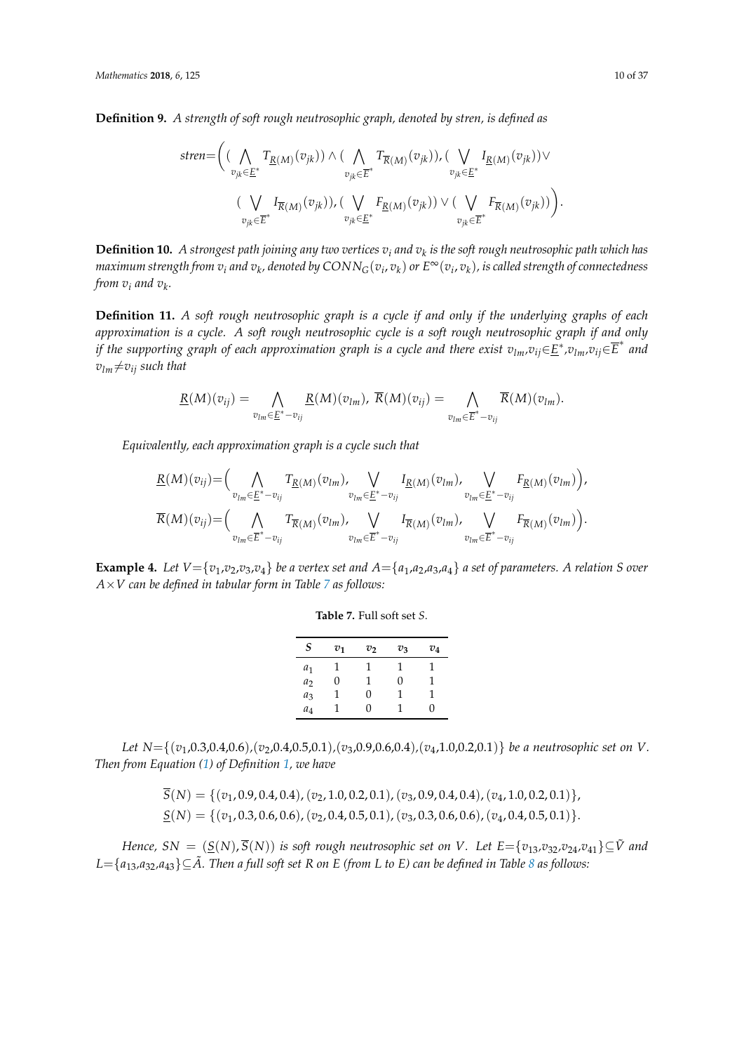**Definition 9.** *A strength of soft rough neutrosophic graph, denoted by stren, is defined as*

$$stren=\Big( (\bigwedge_{v_{jk}\in \underline{E}^*} T_{\underline{R}(M)}(v_{jk})) \wedge (\bigwedge_{v_{jk}\in \overline{E}^*} T_{\overline{R}(M)}(v_{jk})), (\bigvee_{v_{jk}\in \underline{E}^*} I_{\underline{R}(M)}(v_{jk})) \vee$$
$$(\bigvee_{v_{jk}\in \overline{E}^*} I_{\overline{R}(M)}(v_{jk})), (\bigvee_{v_{jk}\in \underline{E}^*} F_{\underline{R}(M)}(v_{jk})) \vee (\bigvee_{v_{jk}\in \overline{E}^*} F_{\overline{R}(M)}(v_{jk}))\Big).$$

**Definition 10.** *A strongest path joining any two vertices $v_i$ and $v_k$ is the soft rough neutrosophic path which has maximum strength from $v_i$ and $v_k$, denoted by $CONN_G(v_i, v_k)$ or $E^\infty(v_i, v_k)$, is called strength of connectedness from $v_i$ and $v_k$.*

**Definition 11.** *A soft rough neutrosophic graph is a cycle if and only if the underlying graphs of each approximation is a cycle. A soft rough neutrosophic cycle is a soft rough neutrosophic graph if and only if the supporting graph of each approximation graph is a cycle and there exist $v_{lm}, v_{ij} \in \underline{E}^*, v_{lm}, v_{ij} \in \overline{E}^*$ and $v_{lm} \neq v_{ij}$ such that*

$$\underline{R}(M)(v_{ij}) = \bigwedge_{v_{lm}\in \underline{E}^*-v_{ij}} \underline{R}(M)(v_{lm}),\ \overline{R}(M)(v_{ij}) = \bigwedge_{v_{lm}\in \overline{E}^*-v_{ij}} \overline{R}(M)(v_{lm}).$$

*Equivalently, each approximation graph is a cycle such that*

$$\underline{R}(M)(v_{ij})=\Big( \bigwedge_{v_{lm}\in \underline{E}^*-v_{ij}} T_{\underline{R}(M)}(v_{lm}), \bigvee_{v_{lm}\in \underline{E}^*-v_{ij}} I_{\underline{R}(M)}(v_{lm}), \bigvee_{v_{lm}\in \underline{E}^*-v_{ij}} F_{\underline{R}(M)}(v_{lm})\Big),$$
$$\overline{R}(M)(v_{ij})=\Big( \bigwedge_{v_{lm}\in \overline{E}^*-v_{ij}} T_{\overline{R}(M)}(v_{lm}), \bigvee_{v_{lm}\in \overline{E}^*-v_{ij}} I_{\overline{R}(M)}(v_{lm}), \bigvee_{v_{lm}\in \overline{E}^*-v_{ij}} F_{\overline{R}(M)}(v_{lm})\Big).$$

**Example 4.** *Let $V=\{v_1,v_2,v_3,v_4\}$ be a vertex set and $A=\{a_1,a_2,a_3,a_4\}$ a set of parameters. A relation $S$ over $A \times V$ can be defined in tabular form in Table 7 as follows:*

**Table 7.** Full soft set $S$.

| $S$ | $v_1$ | $v_2$ | $v_3$ | $v_4$ |
|---|---|---|---|---|
| $a_1$ | 1 | 1 | 1 | 1 |
| $a_2$ | 0 | 1 | 0 | 1 |
| $a_3$ | 1 | 0 | 1 | 1 |
| $a_4$ | 1 | 0 | 1 | 0 |

*Let $N=\{(v_1,0.3,0.4,0.6),(v_2,0.4,0.5,0.1),(v_3,0.9,0.6,0.4),(v_4,1.0,0.2,0.1)\}$ be a neutrosophic set on $V$. Then from Equation (1) of Definition 1, we have*

$$\overline{S}(N) = \{(v_1, 0.9, 0.4, 0.4), (v_2, 1.0, 0.2, 0.1), (v_3, 0.9, 0.4, 0.4), (v_4, 1.0, 0.2, 0.1)\},$$
$$\underline{S}(N) = \{(v_1, 0.3, 0.6, 0.6), (v_2, 0.4, 0.5, 0.1), (v_3, 0.3, 0.6, 0.6), (v_4, 0.4, 0.5, 0.1)\}.$$

*Hence, $SN = (\underline{S}(N), \overline{S}(N))$ is soft rough neutrosophic set on $V$. Let $E=\{v_{13},v_{32},v_{24},v_{41}\}\subseteq\tilde{V}$ and $L=\{a_{13},a_{32},a_{43}\}\subseteq\tilde{A}$. Then a full soft set $R$ on $E$ (from $L$ to $E$) can be defined in Table 8 as follows:*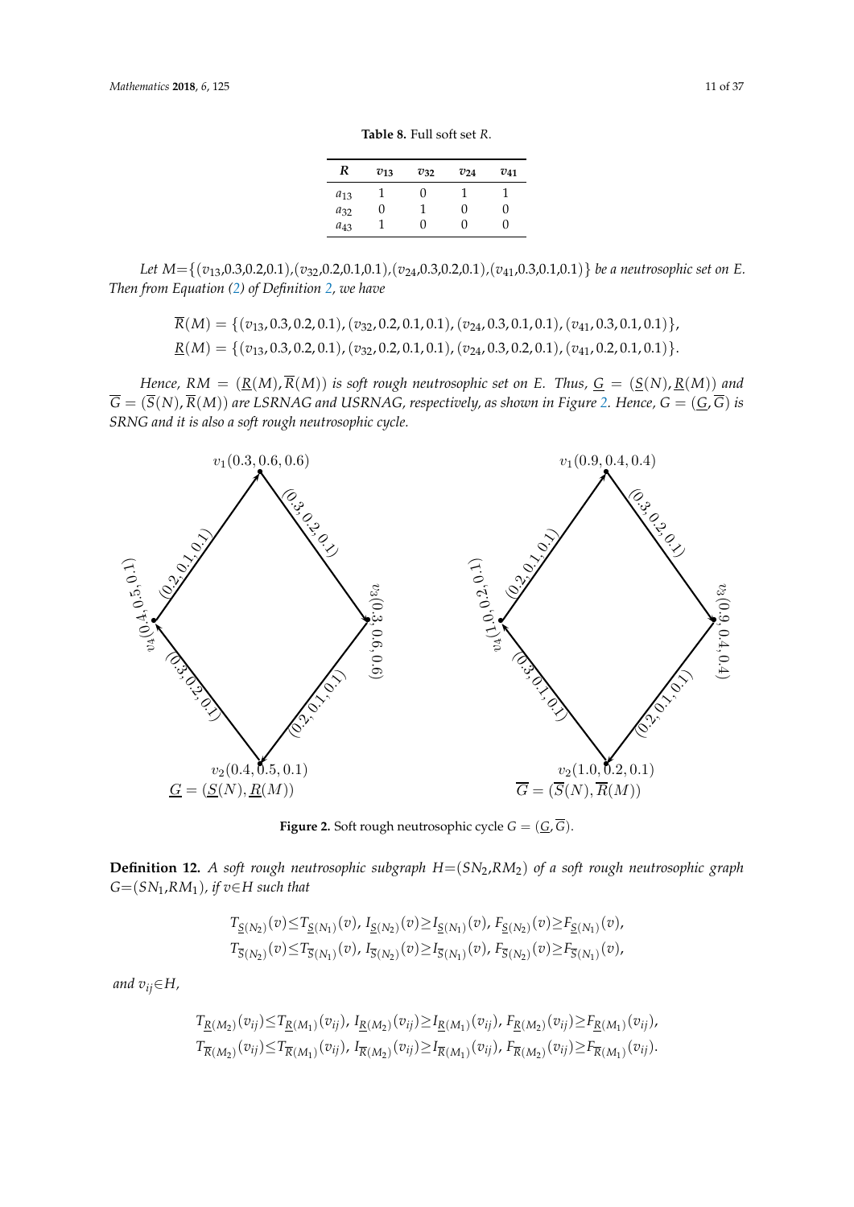**Table 8.** Full soft set $R$.

| $R$ | $v_{13}$ | $v_{32}$ | $v_{24}$ | $v_{41}$ |
|---|---|---|---|---|
| $a_{13}$ | 1 | 0 | 1 | 1 |
| $a_{32}$ | 0 | 1 | 0 | 0 |
| $a_{43}$ | 1 | 0 | 0 | 0 |

*Let* $M$=$\{(v_{13},0.3,0.2,0.1),(v_{32},0.2,0.1,0.1),(v_{24},0.3,0.2,0.1),(v_{41},0.3,0.1,0.1)\}$ *be a neutrosophic set on* $E$*. Then from Equation (2) of Definition 2, we have*

$$\overline{R}(M) = \{(v_{13}, 0.3, 0.2, 0.1), (v_{32}, 0.2, 0.1, 0.1), (v_{24}, 0.3, 0.1, 0.1), (v_{41}, 0.3, 0.1, 0.1)\},$$
$$\underline{R}(M) = \{(v_{13}, 0.3, 0.2, 0.1), (v_{32}, 0.2, 0.1, 0.1), (v_{24}, 0.3, 0.2, 0.1), (v_{41}, 0.2, 0.1, 0.1)\}.$$

*Hence,* $RM = (\underline{R}(M), \overline{R}(M))$ *is soft rough neutrosophic set on* $E$*. Thus,* $\underline{G} = (\underline{S}(N), \underline{R}(M))$ *and* $\overline{G} = (\overline{S}(N), \overline{R}(M))$ *are LSRNAG and USRNAG, respectively, as shown in Figure 2. Hence,* $G = (\underline{G}, \overline{G})$ *is SRNG and it is also a soft rough neutrosophic cycle.*

**Figure 2.** Soft rough neutrosophic cycle $G = (\underline{G}, \overline{G})$.

**Definition 12.** *A soft rough neutrosophic subgraph* $H$=$(SN_2,RM_2)$ *of a soft rough neutrosophic graph* $G$=$(SN_1,RM_1)$*, if* $v$∈$H$ *such that*

$$T_{\underline{S}(N_2)}(v) \leq T_{\underline{S}(N_1)}(v),\ I_{\underline{S}(N_2)}(v) \geq I_{\underline{S}(N_1)}(v),\ F_{\underline{S}(N_2)}(v) \geq F_{\underline{S}(N_1)}(v),$$
$$T_{\overline{S}(N_2)}(v) \leq T_{\overline{S}(N_1)}(v),\ I_{\overline{S}(N_2)}(v) \geq I_{\overline{S}(N_1)}(v),\ F_{\overline{S}(N_2)}(v) \geq F_{\overline{S}(N_1)}(v),$$

*and* $v_{ij}$∈$H$*,*

$$T_{\underline{R}(M_2)}(v_{ij}) \leq T_{\underline{R}(M_1)}(v_{ij}),\ I_{\underline{R}(M_2)}(v_{ij}) \geq I_{\underline{R}(M_1)}(v_{ij}),\ F_{\underline{R}(M_2)}(v_{ij}) \geq F_{\underline{R}(M_1)}(v_{ij}),$$
$$T_{\overline{R}(M_2)}(v_{ij}) \leq T_{\overline{R}(M_1)}(v_{ij}),\ I_{\overline{R}(M_2)}(v_{ij}) \geq I_{\overline{R}(M_1)}(v_{ij}),\ F_{\overline{R}(M_2)}(v_{ij}) \geq F_{\overline{R}(M_1)}(v_{ij}).$$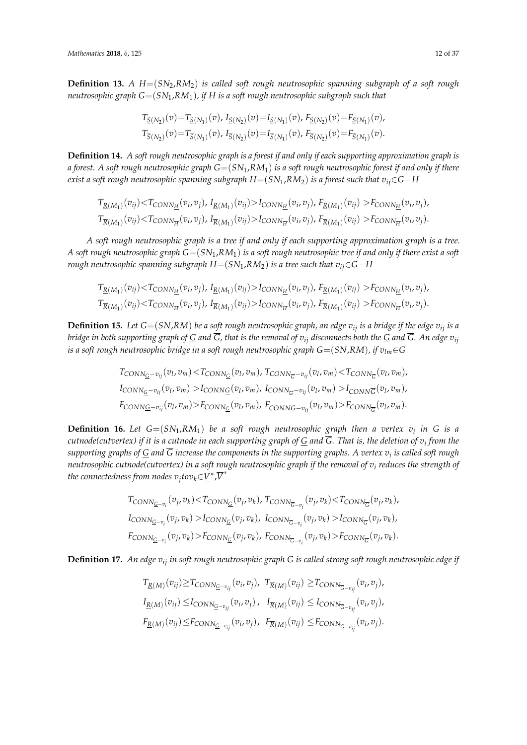**Definition 13.** *A $H$=($SN_2$,$RM_2$) is called soft rough neutrosophic spanning subgraph of a soft rough neutrosophic graph $G$=($SN_1$,$RM_1$), if H is a soft rough neutrosophic subgraph such that*

$$T_{\underline{S}(N_2)}(v)=T_{\underline{S}(N_1)}(v),\ I_{\underline{S}(N_2)}(v)=I_{\underline{S}(N_1)}(v),\ F_{\underline{S}(N_2)}(v)=F_{\underline{S}(N_1)}(v),$$
$$T_{\overline{S}(N_2)}(v)=T_{\overline{S}(N_1)}(v),\ I_{\overline{S}(N_2)}(v)=I_{\overline{S}(N_1)}(v),\ F_{\overline{S}(N_2)}(v)=F_{\overline{S}(N_1)}(v).$$

**Definition 14.** *A soft rough neutrosophic graph is a forest if and only if each supporting approximation graph is a forest. A soft rough neutrosophic graph $G$=($SN_1$,$RM_1$) is a soft rough neutrosophic forest if and only if there exist a soft rough neutrosophic spanning subgraph $H$=($SN_1$,$RM_2$) is a forest such that $v_{ij}\in G-H$*

$$T_{\underline{R}(M_1)}(v_{ij})<T_{CONN_{\underline{H}}}(v_i,v_j),\ I_{\underline{R}(M_1)}(v_{ij})>I_{CONN_{\underline{H}}}(v_i,v_j),\ F_{\underline{R}(M_1)}(v_{ij})>F_{CONN_{\underline{H}}}(v_i,v_j),$$
$$T_{\overline{R}(M_1)}(v_{ij})<T_{CONN_{\overline{H}}}(v_i,v_j),\ I_{\overline{R}(M_1)}(v_{ij})>I_{CONN_{\overline{H}}}(v_i,v_j),\ F_{\overline{R}(M_1)}(v_{ij})>F_{CONN_{\overline{H}}}(v_i,v_j).$$

*A soft rough neutrosophic graph is a tree if and only if each supporting approximation graph is a tree. A soft rough neutrosophic graph $G$=($SN_1$,$RM_1$) is a soft rough neutrosophic tree if and only if there exist a soft rough neutrosophic spanning subgraph $H$=($SN_1$,$RM_2$) is a tree such that $v_{ij}\in G-H$*

$$T_{\underline{R}(M_1)}(v_{ij})<T_{CONN_{\underline{H}}}(v_i,v_j),\ I_{\underline{R}(M_1)}(v_{ij})>I_{CONN_{\underline{H}}}(v_i,v_j),\ F_{\underline{R}(M_1)}(v_{ij})>F_{CONN_{\underline{H}}}(v_i,v_j),$$
$$T_{\overline{R}(M_1)}(v_{ij})<T_{CONN_{\overline{H}}}(v_i,v_j),\ I_{\overline{R}(M_1)}(v_{ij})>I_{CONN_{\overline{H}}}(v_i,v_j),\ F_{\overline{R}(M_1)}(v_{ij})>F_{CONN_{\overline{H}}}(v_i,v_j).$$

**Definition 15.** *Let $G$=($SN$,$RM$) be a soft rough neutrosophic graph, an edge $v_{ij}$ is a bridge if the edge $v_{ij}$ is a bridge in both supporting graph of $\underline{G}$ and $\overline{G}$, that is the removal of $v_{ij}$ disconnects both the $\underline{G}$ and $\overline{G}$. An edge $v_{ij}$ is a soft rough neutrosophic bridge in a soft rough neutrosophic graph $G$=($SN$,$RM$), if $v_{lm}\in G$*

$$T_{CONN_{\underline{G}}-v_{ij}}(v_l,v_m)<T_{CONN_{\underline{G}}}(v_l,v_m),\ T_{CONN_{\overline{G}}-v_{ij}}(v_l,v_m)<T_{CONN_{\overline{G}}}(v_l,v_m),$$
$$I_{CONN_{\underline{G}}-v_{ij}}(v_l,v_m)>I_{CONN\underline{G}}(v_l,v_m),\ I_{CONN_{\overline{G}}-v_{ij}}(v_l,v_m)>I_{CONN\overline{G}}(v_l,v_m),$$
$$F_{CONN\underline{G}-v_{ij}}(v_l,v_m)>F_{CONN_{\underline{G}}}(v_l,v_m),\ F_{CONN\overline{G}-v_{ij}}(v_l,v_m)>F_{CONN_{\overline{G}}}(v_l,v_m).$$

**Definition 16.** *Let $G$=($SN_1$,$RM_1$) be a soft rough neutrosophic graph then a vertex $v_i$ in $G$ is a cutnode(cutvertex) if it is a cutnode in each supporting graph of $\underline{G}$ and $\overline{G}$. That is, the deletion of $v_i$ from the supporting graphs of $\underline{G}$ and $\overline{G}$ increase the components in the supporting graphs. A vertex $v_i$ is called soft rough neutrosophic cutnode(cutvertex) in a soft rough neutrosophic graph if the removal of $v_i$ reduces the strength of the connectedness from nodes $v_j to v_k\in\underline{V}^*,\overline{V}^*$*

$$T_{CONN_{\underline{G}-v_i}}(v_j,v_k)<T_{CONN_{\underline{G}}}(v_j,v_k),\ T_{CONN_{\overline{G}-v_i}}(v_j,v_k)<T_{CONN_{\overline{G}}}(v_j,v_k),$$
$$I_{CONN_{\underline{G}-v_i}}(v_j,v_k)>I_{CONN_{\underline{G}}}(v_j,v_k),\ I_{CONN_{\overline{G}-v_i}}(v_j,v_k)>I_{CONN_{\overline{G}}}(v_j,v_k),$$
$$F_{CONN_{\underline{G}-v_i}}(v_j,v_k)>F_{CONN_{\underline{G}}}(v_j,v_k),\ F_{CONN_{\overline{G}-v_i}}(v_j,v_k)>F_{CONN_{\overline{G}}}(v_j,v_k).$$

**Definition 17.** *An edge $v_{ij}$ in soft rough neutrosophic graph $G$ is called strong soft rough neutrosophic edge if*

$$T_{\underline{R}(M)}(v_{ij})\geq T_{CONN_{\underline{G}-v_{ij}}}(v_i,v_j),\ \ T_{\overline{R}(M)}(v_{ij})\geq T_{CONN_{\overline{G}-v_{ij}}}(v_i,v_j),$$
$$I_{\underline{R}(M)}(v_{ij})\leq I_{CONN_{\underline{G}-v_{ij}}}(v_i,v_j),\ \ I_{\overline{R}(M)}(v_{ij})\leq I_{CONN_{\overline{G}-v_{ij}}}(v_i,v_j),$$
$$F_{\underline{R}(M)}(v_{ij})\leq F_{CONN_{\underline{G}-v_{ij}}}(v_i,v_j),\ \ F_{\overline{R}(M)}(v_{ij})\leq F_{CONN_{\overline{G}-v_{ij}}}(v_i,v_j).$$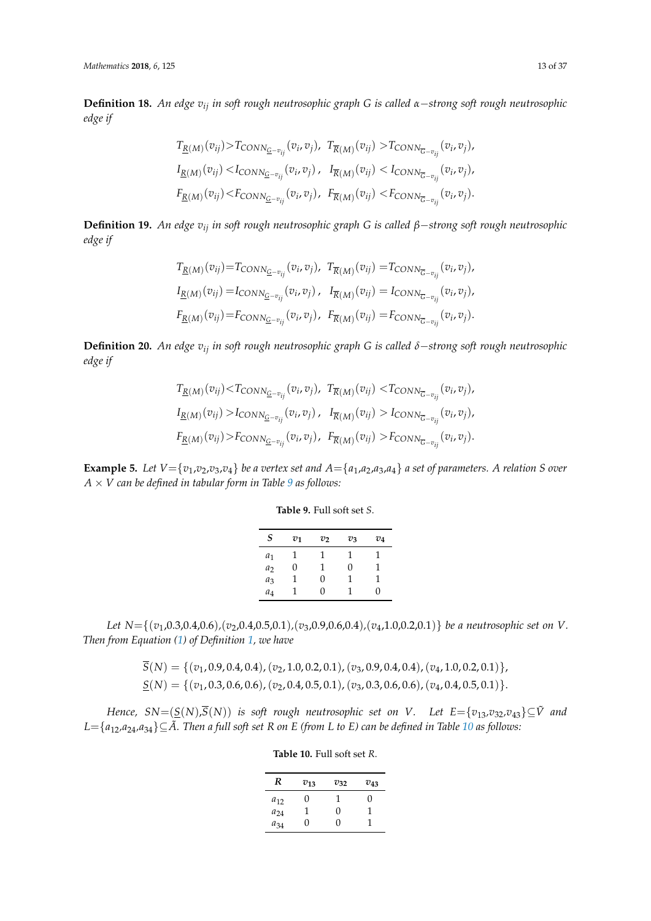**Definition 18.** *An edge $v_{ij}$ in soft rough neutrosophic graph $G$ is called $\alpha-$strong soft rough neutrosophic edge if*

$$
\begin{aligned}
&T_{\underline{R}(M)}(v_{ij})>T_{CONN_{\underline{G}-v_{ij}}}(v_i,v_j),\ \ T_{\overline{R}(M)}(v_{ij})>T_{CONN_{\overline{G}-v_{ij}}}(v_i,v_j),\\
&I_{\underline{R}(M)}(v_{ij})<I_{CONN_{\underline{G}-v_{ij}}}(v_i,v_j),\ \ I_{\overline{R}(M)}(v_{ij})<I_{CONN_{\overline{G}-v_{ij}}}(v_i,v_j),\\
&F_{\underline{R}(M)}(v_{ij})<F_{CONN_{\underline{G}-v_{ij}}}(v_i,v_j),\ \ F_{\overline{R}(M)}(v_{ij})<F_{CONN_{\overline{G}-v_{ij}}}(v_i,v_j).
\end{aligned}
$$

**Definition 19.** *An edge $v_{ij}$ in soft rough neutrosophic graph $G$ is called $\beta-$strong soft rough neutrosophic edge if*

$$
\begin{aligned}
&T_{\underline{R}(M)}(v_{ij})=T_{CONN_{\underline{G}-v_{ij}}}(v_i,v_j),\ \ T_{\overline{R}(M)}(v_{ij})=T_{CONN_{\overline{G}-v_{ij}}}(v_i,v_j),\\
&I_{\underline{R}(M)}(v_{ij})=I_{CONN_{\underline{G}-v_{ij}}}(v_i,v_j),\ \ I_{\overline{R}(M)}(v_{ij})=I_{CONN_{\overline{G}-v_{ij}}}(v_i,v_j),\\
&F_{\underline{R}(M)}(v_{ij})=F_{CONN_{\underline{G}-v_{ij}}}(v_i,v_j),\ \ F_{\overline{R}(M)}(v_{ij})=F_{CONN_{\overline{G}-v_{ij}}}(v_i,v_j).
\end{aligned}
$$

**Definition 20.** *An edge $v_{ij}$ in soft rough neutrosophic graph $G$ is called $\delta-$strong soft rough neutrosophic edge if*

$$
\begin{aligned}
&T_{\underline{R}(M)}(v_{ij})<T_{CONN_{\underline{G}-v_{ij}}}(v_i,v_j),\ \ T_{\overline{R}(M)}(v_{ij})<T_{CONN_{\overline{G}-v_{ij}}}(v_i,v_j),\\
&I_{\underline{R}(M)}(v_{ij})>I_{CONN_{\underline{G}-v_{ij}}}(v_i,v_j),\ \ I_{\overline{R}(M)}(v_{ij})>I_{CONN_{\overline{G}-v_{ij}}}(v_i,v_j),\\
&F_{\underline{R}(M)}(v_{ij})>F_{CONN_{\underline{G}-v_{ij}}}(v_i,v_j),\ \ F_{\overline{R}(M)}(v_{ij})>F_{CONN_{\overline{G}-v_{ij}}}(v_i,v_j).
\end{aligned}
$$

**Example 5.** *Let $V=\{v_1,v_2,v_3,v_4\}$ be a vertex set and $A=\{a_1,a_2,a_3,a_4\}$ a set of parameters. A relation $S$ over $A\times V$ can be defined in tabular form in Table 9 as follows:*

**Table 9.** Full soft set $S$.

| $S$ | $v_1$ | $v_2$ | $v_3$ | $v_4$ |
|---|---|---|---|---|
| $a_1$ | 1 | 1 | 1 | 1 |
| $a_2$ | 0 | 1 | 0 | 1 |
| $a_3$ | 1 | 0 | 1 | 1 |
| $a_4$ | 1 | 0 | 1 | 0 |

*Let $N=\{(v_1,0.3,0.4,0.6),(v_2,0.4,0.5,0.1),(v_3,0.9,0.6,0.4),(v_4,1.0,0.2,0.1)\}$ be a neutrosophic set on $V$. Then from Equation (1) of Definition 1, we have*

$$
\begin{aligned}
\overline{S}(N)&=\{(v_1,0.9,0.4,0.4),(v_2,1.0,0.2,0.1),(v_3,0.9,0.4,0.4),(v_4,1.0,0.2,0.1)\},\\
\underline{S}(N)&=\{(v_1,0.3,0.6,0.6),(v_2,0.4,0.5,0.1),(v_3,0.3,0.6,0.6),(v_4,0.4,0.5,0.1)\}.
\end{aligned}
$$

*Hence, $SN=(\underline{S}(N),\overline{S}(N))$ is soft rough neutrosophic set on $V$. Let $E=\{v_{13},v_{32},v_{43}\}\subseteq\tilde{V}$ and $L=\{a_{12},a_{24},a_{34}\}\subseteq\tilde{A}$. Then a full soft set $R$ on $E$ (from $L$ to $E$) can be defined in Table 10 as follows:*

**Table 10.** Full soft set $R$.

| $R$ | $v_{13}$ | $v_{32}$ | $v_{43}$ |
|---|---|---|---|
| $a_{12}$ | 0 | 1 | 0 |
| $a_{24}$ | 1 | 0 | 1 |
| $a_{34}$ | 0 | 0 | 1 |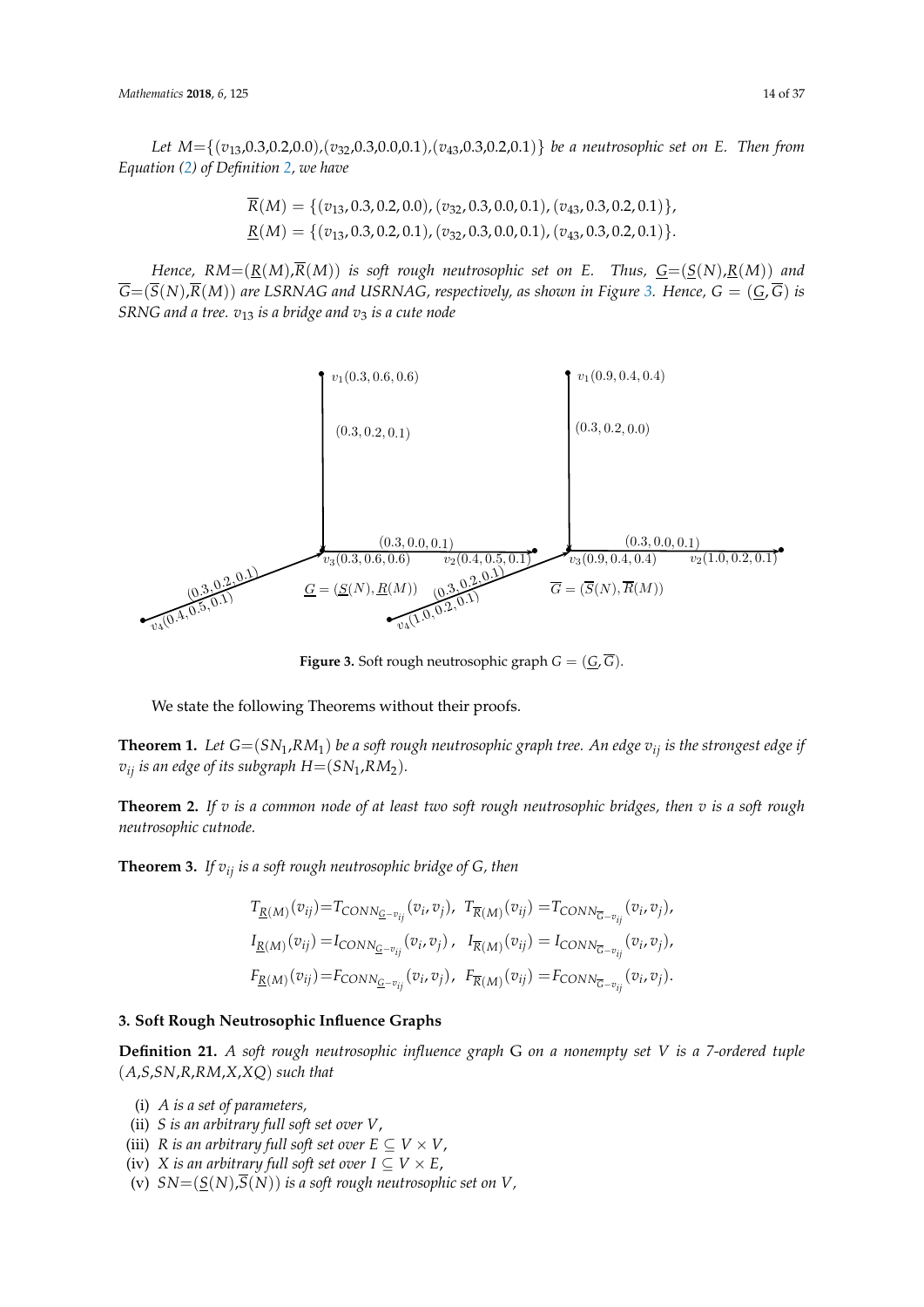*Let* $M$=$\{(v_{13},0.3,0.2,0.0),(v_{32},0.3,0.0,0.1),(v_{43},0.3,0.2,0.1)\}$ *be a neutrosophic set on E. Then from Equation (2) of Definition 2, we have*

$$\overline{R}(M) = \{(v_{13}, 0.3, 0.2, 0.0), (v_{32}, 0.3, 0.0, 0.1), (v_{43}, 0.3, 0.2, 0.1)\},$$
$$\underline{R}(M) = \{(v_{13}, 0.3, 0.2, 0.1), (v_{32}, 0.3, 0.0, 0.1), (v_{43}, 0.3, 0.2, 0.1)\}.$$

*Hence,* $RM$=$(\underline{R}(M),\overline{R}(M))$ *is soft rough neutrosophic set on E. Thus,* $\underline{G}$=$(\underline{S}(N),\underline{R}(M))$ *and* $\overline{G}$=$(\overline{S}(N),\overline{R}(M))$ *are LSRNAG and USRNAG, respectively, as shown in Figure 3. Hence,* $G = (\underline{G}, \overline{G})$ *is SRNG and a tree.* $v_{13}$ *is a bridge and* $v_3$ *is a cute node*

**Figure 3.** Soft rough neutrosophic graph $G = (\underline{G}, \overline{G})$.

We state the following Theorems without their proofs.

**Theorem 1.** *Let* $G$=$(SN_1,RM_1)$ *be a soft rough neutrosophic graph tree. An edge* $v_{ij}$ *is the strongest edge if* $v_{ij}$ *is an edge of its subgraph* $H$=$(SN_1,RM_2)$.

**Theorem 2.** *If* $v$ *is a common node of at least two soft rough neutrosophic bridges, then* $v$ *is a soft rough neutrosophic cutnode.*

**Theorem 3.** *If* $v_{ij}$ *is a soft rough neutrosophic bridge of G, then*

$$T_{\underline{R}(M)}(v_{ij})=T_{CONN_{\underline{G}-v_{ij}}}(v_i,v_j),\;\; T_{\overline{R}(M)}(v_{ij})=T_{CONN_{\overline{G}-v_{ij}}}(v_i,v_j),$$
$$I_{\underline{R}(M)}(v_{ij})=I_{CONN_{\underline{G}-v_{ij}}}(v_i,v_j),\;\; I_{\overline{R}(M)}(v_{ij})=I_{CONN_{\overline{G}-v_{ij}}}(v_i,v_j),$$
$$F_{\underline{R}(M)}(v_{ij})=F_{CONN_{\underline{G}-v_{ij}}}(v_i,v_j),\;\; F_{\overline{R}(M)}(v_{ij})=F_{CONN_{\overline{G}-v_{ij}}}(v_i,v_j).$$

## 3. Soft Rough Neutrosophic Influence Graphs

**Definition 21.** *A soft rough neutrosophic influence graph* G *on a nonempty set V is a 7-ordered tuple* $(A,S,SN,R,RM,X,XQ)$ *such that*

- (i) *A is a set of parameters,*
- (ii) *S is an arbitrary full soft set over V,*
- (iii) *R is an arbitrary full soft set over* $E \subseteq V \times V$,
- (iv) *X is an arbitrary full soft set over* $I \subseteq V \times E$,
- (v) $SN$=$(\underline{S}(N),\overline{S}(N))$ *is a soft rough neutrosophic set on V,*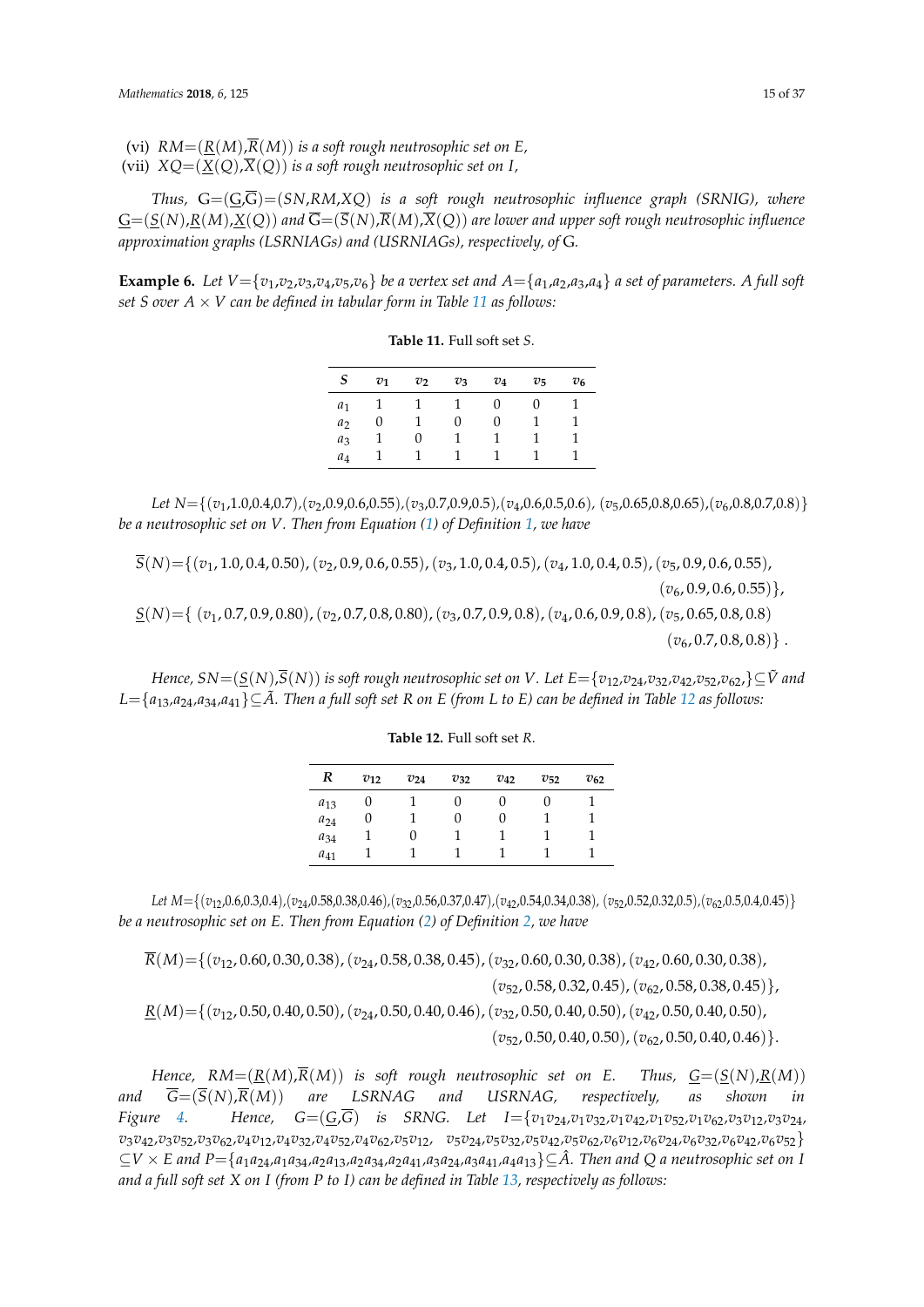(vi) $RM=(\underline{R}(M),\overline{R}(M))$ *is a soft rough neutrosophic set on E,*
(vii) $XQ=(\underline{X}(Q),\overline{X}(Q))$ *is a soft rough neutrosophic set on I,*

*Thus,* $\mathrm{G}=(\underline{G},\overline{G})=(SN,RM,XQ)$ *is a soft rough neutrosophic influence graph (SRNIG), where* $\underline{G}=(\underline{S}(N),\underline{R}(M),\underline{X}(Q))$ *and* $\overline{G}=(\overline{S}(N),\overline{R}(M),\overline{X}(Q))$ *are lower and upper soft rough neutrosophic influence approximation graphs (LSRNIAGs) and (USRNIAGs), respectively, of* G.

**Example 6.** *Let* $V=\{v_1,v_2,v_3,v_4,v_5,v_6\}$ *be a vertex set and* $A=\{a_1,a_2,a_3,a_4\}$ *a set of parameters. A full soft set S over* $A\times V$ *can be defined in tabular form in Table 11 as follows:*

**Table 11.** Full soft set $S$.

| $S$ | $v_1$ | $v_2$ | $v_3$ | $v_4$ | $v_5$ | $v_6$ |
|---|---|---|---|---|---|---|
| $a_1$ | 1 | 1 | 1 | 0 | 0 | 1 |
| $a_2$ | 0 | 1 | 0 | 0 | 1 | 1 |
| $a_3$ | 1 | 0 | 1 | 1 | 1 | 1 |
| $a_4$ | 1 | 1 | 1 | 1 | 1 | 1 |

*Let* $N=\{(v_1,1.0,0.4,0.7),(v_2,0.9,0.6,0.55),(v_3,0.7,0.9,0.5),(v_4,0.6,0.5,0.6),(v_5,0.65,0.8,0.65),(v_6,0.8,0.7,0.8)\}$ *be a neutrosophic set on V. Then from Equation (1) of Definition 1, we have*

$$\overline{S}(N)=\{(v_1,1.0,0.4,0.50),(v_2,0.9,0.6,0.55),(v_3,1.0,0.4,0.5),(v_4,1.0,0.4,0.5),(v_5,0.9,0.6,0.55),(v_6,0.9,0.6,0.55)\},$$
$$\underline{S}(N)=\{(v_1,0.7,0.9,0.80),(v_2,0.7,0.8,0.80),(v_3,0.7,0.9,0.8),(v_4,0.6,0.9,0.8),(v_5,0.65,0.8,0.8)(v_6,0.7,0.8,0.8)\}.$$

*Hence,* $SN=(\underline{S}(N),\overline{S}(N))$ *is soft rough neutrosophic set on V. Let* $E=\{v_{12},v_{24},v_{32},v_{42},v_{52},v_{62},\}\subseteq\tilde{V}$ *and* $L=\{a_{13},a_{24},a_{34},a_{41}\}\subseteq\tilde{A}$. *Then a full soft set R on E (from L to E) can be defined in Table 12 as follows:*

**Table 12.** Full soft set $R$.

| $R$ | $v_{12}$ | $v_{24}$ | $v_{32}$ | $v_{42}$ | $v_{52}$ | $v_{62}$ |
|---|---|---|---|---|---|---|
| $a_{13}$ | 0 | 1 | 0 | 0 | 0 | 1 |
| $a_{24}$ | 0 | 1 | 0 | 0 | 1 | 1 |
| $a_{34}$ | 1 | 0 | 1 | 1 | 1 | 1 |
| $a_{41}$ | 1 | 1 | 1 | 1 | 1 | 1 |

*Let* $M=\{(v_{12},0.6,0.3,0.4),(v_{24},0.58,0.38,0.46),(v_{32},0.56,0.37,0.47),(v_{42},0.54,0.34,0.38),(v_{52},0.52,0.32,0.5),(v_{62},0.5,0.4,0.45)\}$ *be a neutrosophic set on E. Then from Equation (2) of Definition 2, we have*

$$\overline{R}(M)=\{(v_{12},0.60,0.30,0.38),(v_{24},0.58,0.38,0.45),(v_{32},0.60,0.30,0.38),(v_{42},0.60,0.30,0.38),(v_{52},0.58,0.32,0.45),(v_{62},0.58,0.38,0.45)\},$$
$$\underline{R}(M)=\{(v_{12},0.50,0.40,0.50),(v_{24},0.50,0.40,0.46),(v_{32},0.50,0.40,0.50),(v_{42},0.50,0.40,0.50),(v_{52},0.50,0.40,0.50),(v_{62},0.50,0.40,0.46)\}.$$

*Hence,* $RM=(\underline{R}(M),\overline{R}(M))$ *is soft rough neutrosophic set on E. Thus,* $\underline{G}=(\underline{S}(N),\underline{R}(M))$ *and* $\overline{G}=(\overline{S}(N),\overline{R}(M))$ *are LSRNAG and USRNAG, respectively, as shown in Figure 4. Hence,* $G=(\underline{G},\overline{G})$ *is SRNG. Let* $I=\{v_1v_{24},v_1v_{32},v_1v_{42},v_1v_{52},v_1v_{62},v_3v_{12},v_3v_{24},v_3v_{42},v_3v_{52},v_3v_{62},v_4v_{12},v_4v_{32},v_4v_{52},v_4v_{62},v_5v_{12},v_5v_{24},v_5v_{32},v_5v_{42},v_5v_{62},v_6v_{12},v_6v_{24},v_6v_{32},v_6v_{42},v_6v_{52}\}\subseteq V\times E$ *and* $P=\{a_1a_{24},a_1a_{34},a_2a_{13},a_2a_{34},a_2a_{41},a_3a_{24},a_3a_{41},a_4a_{13}\}\subseteq\hat{A}$. *Then and Q a neutrosophic set on I and a full soft set X on I (from P to I) can be defined in Table 13, respectively as follows:*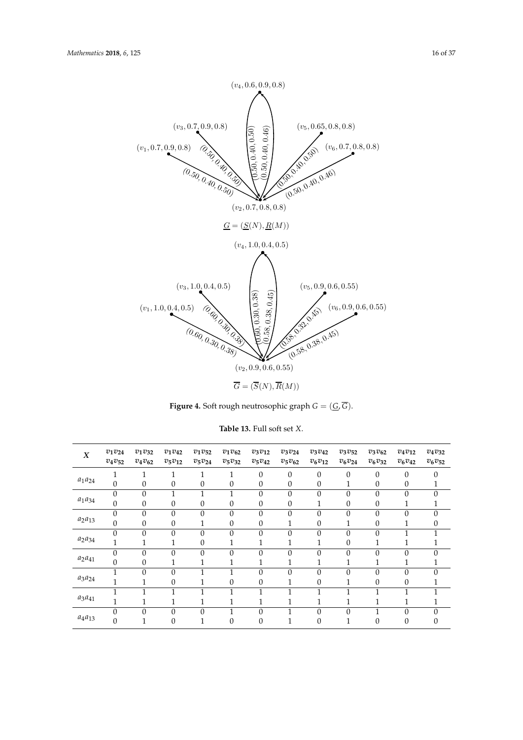$\underline{G} = (\underline{S}(N), \underline{R}(M))$

$\overline{G} = (\overline{S}(N), \overline{R}(M))$

**Figure 4.** Soft rough neutrosophic graph $G = (\underline{G}, \overline{G})$.

**Table 13.** Full soft set $X$.

| $X$ | $v_1v_{24}$ <br> $v_4v_{52}$ | $v_1v_{32}$ <br> $v_4v_{62}$ | $v_1v_{42}$ <br> $v_5v_{12}$ | $v_1v_{52}$ <br> $v_5v_{24}$ | $v_1v_{62}$ <br> $v_5v_{32}$ | $v_3v_{12}$ <br> $v_5v_{42}$ | $v_3v_{24}$ <br> $v_5v_{62}$ | $v_3v_{42}$ <br> $v_6v_{12}$ | $v_3v_{52}$ <br> $v_6v_{24}$ | $v_3v_{62}$ <br> $v_6v_{32}$ | $v_4v_{12}$ <br> $v_6v_{42}$ | $v_4v_{32}$ <br> $v_6v_{52}$ |
|---|---|---|---|---|---|---|---|---|---|---|---|---|
| $a_1a_{24}$ | 1 | 1 | 1 | 1 | 1 | 0 | 0 | 0 | 0 | 0 | 0 | 0 |
| | 0 | 0 | 0 | 0 | 0 | 0 | 0 | 0 | 1 | 0 | 0 | 1 |
| $a_1a_{34}$ | 0 | 0 | 1 | 1 | 1 | 0 | 0 | 0 | 0 | 0 | 0 | 0 |
| | 0 | 0 | 0 | 0 | 0 | 0 | 0 | 1 | 0 | 0 | 1 | 1 |
| $a_2a_{13}$ | 0 | 0 | 0 | 0 | 0 | 0 | 0 | 0 | 0 | 0 | 0 | 0 |
| | 0 | 0 | 0 | 1 | 0 | 0 | 1 | 0 | 1 | 0 | 1 | 0 |
| $a_2a_{34}$ | 0 | 0 | 0 | 0 | 0 | 0 | 0 | 0 | 0 | 0 | 1 | 1 |
| | 1 | 1 | 1 | 0 | 1 | 1 | 1 | 1 | 0 | 1 | 1 | 1 |
| $a_2a_{41}$ | 0 | 0 | 0 | 0 | 0 | 0 | 0 | 0 | 0 | 0 | 0 | 0 |
| | 0 | 0 | 1 | 1 | 1 | 1 | 1 | 1 | 1 | 1 | 1 | 1 |
| $a_3a_{24}$ | 1 | 0 | 0 | 1 | 1 | 0 | 0 | 0 | 0 | 0 | 0 | 0 |
| | 1 | 1 | 0 | 1 | 0 | 0 | 1 | 0 | 1 | 0 | 0 | 1 |
| $a_3a_{41}$ | 1 | 1 | 1 | 1 | 1 | 1 | 1 | 1 | 1 | 1 | 1 | 1 |
| | 1 | 1 | 1 | 1 | 1 | 1 | 1 | 1 | 1 | 1 | 1 | 1 |
| $a_4a_{13}$ | 0 | 0 | 0 | 0 | 1 | 0 | 1 | 0 | 0 | 1 | 0 | 0 |
| | 0 | 1 | 0 | 1 | 0 | 0 | 1 | 0 | 1 | 0 | 0 | 0 |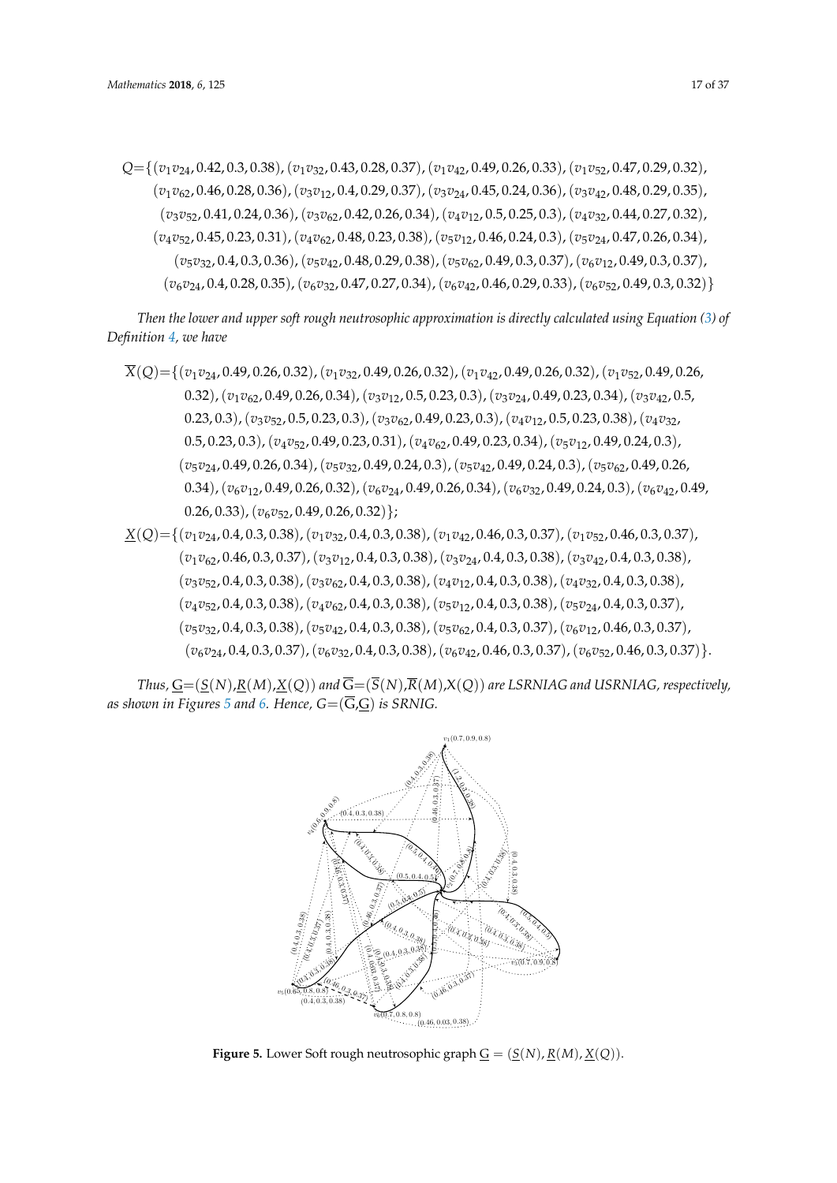$Q$={$(v_1v_{24}, 0.42, 0.3, 0.38)$, $(v_1v_{32}, 0.43, 0.28, 0.37)$, $(v_1v_{42}, 0.49, 0.26, 0.33)$, $(v_1v_{52}, 0.47, 0.29, 0.32)$, $(v_1v_{62}, 0.46, 0.28, 0.36)$, $(v_3v_{12}, 0.4, 0.29, 0.37)$, $(v_3v_{24}, 0.45, 0.24, 0.36)$, $(v_3v_{42}, 0.48, 0.29, 0.35)$, $(v_3v_{52}, 0.41, 0.24, 0.36)$, $(v_3v_{62}, 0.42, 0.26, 0.34)$, $(v_4v_{12}, 0.5, 0.25, 0.3)$, $(v_4v_{32}, 0.44, 0.27, 0.32)$, $(v_4v_{52}, 0.45, 0.23, 0.31)$, $(v_4v_{62}, 0.48, 0.23, 0.38)$, $(v_5v_{12}, 0.46, 0.24, 0.3)$, $(v_5v_{24}, 0.47, 0.26, 0.34)$, $(v_5v_{32}, 0.4, 0.3, 0.36)$, $(v_5v_{42}, 0.48, 0.29, 0.38)$, $(v_5v_{62}, 0.49, 0.3, 0.37)$, $(v_6v_{12}, 0.49, 0.3, 0.37)$, $(v_6v_{24}, 0.4, 0.28, 0.35)$, $(v_6v_{32}, 0.47, 0.27, 0.34)$, $(v_6v_{42}, 0.46, 0.29, 0.33)$, $(v_6v_{52}, 0.49, 0.3, 0.32)$}

*Then the lower and upper soft rough neutrosophic approximation is directly calculated using Equation (3) of Definition 4, we have*

$\overline{X}(Q)$={$(v_1v_{24}, 0.49, 0.26, 0.32)$, $(v_1v_{32}, 0.49, 0.26, 0.32)$, $(v_1v_{42}, 0.49, 0.26, 0.32)$, $(v_1v_{52}, 0.49, 0.26, 0.32)$, $(v_1v_{62}, 0.49, 0.26, 0.34)$, $(v_3v_{12}, 0.5, 0.23, 0.3)$, $(v_3v_{24}, 0.49, 0.23, 0.34)$, $(v_3v_{42}, 0.5, 0.23, 0.3)$, $(v_3v_{52}, 0.5, 0.23, 0.3)$, $(v_3v_{62}, 0.49, 0.23, 0.3)$, $(v_4v_{12}, 0.5, 0.23, 0.38)$, $(v_4v_{32}, 0.5, 0.23, 0.3)$, $(v_4v_{52}, 0.49, 0.23, 0.31)$, $(v_4v_{62}, 0.49, 0.23, 0.34)$, $(v_5v_{12}, 0.49, 0.24, 0.3)$, $(v_5v_{24}, 0.49, 0.26, 0.34)$, $(v_5v_{32}, 0.49, 0.24, 0.3)$, $(v_5v_{42}, 0.49, 0.24, 0.3)$, $(v_5v_{62}, 0.49, 0.26, 0.34)$, $(v_6v_{12}, 0.49, 0.26, 0.32)$, $(v_6v_{24}, 0.49, 0.26, 0.34)$, $(v_6v_{32}, 0.49, 0.24, 0.3)$, $(v_6v_{42}, 0.49, 0.26, 0.33)$, $(v_6v_{52}, 0.49, 0.26, 0.32)$};

$\underline{X}(Q)$={$(v_1v_{24}, 0.4, 0.3, 0.38)$, $(v_1v_{32}, 0.4, 0.3, 0.38)$, $(v_1v_{42}, 0.46, 0.3, 0.37)$, $(v_1v_{52}, 0.46, 0.3, 0.37)$, $(v_1v_{62}, 0.46, 0.3, 0.37)$, $(v_3v_{12}, 0.4, 0.3, 0.38)$, $(v_3v_{24}, 0.4, 0.3, 0.38)$, $(v_3v_{42}, 0.4, 0.3, 0.38)$, $(v_3v_{52}, 0.4, 0.3, 0.38)$, $(v_3v_{62}, 0.4, 0.3, 0.38)$, $(v_4v_{12}, 0.4, 0.3, 0.38)$, $(v_4v_{32}, 0.4, 0.3, 0.38)$, $(v_4v_{52}, 0.4, 0.3, 0.38)$, $(v_4v_{62}, 0.4, 0.3, 0.38)$, $(v_5v_{12}, 0.4, 0.3, 0.38)$, $(v_5v_{24}, 0.4, 0.3, 0.37)$, $(v_5v_{32}, 0.4, 0.3, 0.38)$, $(v_5v_{42}, 0.4, 0.3, 0.38)$, $(v_5v_{62}, 0.4, 0.3, 0.37)$, $(v_6v_{12}, 0.46, 0.3, 0.37)$, $(v_6v_{24}, 0.4, 0.3, 0.37)$, $(v_6v_{32}, 0.4, 0.3, 0.38)$, $(v_6v_{42}, 0.46, 0.3, 0.37)$, $(v_6v_{52}, 0.46, 0.3, 0.37)$}.

*Thus,* $\underline{G}=(\underline{S}(N),\underline{R}(M),\underline{X}(Q))$ *and* $\overline{G}=(\overline{S}(N),\overline{R}(M),X(Q))$ *are LSRNIAG and USRNIAG, respectively, as shown in Figures 5 and 6. Hence,* $G=(\overline{G},\underline{G})$ *is SRNIG.*

**Figure 5.** Lower Soft rough neutrosophic graph $\underline{G} = (\underline{S}(N), \underline{R}(M), \underline{X}(Q))$.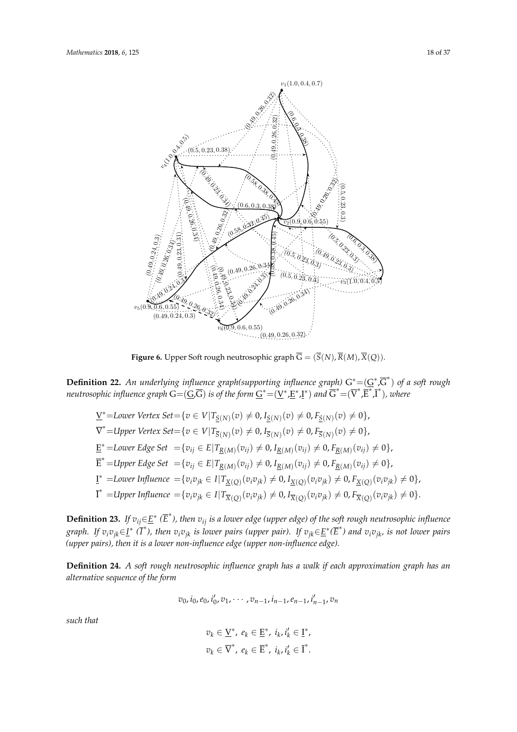**Figure 6.** Upper Soft rough neutrosophic graph $\overline{G} = (\overline{S}(N), \overline{R}(M), \overline{X}(Q))$.

**Definition 22.** *An underlying influence graph(supporting influence graph)* $G^*=(\underline{G}^*,\overline{G}^*)$ *of a soft rough neutrosophic influence graph* $G=(\underline{G},\overline{G})$ *is of the form* $\underline{G}^*=(\underline{V}^*,\underline{E}^*,\underline{I}^*)$ *and* $\overline{G}^*=(\overline{V}^*,\overline{E}^*,\overline{I}^*)$*, where*

$$\underline{V}^*=\textit{Lower Vertex Set}=\{v \in V | T_{\underline{S}(N)}(v) \neq 0, I_{\underline{S}(N)}(v) \neq 0, F_{\underline{S}(N)}(v) \neq 0\},$$
$$\overline{V}^*=\textit{Upper Vertex Set}=\{v \in V | T_{\overline{S}(N)}(v) \neq 0, I_{\overline{S}(N)}(v) \neq 0, F_{\overline{S}(N)}(v) \neq 0\},$$
$$\underline{E}^*=\textit{Lower Edge Set} \;=\{v_{ij} \in E | T_{\underline{R}(M)}(v_{ij}) \neq 0, I_{\underline{R}(M)}(v_{ij}) \neq 0, F_{\underline{R}(M)}(v_{ij}) \neq 0\},$$
$$\overline{E}^*=\textit{Upper Edge Set} \;=\{v_{ij} \in E | T_{\underline{R}(M)}(v_{ij}) \neq 0, I_{\underline{R}(M)}(v_{ij}) \neq 0, F_{\underline{R}(M)}(v_{ij}) \neq 0\},$$
$$\underline{I}^* =\textit{Lower Influence} \;=\{v_i v_{jk} \in I | T_{\underline{X}(Q)}(v_i v_{jk}) \neq 0, I_{\underline{X}(Q)}(v_i v_{jk}) \neq 0, F_{\underline{X}(Q)}(v_i v_{jk}) \neq 0\},$$
$$\overline{I}^* =\textit{Upper Influence} \;=\{v_i v_{jk} \in I | T_{\overline{X}(Q)}(v_i v_{jk}) \neq 0, I_{\overline{X}(Q)}(v_i v_{jk}) \neq 0, F_{\overline{X}(Q)}(v_i v_{jk}) \neq 0\}.$$

**Definition 23.** *If* $v_{ij}\in\underline{E}^*$ $(\overline{E}^*)$*, then* $v_{ij}$ *is a lower edge (upper edge) of the soft rough neutrosophic influence graph. If* $v_i v_{jk}\in\underline{I}^*$ $(\overline{I}^*)$*, then* $v_i v_{jk}$ *is lower pairs (upper pair). If* $v_{jk}\in\underline{E}^*(\overline{E}^*)$ *and* $v_i v_{jk}$*, is not lower pairs (upper pairs), then it is a lower non-influence edge (upper non-influence edge).*

**Definition 24.** *A soft rough neutrosophic influence graph has a walk if each approximation graph has an alternative sequence of the form*

$$v_0, i_0, e_0, i'_0, v_1, \cdots, v_{n-1}, i_{n-1}, e_{n-1}, i'_{n-1}, v_n$$

*such that*

$$v_k \in \underline{V}^*,\; e_k \in \underline{E}^*,\; i_k, i'_k \in \underline{I}^*,$$
$$v_k \in \overline{V}^*,\; e_k \in \overline{E}^*,\; i_k, i'_k \in \overline{I}^*.$$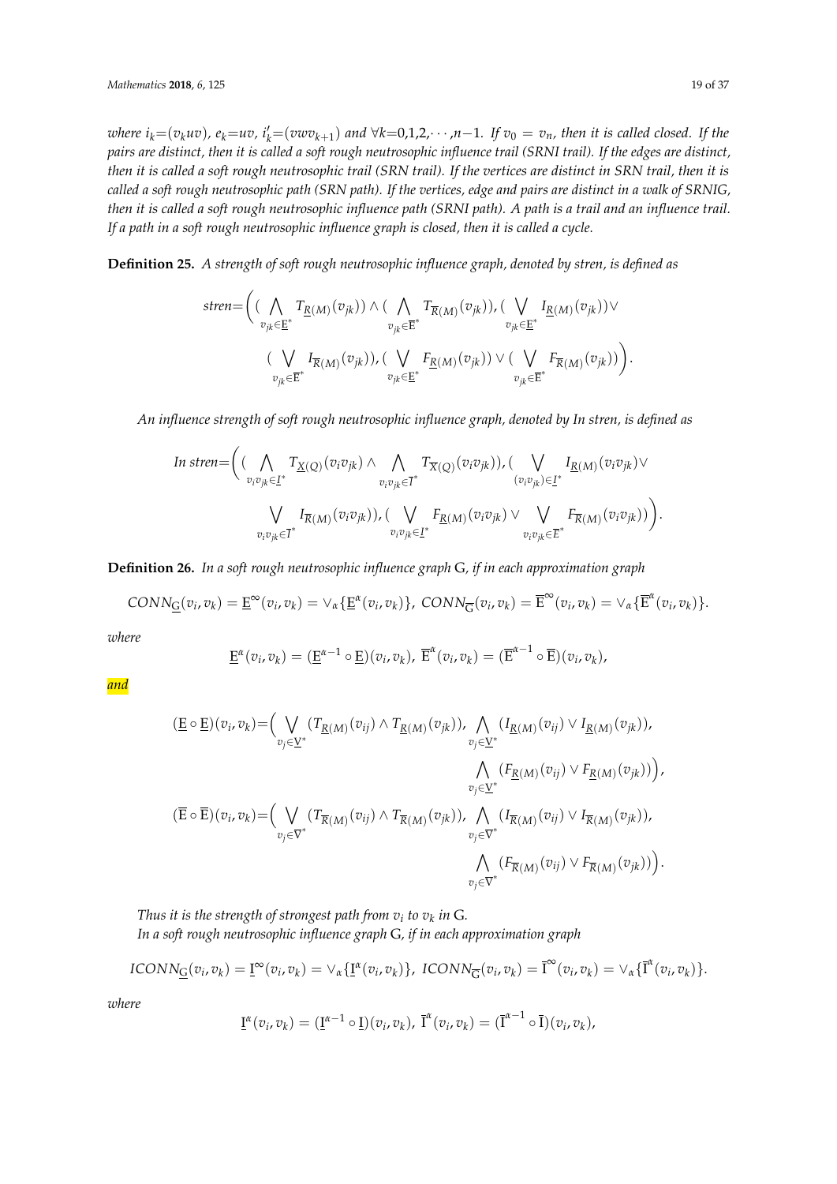*where $i_k{=}(v_k uv)$, $e_k{=}uv$, $i'_k{=}(vwv_{k+1})$ and $\forall k{=}0,1,2,\cdots,n{-}1$. If $v_0 = v_n$, then it is called closed. If the pairs are distinct, then it is called a soft rough neutrosophic influence trail (SRNI trail). If the edges are distinct, then it is called a soft rough neutrosophic trail (SRN trail). If the vertices are distinct in SRN trail, then it is called a soft rough neutrosophic path (SRN path). If the vertices, edge and pairs are distinct in a walk of SRNIG, then it is called a soft rough neutrosophic influence path (SRNI path). A path is a trail and an influence trail. If a path in a soft rough neutrosophic influence graph is closed, then it is called a cycle.*

**Definition 25.** *A strength of soft rough neutrosophic influence graph, denoted by stren, is defined as*

$$stren{=}\Big( \big(\bigwedge_{v_{jk}\in\underline{E}^*} T_{\underline{R}(M)}(v_{jk})\big) \wedge \big(\bigwedge_{v_{jk}\in\overline{E}^*} T_{\overline{R}(M)}(v_{jk})\big), \big(\bigvee_{v_{jk}\in\underline{E}^*} I_{\underline{R}(M)}(v_{jk})\big)\vee \big(\bigvee_{v_{jk}\in\overline{E}^*} I_{\overline{R}(M)}(v_{jk})\big), \big(\bigvee_{v_{jk}\in\underline{E}^*} F_{\underline{R}(M)}(v_{jk})\big) \vee \big(\bigvee_{v_{jk}\in\overline{E}^*} F_{\overline{R}(M)}(v_{jk})\big)\Big).$$

*An influence strength of soft rough neutrosophic influence graph, denoted by In stren, is defined as*

$$In\ stren{=}\Big( \big(\bigwedge_{v_i v_{jk}\in\underline{I}^*} T_{\underline{X}(Q)}(v_i v_{jk}) \wedge \bigwedge_{v_i v_{jk}\in\overline{I}^*} T_{\overline{X}(Q)}(v_i v_{jk})\big), \big(\bigvee_{(v_i v_{jk})\in\underline{I}^*} I_{\underline{R}(M)}(v_i v_{jk}) \vee \bigvee_{v_i v_{jk}\in\overline{I}^*} I_{\overline{R}(M)}(v_i v_{jk})\big), \big(\bigvee_{v_i v_{jk}\in\underline{I}^*} F_{\underline{R}(M)}(v_i v_{jk}) \vee \bigvee_{v_i v_{jk}\in\overline{E}^*} F_{\overline{R}(M)}(v_i v_{jk})\big)\Big).$$

**Definition 26.** *In a soft rough neutrosophic influence graph* G*, if in each approximation graph*

$$CONN_{\underline{G}}(v_i, v_k) = \underline{E}^{\infty}(v_i, v_k) = \vee_{\alpha}\{\underline{E}^{\alpha}(v_i, v_k)\},\ CONN_{\overline{G}}(v_i, v_k) = \overline{E}^{\infty}(v_i, v_k) = \vee_{\alpha}\{\overline{E}^{\alpha}(v_i, v_k)\}.$$

*where*

$$\underline{E}^{\alpha}(v_i, v_k) = (\underline{E}^{\alpha-1}\circ \underline{E})(v_i, v_k),\ \overline{E}^{\alpha}(v_i, v_k) = (\overline{E}^{\alpha-1}\circ \overline{E})(v_i, v_k),$$

*and*

$$(\underline{E}\circ\underline{E})(v_i, v_k){=}\Big(\bigvee_{v_j\in\underline{V}^*}(T_{\underline{R}(M)}(v_{ij})\wedge T_{\underline{R}(M)}(v_{jk})), \bigwedge_{v_j\in\underline{V}^*}(I_{\underline{R}(M)}(v_{ij})\vee I_{\underline{R}(M)}(v_{jk})), \bigwedge_{v_j\in\underline{V}^*}(F_{\underline{R}(M)}(v_{ij})\vee F_{\underline{R}(M)}(v_{jk}))\Big),$$

$$(\overline{E}\circ\overline{E})(v_i, v_k){=}\Big(\bigvee_{v_j\in\overline{V}^*}(T_{\overline{R}(M)}(v_{ij})\wedge T_{\overline{R}(M)}(v_{jk})), \bigwedge_{v_j\in\overline{V}^*}(I_{\overline{R}(M)}(v_{ij})\vee I_{\overline{R}(M)}(v_{jk})), \bigwedge_{v_j\in\overline{V}^*}(F_{\overline{R}(M)}(v_{ij})\vee F_{\overline{R}(M)}(v_{jk}))\Big).$$

*Thus it is the strength of strongest path from $v_i$ to $v_k$ in* G*.*

*In a soft rough neutrosophic influence graph* G*, if in each approximation graph*

$$ICONN_{\underline{G}}(v_i, v_k) = \underline{I}^{\infty}(v_i, v_k) = \vee_{\alpha}\{\underline{I}^{\alpha}(v_i, v_k)\},\ ICONN_{\overline{G}}(v_i, v_k) = \overline{I}^{\infty}(v_i, v_k) = \vee_{\alpha}\{\overline{I}^{\alpha}(v_i, v_k)\}.$$

*where*

$$\underline{I}^{\alpha}(v_i, v_k) = (\underline{I}^{\alpha-1}\circ \underline{I})(v_i, v_k),\ \overline{I}^{\alpha}(v_i, v_k) = (\overline{I}^{\alpha-1}\circ \overline{I})(v_i, v_k),$$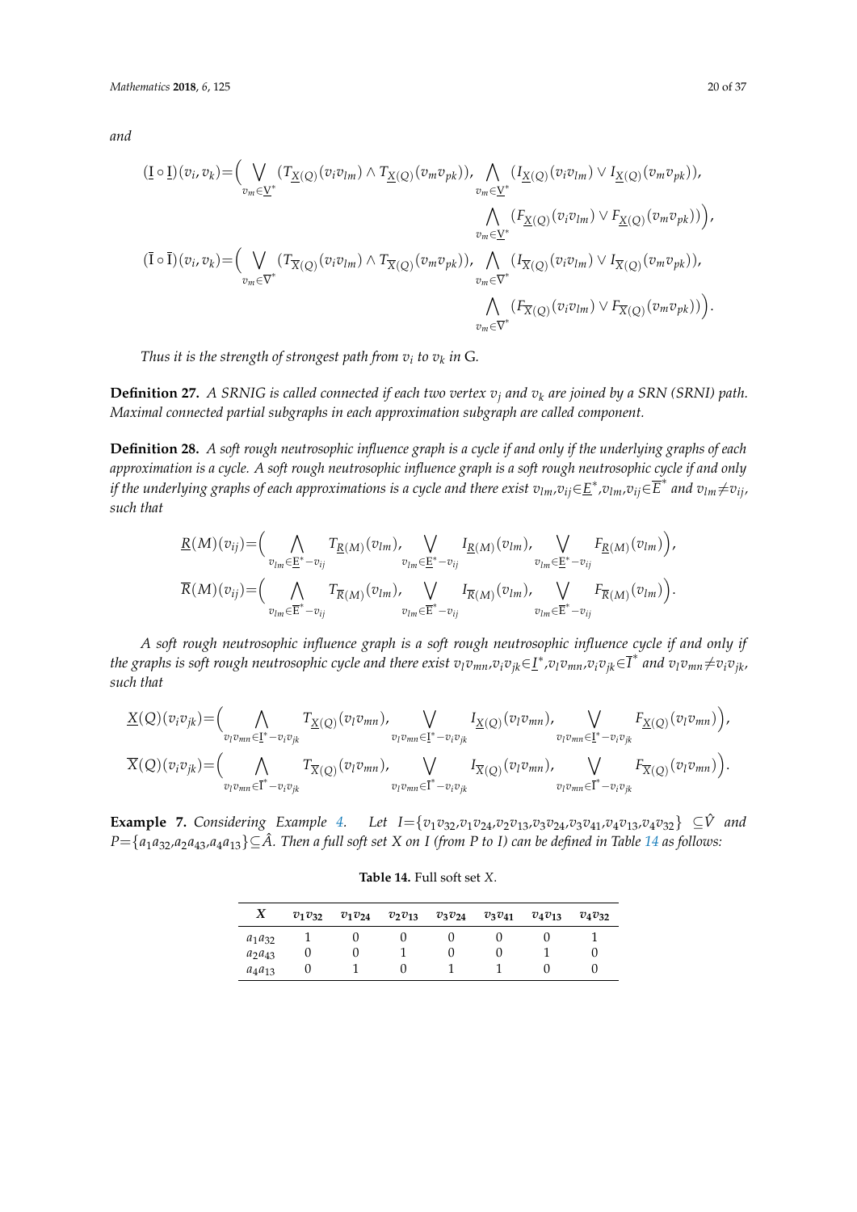*and*

$$(\underline{\mathrm{I}}\circ\underline{\mathrm{I}})(v_i,v_k)=\Big(\bigvee_{v_m\in\underline{\mathrm{V}}^*}(T_{\underline{X}(Q)}(v_iv_{lm})\wedge T_{\underline{X}(Q)}(v_mv_{pk})),\ \bigwedge_{v_m\in\underline{\mathrm{V}}^*}(I_{\underline{X}(Q)}(v_iv_{lm})\vee I_{\underline{X}(Q)}(v_mv_{pk})),$$
$$\bigwedge_{v_m\in\underline{\mathrm{V}}^*}(F_{\underline{X}(Q)}(v_iv_{lm})\vee F_{\underline{X}(Q)}(v_mv_{pk}))\Big),$$
$$(\overline{\mathrm{I}}\circ\overline{\mathrm{I}})(v_i,v_k)=\Big(\bigvee_{v_m\in\overline{\mathrm{V}}^*}(T_{\overline{X}(Q)}(v_iv_{lm})\wedge T_{\overline{X}(Q)}(v_mv_{pk})),\ \bigwedge_{v_m\in\overline{\mathrm{V}}^*}(I_{\overline{X}(Q)}(v_iv_{lm})\vee I_{\overline{X}(Q)}(v_mv_{pk})),$$
$$\bigwedge_{v_m\in\overline{\mathrm{V}}^*}(F_{\overline{X}(Q)}(v_iv_{lm})\vee F_{\overline{X}(Q)}(v_mv_{pk}))\Big).$$

*Thus it is the strength of strongest path from $v_i$ to $v_k$ in* G.

**Definition 27.** *A SRNIG is called connected if each two vertex $v_j$ and $v_k$ are joined by a SRN (SRNI) path. Maximal connected partial subgraphs in each approximation subgraph are called component.*

**Definition 28.** *A soft rough neutrosophic influence graph is a cycle if and only if the underlying graphs of each approximation is a cycle. A soft rough neutrosophic influence graph is a soft rough neutrosophic cycle if and only if the underlying graphs of each approximations is a cycle and there exist $v_{lm},v_{ij}\in\underline{E}^*$, $v_{lm},v_{ij}\in\overline{E}^*$ and $v_{lm}\neq v_{ij}$, such that*

$$\underline{R}(M)(v_{ij})=\Big(\bigwedge_{v_{lm}\in\underline{\mathrm{E}}^*-v_{ij}}T_{\underline{R}(M)}(v_{lm}),\ \bigvee_{v_{lm}\in\underline{\mathrm{E}}^*-v_{ij}}I_{\underline{R}(M)}(v_{lm}),\ \bigvee_{v_{lm}\in\underline{\mathrm{E}}^*-v_{ij}}F_{\underline{R}(M)}(v_{lm})\Big),$$
$$\overline{R}(M)(v_{ij})=\Big(\bigwedge_{v_{lm}\in\overline{\mathrm{E}}^*-v_{ij}}T_{\overline{R}(M)}(v_{lm}),\ \bigvee_{v_{lm}\in\overline{\mathrm{E}}^*-v_{ij}}I_{\overline{R}(M)}(v_{lm}),\ \bigvee_{v_{lm}\in\overline{\mathrm{E}}^*-v_{ij}}F_{\overline{R}(M)}(v_{lm})\Big).$$

*A soft rough neutrosophic influence graph is a soft rough neutrosophic influence cycle if and only if the graphs is soft rough neutrosophic cycle and there exist $v_lv_{mn},v_iv_{jk}\in\underline{I}^*$, $v_lv_{mn},v_iv_{jk}\in\overline{I}^*$ and $v_lv_{mn}\neq v_iv_{jk}$, such that*

$$\underline{X}(Q)(v_iv_{jk})=\Big(\bigwedge_{v_lv_{mn}\in\underline{\mathrm{I}}^*-v_iv_{jk}}T_{\underline{X}(Q)}(v_lv_{mn}),\ \bigvee_{v_lv_{mn}\in\underline{\mathrm{I}}^*-v_iv_{jk}}I_{\underline{X}(Q)}(v_lv_{mn}),\ \bigvee_{v_lv_{mn}\in\underline{\mathrm{I}}^*-v_iv_{jk}}F_{\underline{X}(Q)}(v_lv_{mn})\Big),$$
$$\overline{X}(Q)(v_iv_{jk})=\Big(\bigwedge_{v_lv_{mn}\in\overline{\mathrm{I}}^*-v_iv_{jk}}T_{\overline{X}(Q)}(v_lv_{mn}),\ \bigvee_{v_lv_{mn}\in\overline{\mathrm{I}}^*-v_iv_{jk}}I_{\overline{X}(Q)}(v_lv_{mn}),\ \bigvee_{v_lv_{mn}\in\overline{\mathrm{I}}^*-v_iv_{jk}}F_{\overline{X}(Q)}(v_lv_{mn})\Big).$$

**Example 7.** *Considering Example 4. Let $I=\{v_1v_{32},v_1v_{24},v_2v_{13},v_3v_{24},v_3v_{41},v_4v_{13},v_4v_{32}\}\subseteq\hat{V}$ and $P=\{a_1a_{32},a_2a_{43},a_4a_{13}\}\subseteq\hat{A}$. Then a full soft set $X$ on $I$ (from $P$ to $I$) can be defined in Table 14 as follows:*

**Table 14.** Full soft set $X$.

| $X$ | $v_1v_{32}$ | $v_1v_{24}$ | $v_2v_{13}$ | $v_3v_{24}$ | $v_3v_{41}$ | $v_4v_{13}$ | $v_4v_{32}$ |
|---|---|---|---|---|---|---|---|
| $a_1a_{32}$ | 1 | 0 | 0 | 0 | 0 | 0 | 1 |
| $a_2a_{43}$ | 0 | 0 | 1 | 0 | 0 | 1 | 0 |
| $a_4a_{13}$ | 0 | 1 | 0 | 1 | 1 | 0 | 0 |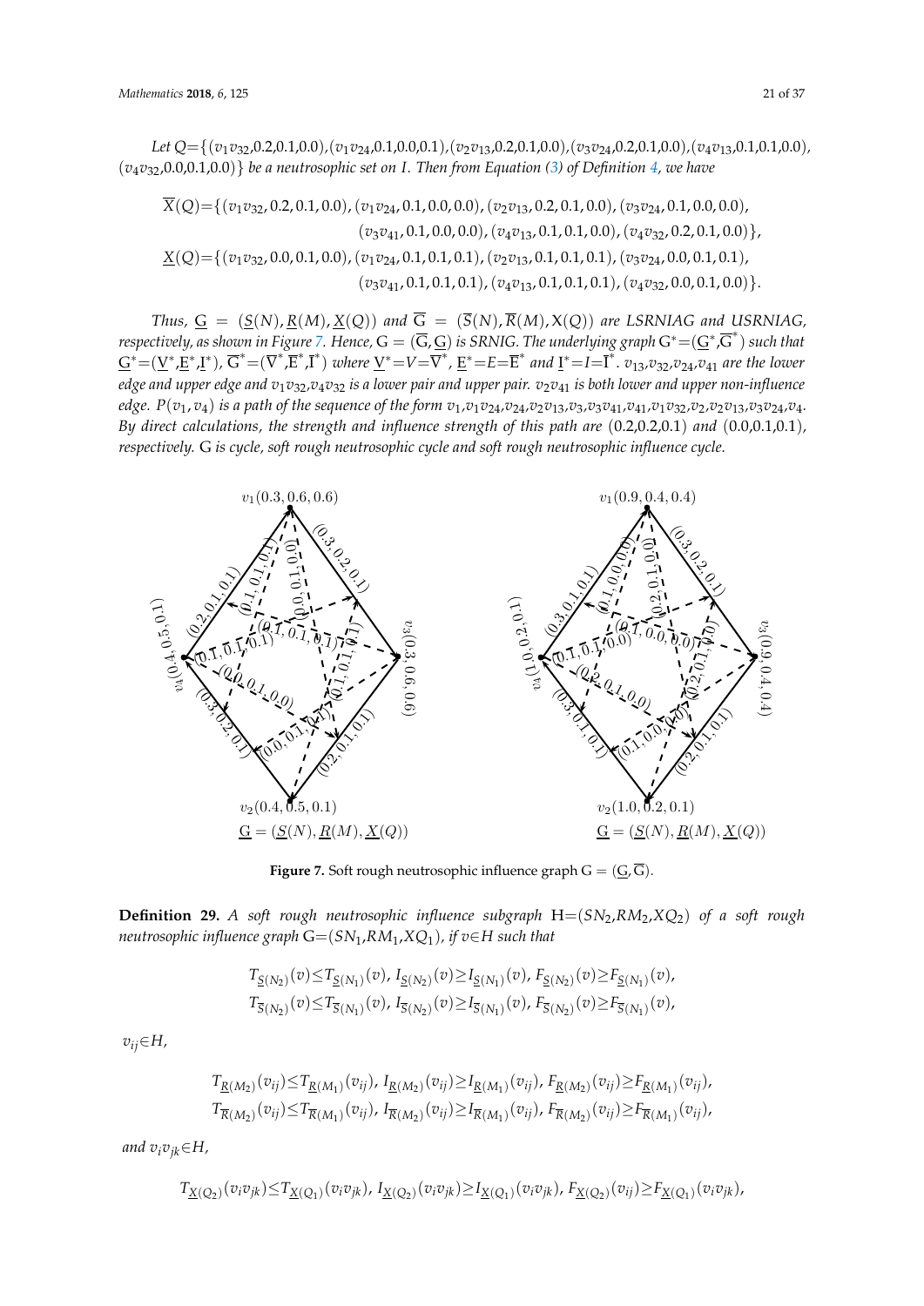*Let* $Q$=$\{(v_1v_{32}$,0.2,0.1,0.0),$(v_1v_{24}$,0.1,0.0,0.1),$(v_2v_{13}$,0.2,0.1,0.0),$(v_3v_{24}$,0.2,0.1,0.0),$(v_4v_{13}$,0.1,0.1,0.0), $(v_4v_{32}$,0.0,0.1,0.0)$\}$ *be a neutrosophic set on I. Then from Equation (3) of Definition 4, we have*

$$\overline{X}(Q)=\{(v_1v_{32}, 0.2, 0.1, 0.0), (v_1v_{24}, 0.1, 0.0, 0.0), (v_2v_{13}, 0.2, 0.1, 0.0), (v_3v_{24}, 0.1, 0.0, 0.0), (v_3v_{41}, 0.1, 0.0, 0.0), (v_4v_{13}, 0.1, 0.1, 0.0), (v_4v_{32}, 0.2, 0.1, 0.0)\},$$

$$\underline{X}(Q)=\{(v_1v_{32}, 0.0, 0.1, 0.0), (v_1v_{24}, 0.1, 0.1, 0.1), (v_2v_{13}, 0.1, 0.1, 0.1), (v_3v_{24}, 0.0, 0.1, 0.1), (v_3v_{41}, 0.1, 0.1, 0.1), (v_4v_{13}, 0.1, 0.1, 0.1), (v_4v_{32}, 0.0, 0.1, 0.0)\}.$$

*Thus,* $\underline{G} = (\underline{S}(N), \underline{R}(M), \underline{X}(Q))$ *and* $\overline{G} = (\overline{S}(N), \overline{R}(M), X(Q))$ *are LSRNIAG and USRNIAG, respectively, as shown in Figure 7. Hence,* $G = (\overline{G}, \underline{G})$ *is SRNIG. The underlying graph* $G^*=(\underline{G}^*,\overline{G}^*)$ *such that* $\underline{G}^*=(\underline{V}^*,\underline{E}^*,\underline{I}^*)$, $\overline{G}^*=(\overline{V}^*,\overline{E}^*,\overline{I}^*)$ *where* $\underline{V}^*=V=\overline{V}^*$, $\underline{E}^*=E=\overline{E}^*$ *and* $\underline{I}^*=I=\overline{I}^*$. $v_{13}$,$v_{32}$,$v_{24}$,$v_{41}$ *are the lower edge and upper edge and* $v_1v_{32}$,$v_4v_{32}$ *is a lower pair and upper pair.* $v_2v_{41}$ *is both lower and upper non-influence edge.* $P(v_1, v_4)$ *is a path of the sequence of the form* $v_1$,$v_1v_{24}$,$v_{24}$,$v_2v_{13}$,$v_3$,$v_3v_{41}$,$v_{41}$,$v_1v_{32}$,$v_2$,$v_2v_{13}$,$v_3v_{24}$,$v_4$. *By direct calculations, the strength and influence strength of this path are* (0.2,0.2,0.1) *and* (0.0,0.1,0.1), *respectively.* G *is cycle, soft rough neutrosophic cycle and soft rough neutrosophic influence cycle.*

**Figure 7.** Soft rough neutrosophic influence graph $G = (\underline{G}, \overline{G})$.

**Definition 29.** *A soft rough neutrosophic influence subgraph* $H$=$(SN_2$,$RM_2$,$XQ_2)$ *of a soft rough neutrosophic influence graph* $G$=$(SN_1$,$RM_1$,$XQ_1)$, *if* $v\in H$ *such that*

$$T_{\underline{S}(N_2)}(v)\leq T_{\underline{S}(N_1)}(v),\ I_{\underline{S}(N_2)}(v)\geq I_{\underline{S}(N_1)}(v),\ F_{\underline{S}(N_2)}(v)\geq F_{\underline{S}(N_1)}(v),$$
$$T_{\overline{S}(N_2)}(v)\leq T_{\overline{S}(N_1)}(v),\ I_{\overline{S}(N_2)}(v)\geq I_{\overline{S}(N_1)}(v),\ F_{\overline{S}(N_2)}(v)\geq F_{\overline{S}(N_1)}(v),$$

$v_{ij}\in H$,

$$T_{\underline{R}(M_2)}(v_{ij})\leq T_{\underline{R}(M_1)}(v_{ij}),\ I_{\underline{R}(M_2)}(v_{ij})\geq I_{\underline{R}(M_1)}(v_{ij}),\ F_{\underline{R}(M_2)}(v_{ij})\geq F_{\underline{R}(M_1)}(v_{ij}),$$
$$T_{\overline{R}(M_2)}(v_{ij})\leq T_{\overline{R}(M_1)}(v_{ij}),\ I_{\overline{R}(M_2)}(v_{ij})\geq I_{\overline{R}(M_1)}(v_{ij}),\ F_{\overline{R}(M_2)}(v_{ij})\geq F_{\overline{R}(M_1)}(v_{ij}),$$

*and* $v_iv_{jk}\in H$,

$$T_{\underline{X}(Q_2)}(v_iv_{jk})\leq T_{\underline{X}(Q_1)}(v_iv_{jk}),\ I_{\underline{X}(Q_2)}(v_iv_{jk})\geq I_{\underline{X}(Q_1)}(v_iv_{jk}),\ F_{\underline{X}(Q_2)}(v_{ij})\geq F_{\underline{X}(Q_1)}(v_iv_{jk}),$$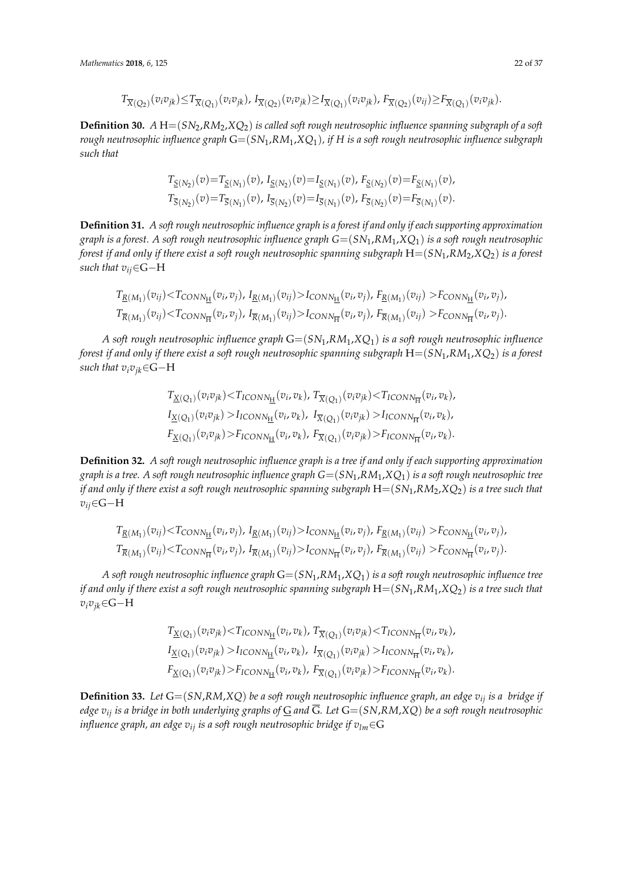$$T_{\overline{X}(Q_2)}(v_iv_{jk}){\leq}T_{\overline{X}(Q_1)}(v_iv_{jk}),\ I_{\overline{X}(Q_2)}(v_iv_{jk}){\geq}I_{\overline{X}(Q_1)}(v_iv_{jk}),\ F_{\overline{X}(Q_2)}(v_{ij}){\geq}F_{\overline{X}(Q_1)}(v_iv_{jk}).$$

**Definition 30.** *A* H=$(SN_2,RM_2,XQ_2)$ *is called soft rough neutrosophic influence spanning subgraph of a soft rough neutrosophic influence graph* G=$(SN_1,RM_1,XQ_1)$*, if H is a soft rough neutrosophic influence subgraph such that*

$$T_{\underline{S}(N_2)}(v){=}T_{\underline{S}(N_1)}(v),\ I_{\underline{S}(N_2)}(v){=}I_{\underline{S}(N_1)}(v),\ F_{\underline{S}(N_2)}(v){=}F_{\underline{S}(N_1)}(v),$$
$$T_{\overline{S}(N_2)}(v){=}T_{\overline{S}(N_1)}(v),\ I_{\overline{S}(N_2)}(v){=}I_{\overline{S}(N_1)}(v),\ F_{\overline{S}(N_2)}(v){=}F_{\overline{S}(N_1)}(v).$$

**Definition 31.** *A soft rough neutrosophic influence graph is a forest if and only if each supporting approximation graph is a forest. A soft rough neutrosophic influence graph* $G{=}(SN_1,RM_1,XQ_1)$ *is a soft rough neutrosophic forest if and only if there exist a soft rough neutrosophic spanning subgraph* H=$(SN_1,RM_2,XQ_2)$ *is a forest such that* $v_{ij}{\in}$G$-$H

$$T_{\underline{R}(M_1)}(v_{ij}){<}T_{CONN_{\underline{H}}}(v_i,v_j),\ I_{\underline{R}(M_1)}(v_{ij}){>}I_{CONN_{\underline{H}}}(v_i,v_j),\ F_{\underline{R}(M_1)}(v_{ij})\ {>}F_{CONN_{\underline{H}}}(v_i,v_j),$$
$$T_{\overline{R}(M_1)}(v_{ij}){<}T_{CONN_{\overline{H}}}(v_i,v_j),\ I_{\overline{R}(M_1)}(v_{ij}){>}I_{CONN_{\overline{H}}}(v_i,v_j),\ F_{\overline{R}(M_1)}(v_{ij})\ {>}F_{CONN_{\overline{H}}}(v_i,v_j).$$

*A soft rough neutrosophic influence graph* G=$(SN_1,RM_1,XQ_1)$ *is a soft rough neutrosophic influence forest if and only if there exist a soft rough neutrosophic spanning subgraph* H=$(SN_1,RM_1,XQ_2)$ *is a forest such that* $v_iv_{jk}{\in}$G$-$H

$$T_{\underline{X}(Q_1)}(v_iv_{jk}){<}T_{ICONN_{\underline{H}}}(v_i,v_k),\ T_{\overline{X}(Q_1)}(v_iv_{jk}){<}T_{ICONN_{\overline{H}}}(v_i,v_k),$$
$$I_{\underline{X}(Q_1)}(v_iv_{jk})\ {>}I_{ICONN_{\underline{H}}}(v_i,v_k),\ \ I_{\overline{X}(Q_1)}(v_iv_{jk})\ {>}I_{ICONN_{\overline{H}}}(v_i,v_k),$$
$$F_{\underline{X}(Q_1)}(v_iv_{jk}){>}F_{ICONN_{\underline{H}}}(v_i,v_k),\ F_{\overline{X}(Q_1)}(v_iv_{jk}){>}F_{ICONN_{\overline{H}}}(v_i,v_k).$$

**Definition 32.** *A soft rough neutrosophic influence graph is a tree if and only if each supporting approximation graph is a tree. A soft rough neutrosophic influence graph* $G{=}(SN_1,RM_1,XQ_1)$ *is a soft rough neutrosophic tree if and only if there exist a soft rough neutrosophic spanning subgraph* H=$(SN_1,RM_2,XQ_2)$ *is a tree such that* $v_{ij}{\in}$G$-$H

$$T_{\underline{R}(M_1)}(v_{ij}){<}T_{CONN_{\underline{H}}}(v_i,v_j),\ I_{\underline{R}(M_1)}(v_{ij}){>}I_{CONN_{\underline{H}}}(v_i,v_j),\ F_{\underline{R}(M_1)}(v_{ij})\ {>}F_{CONN_{\underline{H}}}(v_i,v_j),$$
$$T_{\overline{R}(M_1)}(v_{ij}){<}T_{CONN_{\overline{H}}}(v_i,v_j),\ I_{\overline{R}(M_1)}(v_{ij}){>}I_{CONN_{\overline{H}}}(v_i,v_j),\ F_{\overline{R}(M_1)}(v_{ij})\ {>}F_{CONN_{\overline{H}}}(v_i,v_j).$$

*A soft rough neutrosophic influence graph* G=$(SN_1,RM_1,XQ_1)$ *is a soft rough neutrosophic influence tree if and only if there exist a soft rough neutrosophic spanning subgraph* H=$(SN_1,RM_1,XQ_2)$ *is a tree such that* $v_iv_{jk}{\in}$G$-$H

$$T_{\underline{X}(Q_1)}(v_iv_{jk}){<}T_{ICONN_{\underline{H}}}(v_i,v_k),\ T_{\overline{X}(Q_1)}(v_iv_{jk}){<}T_{ICONN_{\overline{H}}}(v_i,v_k),$$
$$I_{\underline{X}(Q_1)}(v_iv_{jk})\ {>}I_{ICONN_{\underline{H}}}(v_i,v_k),\ \ I_{\overline{X}(Q_1)}(v_iv_{jk})\ {>}I_{ICONN_{\overline{H}}}(v_i,v_k),$$
$$F_{\underline{X}(Q_1)}(v_iv_{jk}){>}F_{ICONN_{\underline{H}}}(v_i,v_k),\ F_{\overline{X}(Q_1)}(v_iv_{jk}){>}F_{ICONN_{\overline{H}}}(v_i,v_k).$$

**Definition 33.** *Let* G=$(SN,RM,XQ)$ *be a soft rough neutrosophic influence graph, an edge* $v_{ij}$ *is a bridge if edge* $v_{ij}$ *is a bridge in both underlying graphs of* $\underline{G}$ *and* $\overline{G}$*. Let* G=$(SN,RM,XQ)$ *be a soft rough neutrosophic influence graph, an edge* $v_{ij}$ *is a soft rough neutrosophic bridge if* $v_{lm}{\in}$G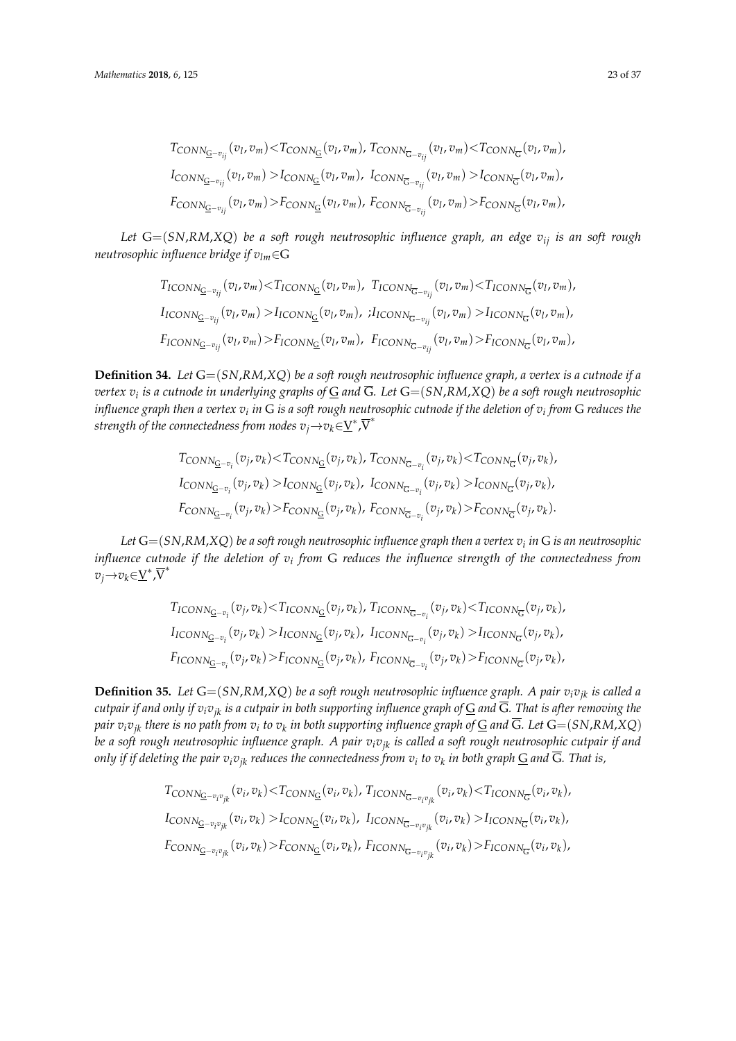$$T_{CONN_{\underline{G}-v_{ij}}}(v_l, v_m) < T_{CONN_{\underline{G}}}(v_l, v_m),\ T_{CONN_{\overline{G}-v_{ij}}}(v_l, v_m) < T_{CONN_{\overline{G}}}(v_l, v_m),$$
$$I_{CONN_{\underline{G}-v_{ij}}}(v_l, v_m) > I_{CONN_{\underline{G}}}(v_l, v_m),\ I_{CONN_{\overline{G}-v_{ij}}}(v_l, v_m) > I_{CONN_{\overline{G}}}(v_l, v_m),$$
$$F_{CONN_{\underline{G}-v_{ij}}}(v_l, v_m) > F_{CONN_{\underline{G}}}(v_l, v_m),\ F_{CONN_{\overline{G}-v_{ij}}}(v_l, v_m) > F_{CONN_{\overline{G}}}(v_l, v_m),$$

*Let* G=(*SN*,*RM*,*XQ*) *be a soft rough neutrosophic influence graph, an edge* $v_{ij}$ *is an soft rough neutrosophic influence bridge if* $v_{lm} \in$ G

$$T_{ICONN_{\underline{G}-v_{ij}}}(v_l, v_m) < T_{ICONN_{\underline{G}}}(v_l, v_m),\ T_{ICONN_{\overline{G}-v_{ij}}}(v_l, v_m) < T_{ICONN_{\overline{G}}}(v_l, v_m),$$
$$I_{ICONN_{\underline{G}-v_{ij}}}(v_l, v_m) > I_{ICONN_{\underline{G}}}(v_l, v_m),\ ;I_{ICONN_{\overline{G}-v_{ij}}}(v_l, v_m) > I_{ICONN_{\overline{G}}}(v_l, v_m),$$
$$F_{ICONN_{\underline{G}-v_{ij}}}(v_l, v_m) > F_{ICONN_{\underline{G}}}(v_l, v_m),\ F_{ICONN_{\overline{G}-v_{ij}}}(v_l, v_m) > F_{ICONN_{\overline{G}}}(v_l, v_m),$$

**Definition 34.** *Let* G=(*SN*,*RM*,*XQ*) *be a soft rough neutrosophic influence graph, a vertex is a cutnode if a vertex* $v_i$ *is a cutnode in underlying graphs of* $\underline{G}$ *and* $\overline{G}$*. Let* G=(*SN*,*RM*,*XQ*) *be a soft rough neutrosophic influence graph then a vertex* $v_i$ *in* G *is a soft rough neutrosophic cutnode if the deletion of* $v_i$ *from* G *reduces the strength of the connectedness from nodes* $v_j \to v_k \in \underline{V}^*, \overline{V}^*$

$$T_{CONN_{\underline{G}-v_i}}(v_j, v_k) < T_{CONN_{\underline{G}}}(v_j, v_k),\ T_{CONN_{\overline{G}-v_i}}(v_j, v_k) < T_{CONN_{\overline{G}}}(v_j, v_k),$$
$$I_{CONN_{\underline{G}-v_i}}(v_j, v_k) > I_{CONN_{\underline{G}}}(v_j, v_k),\ I_{CONN_{\overline{G}-v_i}}(v_j, v_k) > I_{CONN_{\overline{G}}}(v_j, v_k),$$
$$F_{CONN_{\underline{G}-v_i}}(v_j, v_k) > F_{CONN_{\underline{G}}}(v_j, v_k),\ F_{CONN_{\overline{G}-v_i}}(v_j, v_k) > F_{CONN_{\overline{G}}}(v_j, v_k).$$

*Let* G=(*SN*,*RM*,*XQ*) *be a soft rough neutrosophic influence graph then a vertex* $v_i$ *in* G *is an neutrosophic influence cutnode if the deletion of* $v_i$ *from* G *reduces the influence strength of the connectedness from* $v_j \to v_k \in \underline{V}^*, \overline{V}^*$

$$T_{ICONN_{\underline{G}-v_i}}(v_j, v_k) < T_{ICONN_{\underline{G}}}(v_j, v_k),\ T_{ICONN_{\overline{G}-v_i}}(v_j, v_k) < T_{ICONN_{\overline{G}}}(v_j, v_k),$$
$$I_{ICONN_{\underline{G}-v_i}}(v_j, v_k) > I_{ICONN_{\underline{G}}}(v_j, v_k),\ I_{ICONN_{\overline{G}-v_i}}(v_j, v_k) > I_{ICONN_{\overline{G}}}(v_j, v_k),$$
$$F_{ICONN_{\underline{G}-v_i}}(v_j, v_k) > F_{ICONN_{\underline{G}}}(v_j, v_k),\ F_{ICONN_{\overline{G}-v_i}}(v_j, v_k) > F_{ICONN_{\overline{G}}}(v_j, v_k),$$

**Definition 35.** *Let* G=(*SN*,*RM*,*XQ*) *be a soft rough neutrosophic influence graph. A pair* $v_i v_{jk}$ *is called a cutpair if and only if* $v_i v_{jk}$ *is a cutpair in both supporting influence graph of* $\underline{G}$ *and* $\overline{G}$*. That is after removing the pair* $v_i v_{jk}$ *there is no path from* $v_i$ *to* $v_k$ *in both supporting influence graph of* $\underline{G}$ *and* $\overline{G}$*. Let* G=(*SN*,*RM*,*XQ*) *be a soft rough neutrosophic influence graph. A pair* $v_i v_{jk}$ *is called a soft rough neutrosophic cutpair if and only if if deleting the pair* $v_i v_{jk}$ *reduces the connectedness from* $v_i$ *to* $v_k$ *in both graph* $\underline{G}$ *and* $\overline{G}$*. That is,*

$$T_{CONN_{\underline{G}-v_i v_{jk}}}(v_i, v_k) < T_{CONN_{\underline{G}}}(v_i, v_k),\ T_{ICONN_{\overline{G}-v_i v_{jk}}}(v_i, v_k) < T_{ICONN_{\overline{G}}}(v_i, v_k),$$
$$I_{CONN_{\underline{G}-v_i v_{jk}}}(v_i, v_k) > I_{CONN_{\underline{G}}}(v_i, v_k),\ I_{ICONN_{\overline{G}-v_i v_{jk}}}(v_i, v_k) > I_{ICONN_{\overline{G}}}(v_i, v_k),$$
$$F_{CONN_{\underline{G}-v_i v_{jk}}}(v_i, v_k) > F_{CONN_{\underline{G}}}(v_i, v_k),\ F_{ICONN_{\overline{G}-v_i v_{jk}}}(v_i, v_k) > F_{ICONN_{\overline{G}}}(v_i, v_k),$$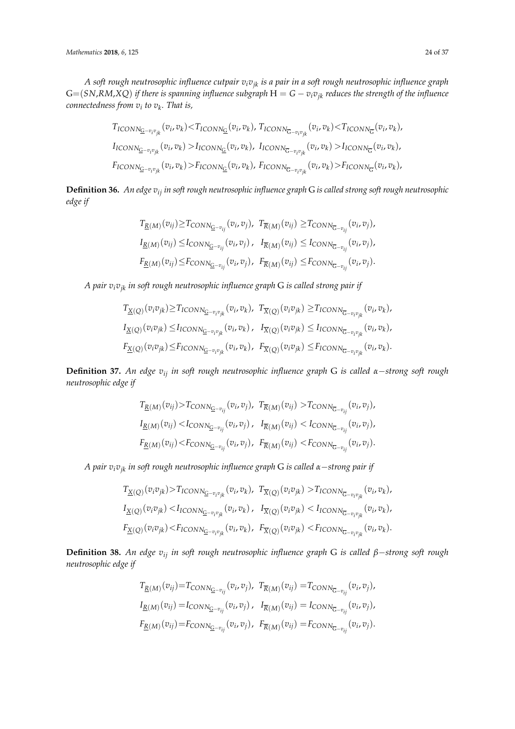*A soft rough neutrosophic influence cutpair $v_i v_{jk}$ is a pair in a soft rough neutrosophic influence graph* G$=(SN,RM,XQ)$ *if there is spanning influence subgraph* $\mathrm{H} = G - v_i v_{jk}$ *reduces the strength of the influence connectedness from $v_i$ to $v_k$. That is,*

$$
\begin{aligned}
&T_{ICONN_{\underline{G}-v_iv_{jk}}}(v_i,v_k)<T_{ICONN_{\underline{G}}}(v_i,v_k),\ T_{ICONN_{\overline{G}-v_iv_{jk}}}(v_i,v_k)<T_{ICONN_{\overline{G}}}(v_i,v_k),\\
&I_{ICONN_{\underline{G}-v_iv_{jk}}}(v_i,v_k)>I_{ICONN_{\underline{G}}}(v_i,v_k),\ I_{ICONN_{\overline{G}-v_iv_{jk}}}(v_i,v_k)>I_{ICONN_{\overline{G}}}(v_i,v_k),\\
&F_{ICONN_{\underline{G}-v_iv_{jk}}}(v_i,v_k)>F_{ICONN_{\underline{G}}}(v_i,v_k),\ F_{ICONN_{\overline{G}-v_iv_{jk}}}(v_i,v_k)>F_{ICONN_{\overline{G}}}(v_i,v_k),
\end{aligned}
$$

**Definition 36.** *An edge $v_{ij}$ in soft rough neutrosophic influence graph* G *is called strong soft rough neutrosophic edge if*

$$
\begin{aligned}
&T_{\underline{R}(M)}(v_{ij})\geq T_{CONN_{\underline{G}-v_{ij}}}(v_i,v_j),\ T_{\overline{R}(M)}(v_{ij})\geq T_{CONN_{\overline{G}-v_{ij}}}(v_i,v_j),\\
&I_{\underline{R}(M)}(v_{ij})\leq I_{CONN_{\underline{G}-v_{ij}}}(v_i,v_j),\ I_{\overline{R}(M)}(v_{ij})\leq I_{CONN_{\overline{G}-v_{ij}}}(v_i,v_j),\\
&F_{\underline{R}(M)}(v_{ij})\leq F_{CONN_{\underline{G}-v_{ij}}}(v_i,v_j),\ F_{\overline{R}(M)}(v_{ij})\leq F_{CONN_{\overline{G}-v_{ij}}}(v_i,v_j).
\end{aligned}
$$

*A pair $v_i v_{jk}$ in soft rough neutrosophic influence graph* G *is called strong pair if*

$$
\begin{aligned}
&T_{\underline{X}(Q)}(v_iv_{jk})\geq T_{ICONN_{\underline{G}-v_iv_{jk}}}(v_i,v_k),\ T_{\overline{X}(Q)}(v_iv_{jk})\geq T_{ICONN_{\overline{G}-v_iv_{jk}}}(v_i,v_k),\\
&I_{\underline{X}(Q)}(v_iv_{jk})\leq I_{ICONN_{\underline{G}-v_iv_{jk}}}(v_i,v_k),\ I_{\overline{X}(Q)}(v_iv_{jk})\leq I_{ICONN_{\overline{G}-v_iv_{jk}}}(v_i,v_k),\\
&F_{\underline{X}(Q)}(v_iv_{jk})\leq F_{ICONN_{\underline{G}-v_iv_{jk}}}(v_i,v_k),\ F_{\overline{X}(Q)}(v_iv_{jk})\leq F_{ICONN_{\overline{G}-v_iv_{jk}}}(v_i,v_k).
\end{aligned}
$$

**Definition 37.** *An edge $v_{ij}$ in soft rough neutrosophic influence graph* G *is called $\alpha-$strong soft rough neutrosophic edge if*

$$
\begin{aligned}
&T_{\underline{R}(M)}(v_{ij})> T_{CONN_{\underline{G}-v_{ij}}}(v_i,v_j),\ T_{\overline{R}(M)}(v_{ij})> T_{CONN_{\overline{G}-v_{ij}}}(v_i,v_j),\\
&I_{\underline{R}(M)}(v_{ij})< I_{CONN_{\underline{G}-v_{ij}}}(v_i,v_j),\ I_{\overline{R}(M)}(v_{ij})< I_{CONN_{\overline{G}-v_{ij}}}(v_i,v_j),\\
&F_{\underline{R}(M)}(v_{ij})< F_{CONN_{\underline{G}-v_{ij}}}(v_i,v_j),\ F_{\overline{R}(M)}(v_{ij})< F_{CONN_{\overline{G}-v_{ij}}}(v_i,v_j).
\end{aligned}
$$

*A pair $v_i v_{jk}$ in soft rough neutrosophic influence graph* G *is called $\alpha-$strong pair if*

$$
\begin{aligned}
&T_{\underline{X}(Q)}(v_iv_{jk})> T_{ICONN_{\underline{G}-v_iv_{jk}}}(v_i,v_k),\ T_{\overline{X}(Q)}(v_iv_{jk})> T_{ICONN_{\overline{G}-v_iv_{jk}}}(v_i,v_k),\\
&I_{\underline{X}(Q)}(v_iv_{jk})< I_{ICONN_{\underline{G}-v_iv_{jk}}}(v_i,v_k),\ I_{\overline{X}(Q)}(v_iv_{jk})< I_{ICONN_{\overline{G}-v_iv_{jk}}}(v_i,v_k),\\
&F_{\underline{X}(Q)}(v_iv_{jk})< F_{ICONN_{\underline{G}-v_iv_{jk}}}(v_i,v_k),\ F_{\overline{X}(Q)}(v_iv_{jk})< F_{ICONN_{\overline{G}-v_iv_{jk}}}(v_i,v_k).
\end{aligned}
$$

**Definition 38.** *An edge $v_{ij}$ in soft rough neutrosophic influence graph* G *is called $\beta-$strong soft rough neutrosophic edge if*

$$
\begin{aligned}
&T_{\underline{R}(M)}(v_{ij})= T_{CONN_{\underline{G}-v_{ij}}}(v_i,v_j),\ T_{\overline{R}(M)}(v_{ij})= T_{CONN_{\overline{G}-v_{ij}}}(v_i,v_j),\\
&I_{\underline{R}(M)}(v_{ij})= I_{CONN_{\underline{G}-v_{ij}}}(v_i,v_j),\ I_{\overline{R}(M)}(v_{ij})= I_{CONN_{\overline{G}-v_{ij}}}(v_i,v_j),\\
&F_{\underline{R}(M)}(v_{ij})= F_{CONN_{\underline{G}-v_{ij}}}(v_i,v_j),\ F_{\overline{R}(M)}(v_{ij})= F_{CONN_{\overline{G}-v_{ij}}}(v_i,v_j).
\end{aligned}
$$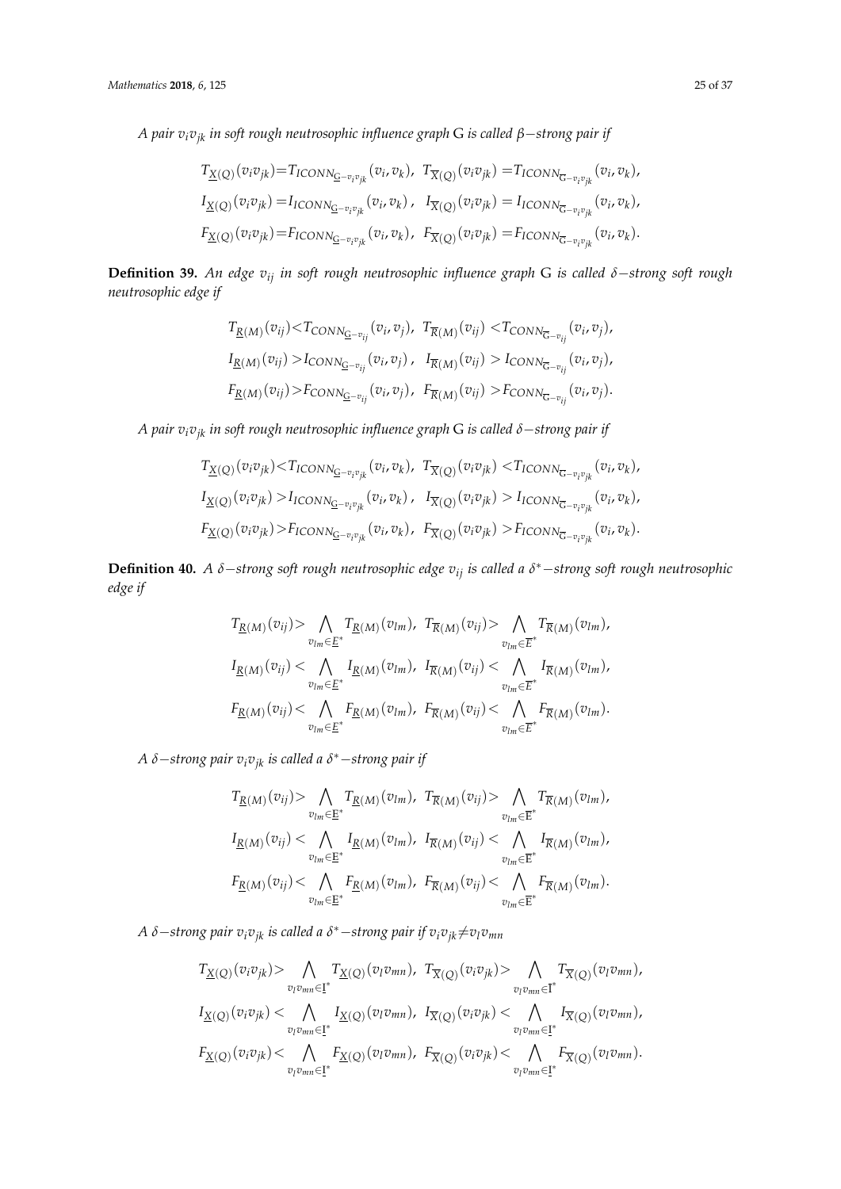*A pair $v_i v_{jk}$ in soft rough neutrosophic influence graph* G *is called $\beta-$strong pair if*

$$T_{\underline{X}(Q)}(v_iv_{jk})=T_{ICONN_{\underline{G}-v_iv_{jk}}}(v_i,v_k),\;\; T_{\overline{X}(Q)}(v_iv_{jk})=T_{ICONN_{\overline{G}-v_iv_{jk}}}(v_i,v_k),$$
$$I_{\underline{X}(Q)}(v_iv_{jk})=I_{ICONN_{\underline{G}-v_iv_{jk}}}(v_i,v_k),\;\; I_{\overline{X}(Q)}(v_iv_{jk})=I_{ICONN_{\overline{G}-v_iv_{jk}}}(v_i,v_k),$$
$$F_{\underline{X}(Q)}(v_iv_{jk})=F_{ICONN_{\underline{G}-v_iv_{jk}}}(v_i,v_k),\;\; F_{\overline{X}(Q)}(v_iv_{jk})=F_{ICONN_{\overline{G}-v_iv_{jk}}}(v_i,v_k).$$

**Definition 39.** *An edge $v_{ij}$ in soft rough neutrosophic influence graph* G *is called $\delta-$strong soft rough neutrosophic edge if*

$$T_{\underline{R}(M)}(v_{ij})<T_{CONN_{\underline{G}-v_{ij}}}(v_i,v_j),\;\; T_{\overline{R}(M)}(v_{ij})<T_{CONN_{\overline{G}-v_{ij}}}(v_i,v_j),$$
$$I_{\underline{R}(M)}(v_{ij})>I_{CONN_{\underline{G}-v_{ij}}}(v_i,v_j),\;\; I_{\overline{R}(M)}(v_{ij})>I_{CONN_{\overline{G}-v_{ij}}}(v_i,v_j),$$
$$F_{\underline{R}(M)}(v_{ij})>F_{CONN_{\underline{G}-v_{ij}}}(v_i,v_j),\;\; F_{\overline{R}(M)}(v_{ij})>F_{CONN_{\overline{G}-v_{ij}}}(v_i,v_j).$$

*A pair $v_i v_{jk}$ in soft rough neutrosophic influence graph* G *is called $\delta-$strong pair if*

$$T_{\underline{X}(Q)}(v_iv_{jk})<T_{ICONN_{\underline{G}-v_iv_{jk}}}(v_i,v_k),\;\; T_{\overline{X}(Q)}(v_iv_{jk})<T_{ICONN_{\overline{G}-v_iv_{jk}}}(v_i,v_k),$$
$$I_{\underline{X}(Q)}(v_iv_{jk})>I_{ICONN_{\underline{G}-v_iv_{jk}}}(v_i,v_k),\;\; I_{\overline{X}(Q)}(v_iv_{jk})>I_{ICONN_{\overline{G}-v_iv_{jk}}}(v_i,v_k),$$
$$F_{\underline{X}(Q)}(v_iv_{jk})>F_{ICONN_{\underline{G}-v_iv_{jk}}}(v_i,v_k),\;\; F_{\overline{X}(Q)}(v_iv_{jk})>F_{ICONN_{\overline{G}-v_iv_{jk}}}(v_i,v_k).$$

**Definition 40.** *A $\delta-$strong soft rough neutrosophic edge $v_{ij}$ is called a $\delta^*-$strong soft rough neutrosophic edge if*

$$T_{\underline{R}(M)}(v_{ij})>\bigwedge_{v_{lm}\in\underline{E}^*}T_{\underline{R}(M)}(v_{lm}),\;\; T_{\overline{R}(M)}(v_{ij})>\bigwedge_{v_{lm}\in\overline{E}^*}T_{\overline{R}(M)}(v_{lm}),$$
$$I_{\underline{R}(M)}(v_{ij})<\bigwedge_{v_{lm}\in\underline{E}^*}I_{\underline{R}(M)}(v_{lm}),\;\; I_{\overline{R}(M)}(v_{ij})<\bigwedge_{v_{lm}\in\overline{E}^*}I_{\overline{R}(M)}(v_{lm}),$$
$$F_{\underline{R}(M)}(v_{ij})<\bigwedge_{v_{lm}\in\underline{E}^*}F_{\underline{R}(M)}(v_{lm}),\;\; F_{\overline{R}(M)}(v_{ij})<\bigwedge_{v_{lm}\in\overline{E}^*}F_{\overline{R}(M)}(v_{lm}).$$

*A $\delta-$strong pair $v_i v_{jk}$ is called a $\delta^*-$strong pair if*

$$T_{\underline{R}(M)}(v_{ij})>\bigwedge_{v_{lm}\in\underline{E}^*}T_{\underline{R}(M)}(v_{lm}),\;\; T_{\overline{R}(M)}(v_{ij})>\bigwedge_{v_{lm}\in\overline{E}^*}T_{\overline{R}(M)}(v_{lm}),$$
$$I_{\underline{R}(M)}(v_{ij})<\bigwedge_{v_{lm}\in\underline{E}^*}I_{\underline{R}(M)}(v_{lm}),\;\; I_{\overline{R}(M)}(v_{ij})<\bigwedge_{v_{lm}\in\overline{E}^*}I_{\overline{R}(M)}(v_{lm}),$$
$$F_{\underline{R}(M)}(v_{ij})<\bigwedge_{v_{lm}\in\underline{E}^*}F_{\underline{R}(M)}(v_{lm}),\;\; F_{\overline{R}(M)}(v_{ij})<\bigwedge_{v_{lm}\in\overline{E}^*}F_{\overline{R}(M)}(v_{lm}).$$

*A $\delta-$strong pair $v_i v_{jk}$ is called a $\delta^*-$strong pair if $v_iv_{jk}\neq v_lv_{mn}$*

$$T_{\underline{X}(Q)}(v_iv_{jk})>\bigwedge_{v_lv_{mn}\in\underline{I}^*}T_{\underline{X}(Q)}(v_lv_{mn}),\;\; T_{\overline{X}(Q)}(v_iv_{jk})>\bigwedge_{v_lv_{mn}\in\overline{I}^*}T_{\overline{X}(Q)}(v_lv_{mn}),$$
$$I_{\underline{X}(Q)}(v_iv_{jk})<\bigwedge_{v_lv_{mn}\in\underline{I}^*}I_{\underline{X}(Q)}(v_lv_{mn}),\;\; I_{\overline{X}(Q)}(v_iv_{jk})<\bigwedge_{v_lv_{mn}\in\underline{I}^*}I_{\overline{X}(Q)}(v_lv_{mn}),$$
$$F_{\underline{X}(Q)}(v_iv_{jk})<\bigwedge_{v_lv_{mn}\in\underline{I}^*}F_{\underline{X}(Q)}(v_lv_{mn}),\;\; F_{\overline{X}(Q)}(v_iv_{jk})<\bigwedge_{v_lv_{mn}\in\underline{I}^*}F_{\overline{X}(Q)}(v_lv_{mn}).$$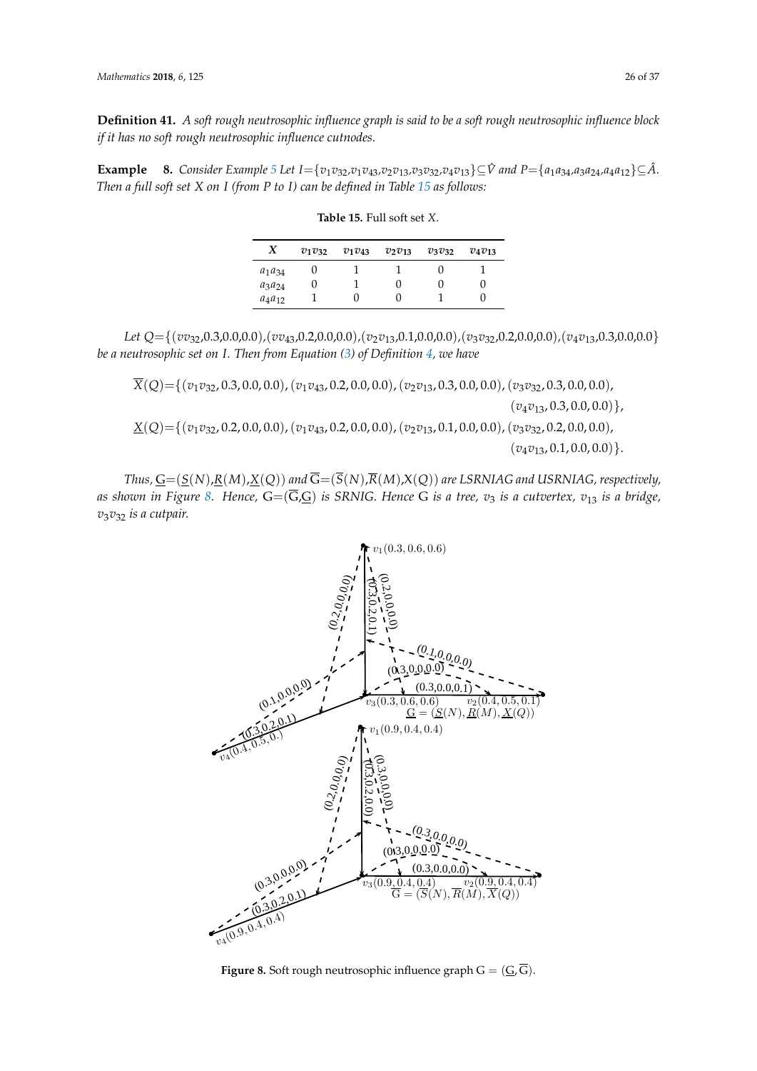**Definition 41.** *A soft rough neutrosophic influence graph is said to be a soft rough neutrosophic influence block if it has no soft rough neutrosophic influence cutnodes.*

**Example 8.** *Consider Example 5 Let* $I=\{v_1v_{32}, v_1v_{43}, v_2v_{13}, v_3v_{32}, v_4v_{13}\}\subseteq\hat{V}$ *and* $P=\{a_1a_{34}, a_3a_{24}, a_4a_{12}\}\subseteq\hat{A}$*. Then a full soft set X on I (from P to I) can be defined in Table 15 as follows:*

**Table 15.** Full soft set $X$.

| $X$ | $v_1v_{32}$ | $v_1v_{43}$ | $v_2v_{13}$ | $v_3v_{32}$ | $v_4v_{13}$ |
|---|---|---|---|---|---|
| $a_1a_{34}$ | 0 | 1 | 1 | 0 | 1 |
| $a_3a_{24}$ | 0 | 1 | 0 | 0 | 0 |
| $a_4a_{12}$ | 1 | 0 | 0 | 1 | 0 |

*Let* $Q=\{(vv_{32},0.3,0.0,0.0),(vv_{43},0.2,0.0,0.0),(v_2v_{13},0.1,0.0,0.0),(v_3v_{32},0.2,0.0,0.0),(v_4v_{13},0.3,0.0,0.0\}$ *be a neutrosophic set on I. Then from Equation (3) of Definition 4, we have*

$$\overline{X}(Q)=\{(v_1v_{32}, 0.3, 0.0, 0.0), (v_1v_{43}, 0.2, 0.0, 0.0), (v_2v_{13}, 0.3, 0.0, 0.0), (v_3v_{32}, 0.3, 0.0, 0.0), (v_4v_{13}, 0.3, 0.0, 0.0)\},$$

$$\underline{X}(Q)=\{(v_1v_{32}, 0.2, 0.0, 0.0), (v_1v_{43}, 0.2, 0.0, 0.0), (v_2v_{13}, 0.1, 0.0, 0.0), (v_3v_{32}, 0.2, 0.0, 0.0), (v_4v_{13}, 0.1, 0.0, 0.0)\}.$$

*Thus,* $\underline{G}=(\underline{S}(N),\underline{R}(M),\underline{X}(Q))$ *and* $\overline{G}=(\overline{S}(N),\overline{R}(M),X(Q))$ *are LSRNIAG and USRNIAG, respectively, as shown in Figure 8. Hence,* $G=(\overline{G},\underline{G})$ *is SRNIG. Hence G is a tree,* $v_3$ *is a cutvertex,* $v_{13}$ *is a bridge,* $v_3v_{32}$ *is a cutpair.*

**Figure 8.** Soft rough neutrosophic influence graph $G = (\underline{G}, \overline{G})$.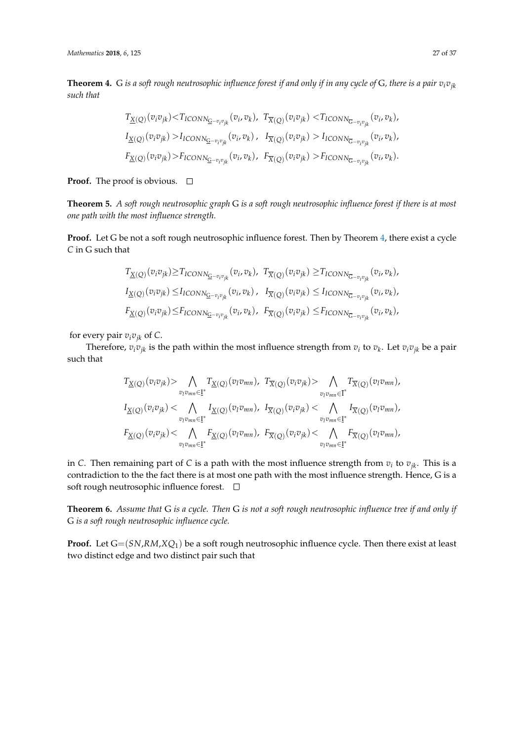**Theorem 4.** G *is a soft rough neutrosophic influence forest if and only if in any cycle of* G*, there is a pair* $v_iv_{jk}$ *such that*

$$T_{\underline{X}(Q)}(v_iv_{jk}) < T_{ICONN_{\underline{G}-v_iv_{jk}}}(v_i, v_k),\ \ T_{\overline{X}(Q)}(v_iv_{jk}) < T_{ICONN_{\overline{G}-v_iv_{jk}}}(v_i, v_k),$$
$$I_{\underline{X}(Q)}(v_iv_{jk}) > I_{ICONN_{\underline{G}-v_iv_{jk}}}(v_i, v_k),\ \ I_{\overline{X}(Q)}(v_iv_{jk}) > I_{ICONN_{\overline{G}-v_iv_{jk}}}(v_i, v_k),$$
$$F_{\underline{X}(Q)}(v_iv_{jk}) > F_{ICONN_{\underline{G}-v_iv_{jk}}}(v_i, v_k),\ \ F_{\overline{X}(Q)}(v_iv_{jk}) > F_{ICONN_{\overline{G}-v_iv_{jk}}}(v_i, v_k).$$

**Proof.** The proof is obvious. □

**Theorem 5.** *A soft rough neutrosophic graph* G *is a soft rough neutrosophic influence forest if there is at most one path with the most influence strength.*

**Proof.** Let G be not a soft rough neutrosophic influence forest. Then by Theorem 4, there exist a cycle $C$ in G such that

$$T_{\underline{X}(Q)}(v_iv_{jk}) \geq T_{ICONN_{\underline{G}-v_iv_{jk}}}(v_i, v_k),\ \ T_{\overline{X}(Q)}(v_iv_{jk}) \geq T_{ICONN_{\overline{G}-v_iv_{jk}}}(v_i, v_k),$$
$$I_{\underline{X}(Q)}(v_iv_{jk}) \leq I_{ICONN_{\underline{G}-v_iv_{jk}}}(v_i, v_k),\ \ I_{\overline{X}(Q)}(v_iv_{jk}) \leq I_{ICONN_{\overline{G}-v_iv_{jk}}}(v_i, v_k),$$
$$F_{\underline{X}(Q)}(v_iv_{jk}) \leq F_{ICONN_{\underline{G}-v_iv_{jk}}}(v_i, v_k),\ \ F_{\overline{X}(Q)}(v_iv_{jk}) \leq F_{ICONN_{\overline{G}-v_iv_{jk}}}(v_i, v_k),$$

for every pair $v_iv_{jk}$ of $C$.

Therefore, $v_iv_{jk}$ is the path within the most influence strength from $v_i$ to $v_k$. Let $v_iv_{jk}$ be a pair such that

$$T_{\underline{X}(Q)}(v_iv_{jk}) > \bigwedge_{v_lv_{mn} \in \underline{I}^*} T_{\underline{X}(Q)}(v_lv_{mn}),\ \ T_{\overline{X}(Q)}(v_iv_{jk}) > \bigwedge_{v_lv_{mn} \in \overline{I}^*} T_{\overline{X}(Q)}(v_lv_{mn}),$$
$$I_{\underline{X}(Q)}(v_iv_{jk}) < \bigwedge_{v_lv_{mn} \in \underline{I}^*} I_{\underline{X}(Q)}(v_lv_{mn}),\ \ I_{\overline{X}(Q)}(v_iv_{jk}) < \bigwedge_{v_lv_{mn} \in \overline{I}^*} I_{\overline{X}(Q)}(v_lv_{mn}),$$
$$F_{\underline{X}(Q)}(v_iv_{jk}) < \bigwedge_{v_lv_{mn} \in \underline{I}^*} F_{\underline{X}(Q)}(v_lv_{mn}),\ \ F_{\overline{X}(Q)}(v_iv_{jk}) < \bigwedge_{v_lv_{mn} \in \overline{I}^*} F_{\overline{X}(Q)}(v_lv_{mn}),$$

in $C$. Then remaining part of $C$ is a path with the most influence strength from $v_i$ to $v_{jk}$. This is a contradiction to the the fact there is at most one path with the most influence strength. Hence, G is a soft rough neutrosophic influence forest. □

**Theorem 6.** *Assume that* G *is a cycle. Then* G *is not a soft rough neutrosophic influence tree if and only if* G *is a soft rough neutrosophic influence cycle.*

**Proof.** Let G$=(SN,RM,XQ_1)$ be a soft rough neutrosophic influence cycle. Then there exist at least two distinct edge and two distinct pair such that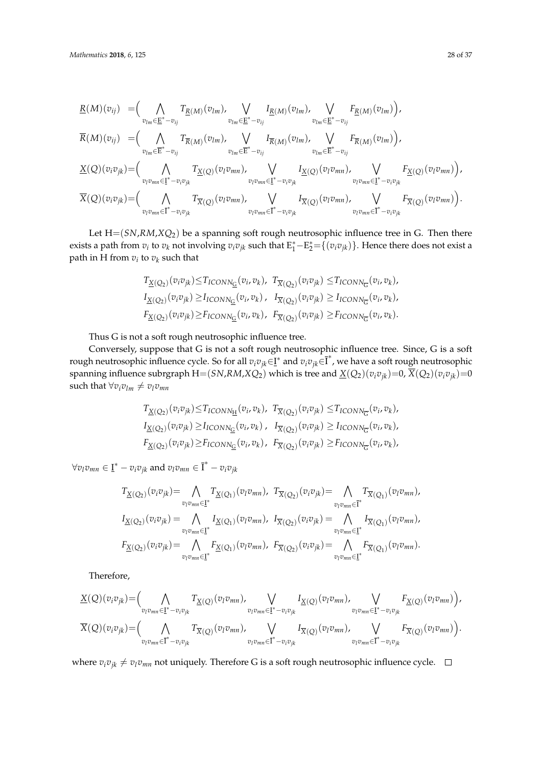$$
\begin{aligned}
\underline{R}(M)(v_{ij}) &= \Big( \bigwedge_{v_{lm} \in \underline{E}^* - v_{ij}} T_{\underline{R}(M)}(v_{lm}), \bigvee_{v_{lm} \in \underline{E}^* - v_{ij}} I_{\underline{R}(M)}(v_{lm}), \bigvee_{v_{lm} \in \underline{E}^* - v_{ij}} F_{\underline{R}(M)}(v_{lm}) \Big), \\
\overline{R}(M)(v_{ij}) &= \Big( \bigwedge_{v_{lm} \in \overline{E}^* - v_{ij}} T_{\overline{R}(M)}(v_{lm}), \bigvee_{v_{lm} \in \overline{E}^* - v_{ij}} I_{\overline{R}(M)}(v_{lm}), \bigvee_{v_{lm} \in \overline{E}^* - v_{ij}} F_{\overline{R}(M)}(v_{lm}) \Big), \\
\underline{X}(Q)(v_i v_{jk}) &= \Big( \bigwedge_{v_l v_{mn} \in \underline{I}^* - v_i v_{jk}} T_{\underline{X}(Q)}(v_l v_{mn}), \bigvee_{v_l v_{mn} \in \underline{I}^* - v_i v_{jk}} I_{\underline{X}(Q)}(v_l v_{mn}), \bigvee_{v_l v_{mn} \in \underline{I}^* - v_i v_{jk}} F_{\underline{X}(Q)}(v_l v_{mn}) \Big), \\
\overline{X}(Q)(v_i v_{jk}) &= \Big( \bigwedge_{v_l v_{mn} \in \overline{I}^* - v_i v_{jk}} T_{\overline{X}(Q)}(v_l v_{mn}), \bigvee_{v_l v_{mn} \in \overline{I}^* - v_i v_{jk}} I_{\overline{X}(Q)}(v_l v_{mn}), \bigvee_{v_l v_{mn} \in \overline{I}^* - v_i v_{jk}} F_{\overline{X}(Q)}(v_l v_{mn}) \Big).
\end{aligned}
$$

Let H=$(SN,RM,XQ_2)$ be a spanning soft rough neutrosophic influence tree in G. Then there exists a path from $v_i$ to $v_k$ not involving $v_i v_{jk}$ such that $E_1^* - E_2^* = \{(v_i v_{jk})\}$. Hence there does not exist a path in H from $v_i$ to $v_k$ such that

$$
\begin{aligned}
&T_{\underline{X}(Q_2)}(v_i v_{jk}) \leq T_{ICONN_{\underline{G}}}(v_i, v_k), \ \ T_{\overline{X}(Q_2)}(v_i v_{jk}) \leq T_{ICONN_{\overline{G}}}(v_i, v_k), \\
&I_{\underline{X}(Q_2)}(v_i v_{jk}) \geq I_{ICONN_{\underline{G}}}(v_i, v_k), \ \ I_{\overline{X}(Q_2)}(v_i v_{jk}) \geq I_{ICONN_{\overline{G}}}(v_i, v_k), \\
&F_{\underline{X}(Q_2)}(v_i v_{jk}) \geq F_{ICONN_{\underline{G}}}(v_i, v_k), \ \ F_{\overline{X}(Q_2)}(v_i v_{jk}) \geq F_{ICONN_{\overline{G}}}(v_i, v_k).
\end{aligned}
$$

Thus G is not a soft rough neutrosophic influence tree.

Conversely, suppose that G is not a soft rough neutrosophic influence tree. Since, G is a soft rough neutrosophic influence cycle. So for all $v_i v_{jk} \in \underline{I}^*$ and $v_i v_{jk} \in \overline{I}^*$, we have a soft rough neutrosophic spanning influence subrgraph H=$(SN,RM,XQ_2)$ which is tree and $\underline{X}(Q_2)(v_i v_{jk})=0$, $\overline{X}(Q_2)(v_i v_{jk})=0$ such that $\forall v_i v_{lm} \neq v_l v_{mn}$

$$
\begin{aligned}
&T_{\underline{X}(Q_2)}(v_i v_{jk}) \leq T_{ICONN_{\underline{H}}}(v_i, v_k), \ \ T_{\overline{X}(Q_2)}(v_i v_{jk}) \leq T_{ICONN_{\overline{G}}}(v_i, v_k), \\
&I_{\underline{X}(Q_2)}(v_i v_{jk}) \geq I_{ICONN_{\underline{G}}}(v_i, v_k), \ \ I_{\overline{X}(Q_2)}(v_i v_{jk}) \geq I_{ICONN_{\overline{G}}}(v_i, v_k), \\
&F_{\underline{X}(Q_2)}(v_i v_{jk}) \geq F_{ICONN_{\underline{G}}}(v_i, v_k), \ \ F_{\overline{X}(Q_2)}(v_i v_{jk}) \geq F_{ICONN_{\overline{G}}}(v_i, v_k),
\end{aligned}
$$

$\forall v_l v_{mn} \in \underline{I}^* - v_i v_{jk}$ and $v_l v_{mn} \in \overline{I}^* - v_i v_{jk}$

$$
\begin{aligned}
&T_{\underline{X}(Q_2)}(v_i v_{jk}) = \bigwedge_{v_l v_{mn} \in \underline{I}^*} T_{\underline{X}(Q_1)}(v_l v_{mn}), \ \ T_{\overline{X}(Q_2)}(v_i v_{jk}) = \bigwedge_{v_l v_{mn} \in \overline{I}^*} T_{\overline{X}(Q_1)}(v_l v_{mn}), \\
&I_{\underline{X}(Q_2)}(v_i v_{jk}) = \bigwedge_{v_l v_{mn} \in \underline{I}^*} I_{\underline{X}(Q_1)}(v_l v_{mn}), \ \ I_{\overline{X}(Q_2)}(v_i v_{jk}) = \bigwedge_{v_l v_{mn} \in \underline{I}^*} I_{\overline{X}(Q_1)}(v_l v_{mn}), \\
&F_{\underline{X}(Q_2)}(v_i v_{jk}) = \bigwedge_{v_l v_{mn} \in \underline{I}^*} F_{\underline{X}(Q_1)}(v_l v_{mn}), \ \ F_{\overline{X}(Q_2)}(v_i v_{jk}) = \bigwedge_{v_l v_{mn} \in \underline{I}^*} F_{\overline{X}(Q_1)}(v_l v_{mn}).
\end{aligned}
$$

Therefore,

$$
\begin{aligned}
\underline{X}(Q)(v_i v_{jk}) &= \Big( \bigwedge_{v_l v_{mn} \in \underline{I}^* - v_i v_{jk}} T_{\underline{X}(Q)}(v_l v_{mn}), \bigvee_{v_l v_{mn} \in \underline{I}^* - v_i v_{jk}} I_{\underline{X}(Q)}(v_l v_{mn}), \bigvee_{v_l v_{mn} \in \underline{I}^* - v_i v_{jk}} F_{\underline{X}(Q)}(v_l v_{mn}) \Big), \\
\overline{X}(Q)(v_i v_{jk}) &= \Big( \bigwedge_{v_l v_{mn} \in \overline{I}^* - v_i v_{jk}} T_{\overline{X}(Q)}(v_l v_{mn}), \bigvee_{v_l v_{mn} \in \overline{I}^* - v_i v_{jk}} I_{\overline{X}(Q)}(v_l v_{mn}), \bigvee_{v_l v_{mn} \in \overline{I}^* - v_i v_{jk}} F_{\overline{X}(Q)}(v_l v_{mn}) \Big).
\end{aligned}
$$

where $v_i v_{jk} \neq v_l v_{mn}$ not uniquely. Therefore G is a soft rough neutrosophic influence cycle. □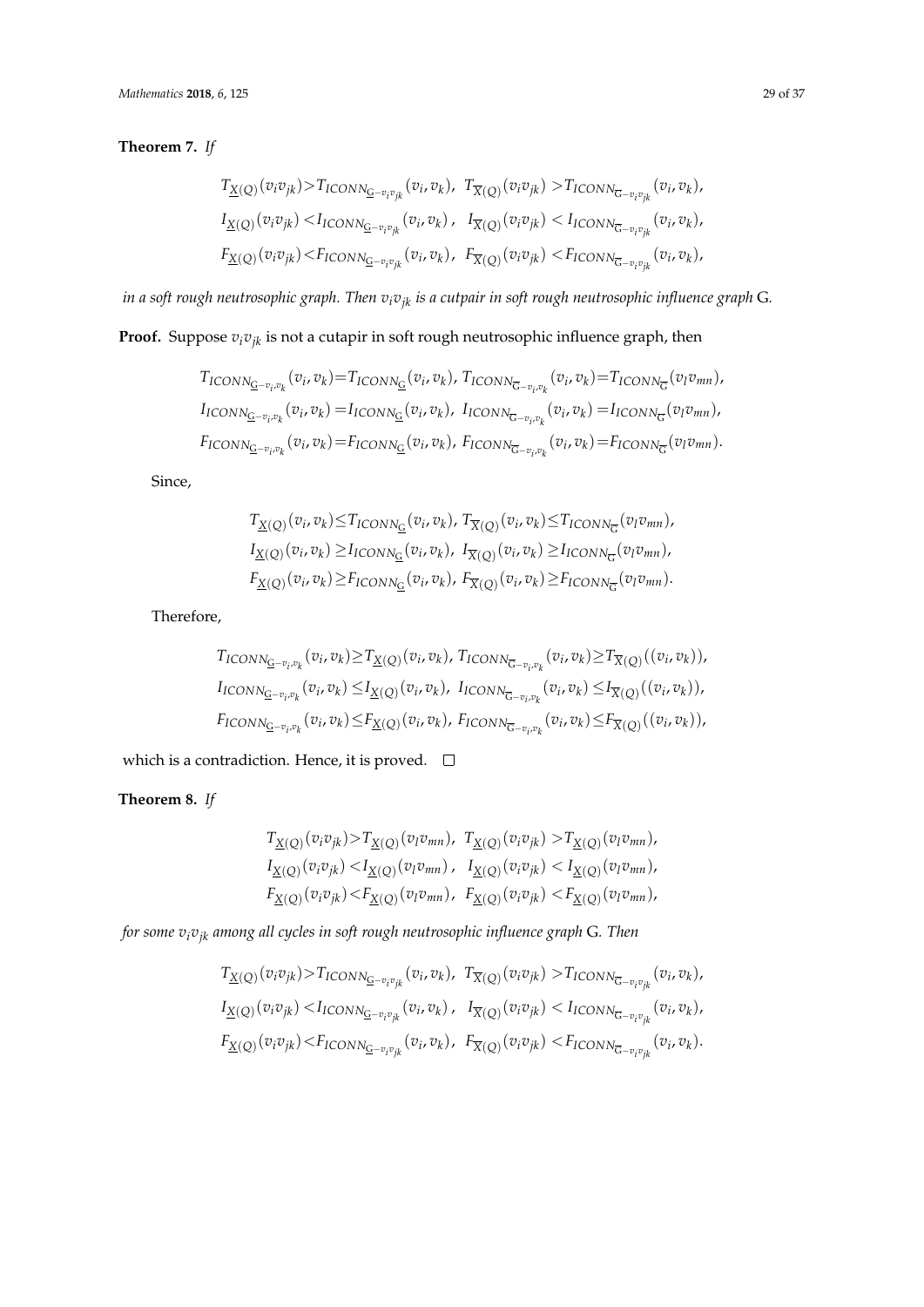**Theorem 7.** *If*

$$
\begin{aligned}
&T_{\underline{X}(Q)}(v_iv_{jk}) > T_{ICONN_{\underline{G}-v_iv_{jk}}}(v_i,v_k),\;\; T_{\overline{X}(Q)}(v_iv_{jk}) > T_{ICONN_{\overline{G}-v_iv_{jk}}}(v_i,v_k),\\
&I_{\underline{X}(Q)}(v_iv_{jk}) < I_{ICONN_{\underline{G}-v_iv_{jk}}}(v_i,v_k),\;\; I_{\overline{X}(Q)}(v_iv_{jk}) < I_{ICONN_{\overline{G}-v_iv_{jk}}}(v_i,v_k),\\
&F_{\underline{X}(Q)}(v_iv_{jk}) < F_{ICONN_{\underline{G}-v_iv_{jk}}}(v_i,v_k),\;\; F_{\overline{X}(Q)}(v_iv_{jk}) < F_{ICONN_{\overline{G}-v_iv_{jk}}}(v_i,v_k),
\end{aligned}
$$

*in a soft rough neutrosophic graph. Then $v_iv_{jk}$ is a cutpair in soft rough neutrosophic influence graph* G*.*

**Proof.** Suppose $v_iv_{jk}$ is not a cutapir in soft rough neutrosophic influence graph, then

$$
\begin{aligned}
&T_{ICONN_{\underline{G}-v_i,v_k}}(v_i,v_k) = T_{ICONN_{\underline{G}}}(v_i,v_k),\; T_{ICONN_{\overline{G}-v_i,v_k}}(v_i,v_k) = T_{ICONN_{\overline{G}}}(v_lv_{mn}),\\
&I_{ICONN_{\underline{G}-v_i,v_k}}(v_i,v_k) = I_{ICONN_{\underline{G}}}(v_i,v_k),\; I_{ICONN_{\overline{G}-v_i,v_k}}(v_i,v_k) = I_{ICONN_{\overline{G}}}(v_lv_{mn}),\\
&F_{ICONN_{\underline{G}-v_i,v_k}}(v_i,v_k) = F_{ICONN_{\underline{G}}}(v_i,v_k),\; F_{ICONN_{\overline{G}-v_i,v_k}}(v_i,v_k) = F_{ICONN_{\overline{G}}}(v_lv_{mn}).
\end{aligned}
$$

Since,

$$
\begin{aligned}
&T_{\underline{X}(Q)}(v_i,v_k) \leq T_{ICONN_{\underline{G}}}(v_i,v_k),\; T_{\overline{X}(Q)}(v_i,v_k) \leq T_{ICONN_{\overline{G}}}(v_lv_{mn}),\\
&I_{\underline{X}(Q)}(v_i,v_k) \geq I_{ICONN_{\underline{G}}}(v_i,v_k),\; I_{\overline{X}(Q)}(v_i,v_k) \geq I_{ICONN_{\overline{G}}}(v_lv_{mn}),\\
&F_{\underline{X}(Q)}(v_i,v_k) \geq F_{ICONN_{\underline{G}}}(v_i,v_k),\; F_{\overline{X}(Q)}(v_i,v_k) \geq F_{ICONN_{\overline{G}}}(v_lv_{mn}).
\end{aligned}
$$

Therefore,

$$
\begin{aligned}
&T_{ICONN_{\underline{G}-v_i,v_k}}(v_i,v_k) \geq T_{\underline{X}(Q)}(v_i,v_k),\; T_{ICONN_{\overline{G}-v_i,v_k}}(v_i,v_k) \geq T_{\overline{X}(Q)}((v_i,v_k)),\\
&I_{ICONN_{\underline{G}-v_i,v_k}}(v_i,v_k) \leq I_{\underline{X}(Q)}(v_i,v_k),\; I_{ICONN_{\overline{G}-v_i,v_k}}(v_i,v_k) \leq I_{\overline{X}(Q)}((v_i,v_k)),\\
&F_{ICONN_{\underline{G}-v_i,v_k}}(v_i,v_k) \leq F_{\underline{X}(Q)}(v_i,v_k),\; F_{ICONN_{\overline{G}-v_i,v_k}}(v_i,v_k) \leq F_{\overline{X}(Q)}((v_i,v_k)),
\end{aligned}
$$

which is a contradiction. Hence, it is proved. □

**Theorem 8.** *If*

$$
\begin{aligned}
&T_{\underline{X}(Q)}(v_iv_{jk}) > T_{\underline{X}(Q)}(v_lv_{mn}),\;\; T_{\underline{X}(Q)}(v_iv_{jk}) > T_{\underline{X}(Q)}(v_lv_{mn}),\\
&I_{\underline{X}(Q)}(v_iv_{jk}) < I_{\underline{X}(Q)}(v_lv_{mn}),\;\; I_{\underline{X}(Q)}(v_iv_{jk}) < I_{\underline{X}(Q)}(v_lv_{mn}),\\
&F_{\underline{X}(Q)}(v_iv_{jk}) < F_{\underline{X}(Q)}(v_lv_{mn}),\;\; F_{\underline{X}(Q)}(v_iv_{jk}) < F_{\underline{X}(Q)}(v_lv_{mn}),
\end{aligned}
$$

*for some $v_iv_{jk}$ among all cycles in soft rough neutrosophic influence graph* G*. Then*

$$
\begin{aligned}
&T_{\underline{X}(Q)}(v_iv_{jk}) > T_{ICONN_{\underline{G}-v_iv_{jk}}}(v_i,v_k),\;\; T_{\overline{X}(Q)}(v_iv_{jk}) > T_{ICONN_{\overline{G}-v_iv_{jk}}}(v_i,v_k),\\
&I_{\underline{X}(Q)}(v_iv_{jk}) < I_{ICONN_{\underline{G}-v_iv_{jk}}}(v_i,v_k),\;\; I_{\overline{X}(Q)}(v_iv_{jk}) < I_{ICONN_{\overline{G}-v_iv_{jk}}}(v_i,v_k),\\
&F_{\underline{X}(Q)}(v_iv_{jk}) < F_{ICONN_{\underline{G}-v_iv_{jk}}}(v_i,v_k),\;\; F_{\overline{X}(Q)}(v_iv_{jk}) < F_{ICONN_{\overline{G}-v_iv_{jk}}}(v_i,v_k).
\end{aligned}
$$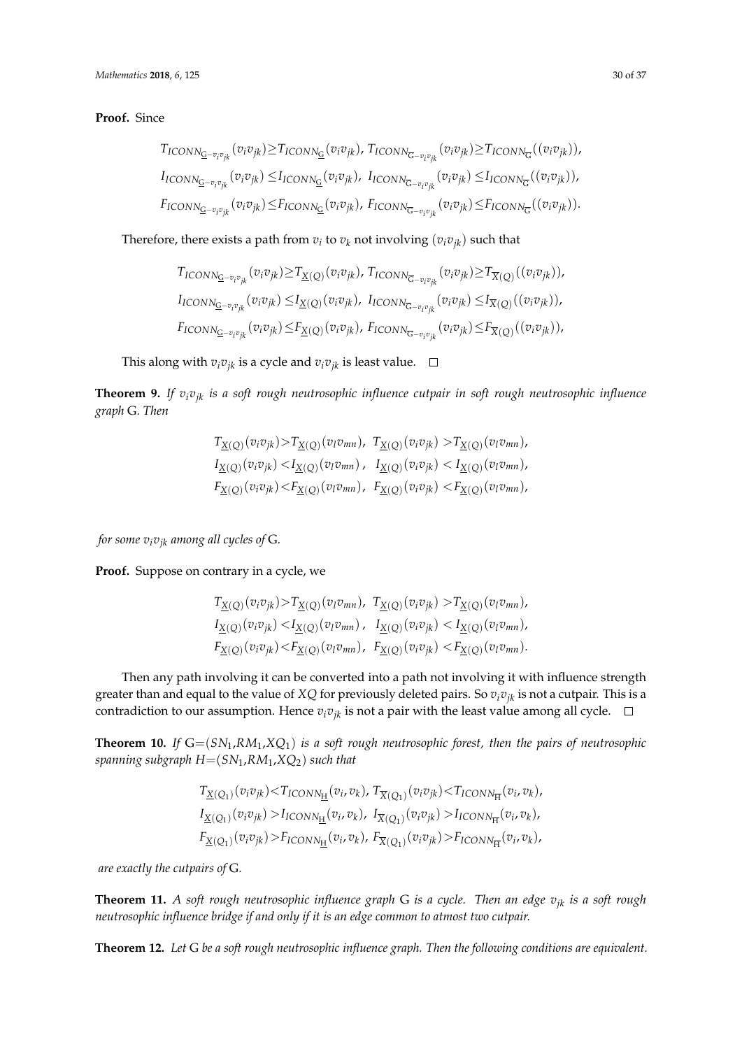**Proof.** Since

$$T_{ICONN_{\underline{G}-v_iv_{jk}}}(v_iv_{jk}) \geq T_{ICONN_{\underline{G}}}(v_iv_{jk}),\ T_{ICONN_{\overline{G}-v_iv_{jk}}}(v_iv_{jk}) \geq T_{ICONN_{\overline{G}}}((v_iv_{jk})),$$
$$I_{ICONN_{\underline{G}-v_iv_{jk}}}(v_iv_{jk}) \leq I_{ICONN_{\underline{G}}}(v_iv_{jk}),\ I_{ICONN_{\overline{G}-v_iv_{jk}}}(v_iv_{jk}) \leq I_{ICONN_{\overline{G}}}((v_iv_{jk})),$$
$$F_{ICONN_{\underline{G}-v_iv_{jk}}}(v_iv_{jk}) \leq F_{ICONN_{\underline{G}}}(v_iv_{jk}),\ F_{ICONN_{\overline{G}-v_iv_{jk}}}(v_iv_{jk}) \leq F_{ICONN_{\overline{G}}}((v_iv_{jk})).$$

Therefore, there exists a path from $v_i$ to $v_k$ not involving $(v_iv_{jk})$ such that

$$T_{ICONN_{\underline{G}-v_iv_{jk}}}(v_iv_{jk}) \geq T_{\underline{X}(Q)}(v_iv_{jk}),\ T_{ICONN_{\overline{G}-v_iv_{jk}}}(v_iv_{jk}) \geq T_{\overline{X}(Q)}((v_iv_{jk})),$$
$$I_{ICONN_{\underline{G}-v_iv_{jk}}}(v_iv_{jk}) \leq I_{\underline{X}(Q)}(v_iv_{jk}),\ I_{ICONN_{\overline{G}-v_iv_{jk}}}(v_iv_{jk}) \leq I_{\overline{X}(Q)}((v_iv_{jk})),$$
$$F_{ICONN_{\underline{G}-v_iv_{jk}}}(v_iv_{jk}) \leq F_{\underline{X}(Q)}(v_iv_{jk}),\ F_{ICONN_{\overline{G}-v_iv_{jk}}}(v_iv_{jk}) \leq F_{\overline{X}(Q)}((v_iv_{jk})),$$

This along with $v_iv_{jk}$ is a cycle and $v_iv_{jk}$ is least value. □

**Theorem 9.** *If $v_iv_{jk}$ is a soft rough neutrosophic influence cutpair in soft rough neutrosophic influence graph* G*. Then*

$$T_{\underline{X}(Q)}(v_iv_{jk}) > T_{\underline{X}(Q)}(v_lv_{mn}),\ \ T_{\underline{X}(Q)}(v_iv_{jk}) > T_{\underline{X}(Q)}(v_lv_{mn}),$$
$$I_{\underline{X}(Q)}(v_iv_{jk}) < I_{\underline{X}(Q)}(v_lv_{mn}),\ \ I_{\underline{X}(Q)}(v_iv_{jk}) < I_{\underline{X}(Q)}(v_lv_{mn}),$$
$$F_{\underline{X}(Q)}(v_iv_{jk}) < F_{\underline{X}(Q)}(v_lv_{mn}),\ \ F_{\underline{X}(Q)}(v_iv_{jk}) < F_{\underline{X}(Q)}(v_lv_{mn}),$$

*for some $v_iv_{jk}$ among all cycles of* G*.*

**Proof.** Suppose on contrary in a cycle, we

$$T_{\underline{X}(Q)}(v_iv_{jk}) > T_{\underline{X}(Q)}(v_lv_{mn}),\ \ T_{\underline{X}(Q)}(v_iv_{jk}) > T_{\underline{X}(Q)}(v_lv_{mn}),$$
$$I_{\underline{X}(Q)}(v_iv_{jk}) < I_{\underline{X}(Q)}(v_lv_{mn}),\ \ I_{\underline{X}(Q)}(v_iv_{jk}) < I_{\underline{X}(Q)}(v_lv_{mn}),$$
$$F_{\underline{X}(Q)}(v_iv_{jk}) < F_{\underline{X}(Q)}(v_lv_{mn}),\ \ F_{\underline{X}(Q)}(v_iv_{jk}) < F_{\underline{X}(Q)}(v_lv_{mn}).$$

Then any path involving it can be converted into a path not involving it with influence strength greater than and equal to the value of $XQ$ for previously deleted pairs. So $v_iv_{jk}$ is not a cutpair. This is a contradiction to our assumption. Hence $v_iv_{jk}$ is not a pair with the least value among all cycle. □

**Theorem 10.** *If* G=$(SN_1, RM_1, XQ_1)$ *is a soft rough neutrosophic forest, then the pairs of neutrosophic spanning subgraph $H$=$(SN_1, RM_1, XQ_2)$ such that*

$$T_{\underline{X}(Q_1)}(v_iv_{jk}) < T_{ICONN_{\underline{H}}}(v_i, v_k),\ T_{\overline{X}(Q_1)}(v_iv_{jk}) < T_{ICONN_{\overline{H}}}(v_i, v_k),$$
$$I_{\underline{X}(Q_1)}(v_iv_{jk}) > I_{ICONN_{\underline{H}}}(v_i, v_k),\ I_{\overline{X}(Q_1)}(v_iv_{jk}) > I_{ICONN_{\overline{H}}}(v_i, v_k),$$
$$F_{\underline{X}(Q_1)}(v_iv_{jk}) > F_{ICONN_{\underline{H}}}(v_i, v_k),\ F_{\overline{X}(Q_1)}(v_iv_{jk}) > F_{ICONN_{\overline{H}}}(v_i, v_k),$$

*are exactly the cutpairs of* G*.*

**Theorem 11.** *A soft rough neutrosophic influence graph* G *is a cycle. Then an edge $v_{jk}$ is a soft rough neutrosophic influence bridge if and only if it is an edge common to atmost two cutpair.*

**Theorem 12.** *Let* G *be a soft rough neutrosophic influence graph. Then the following conditions are equivalent.*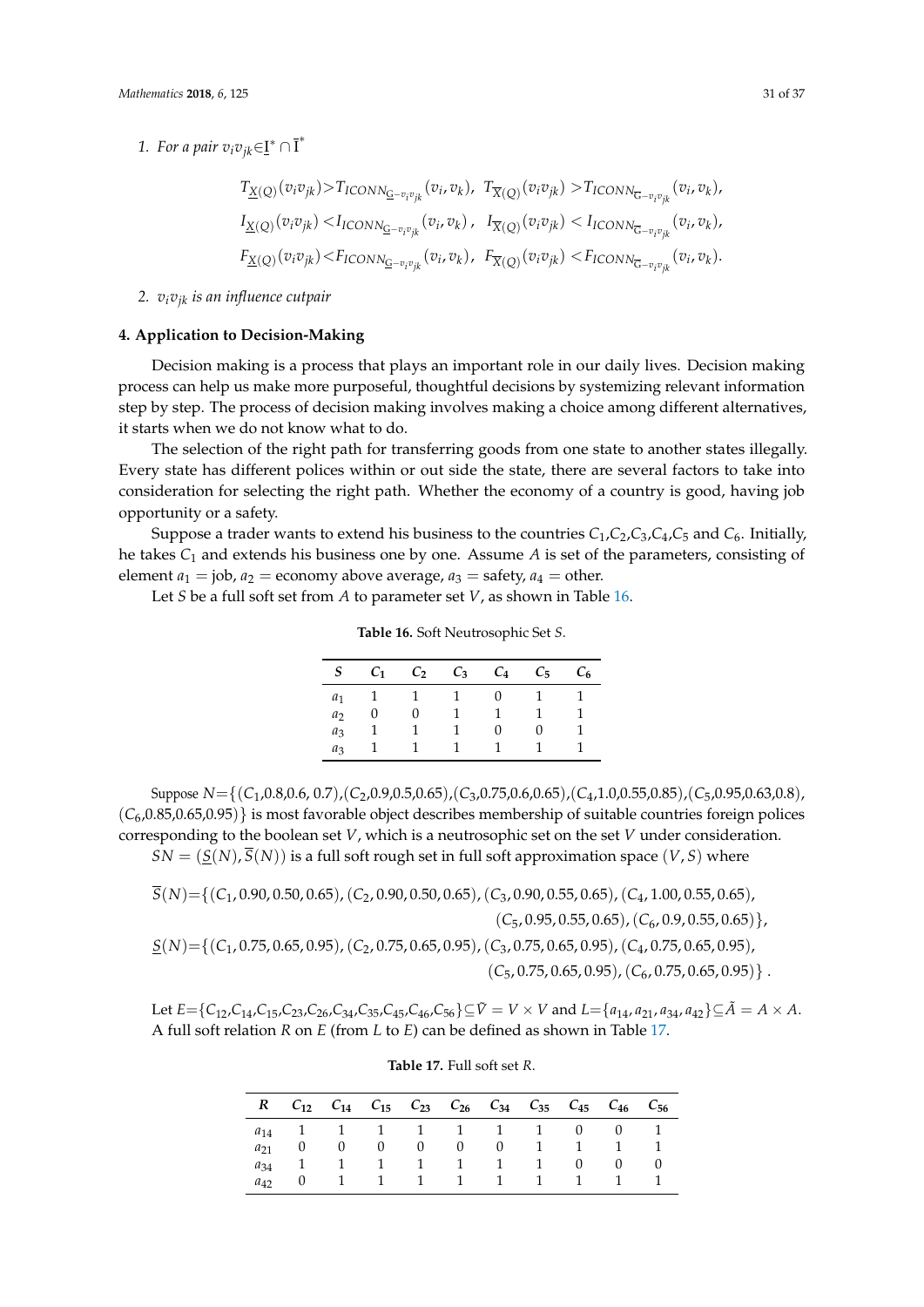1. *For a pair* $v_i v_{jk} \in \underline{I}^* \cap \overline{I}^*$

$$T_{\underline{X}(Q)}(v_i v_{jk}) > T_{ICONN_{\underline{G}-v_i v_{jk}}}(v_i, v_k),\ \ T_{\overline{X}(Q)}(v_i v_{jk}) > T_{ICONN_{\overline{G}-v_i v_{jk}}}(v_i, v_k),$$
$$I_{\underline{X}(Q)}(v_i v_{jk}) < I_{ICONN_{\underline{G}-v_i v_{jk}}}(v_i, v_k),\ \ I_{\overline{X}(Q)}(v_i v_{jk}) < I_{ICONN_{\overline{G}-v_i v_{jk}}}(v_i, v_k),$$
$$F_{\underline{X}(Q)}(v_i v_{jk}) < F_{ICONN_{\underline{G}-v_i v_{jk}}}(v_i, v_k),\ \ F_{\overline{X}(Q)}(v_i v_{jk}) < F_{ICONN_{\overline{G}-v_i v_{jk}}}(v_i, v_k).$$

2. $v_i v_{jk}$ *is an influence cutpair*

## 4. Application to Decision-Making

Decision making is a process that plays an important role in our daily lives. Decision making process can help us make more purposeful, thoughtful decisions by systemizing relevant information step by step. The process of decision making involves making a choice among different alternatives, it starts when we do not know what to do.

The selection of the right path for transferring goods from one state to another states illegally. Every state has different polices within or out side the state, there are several factors to take into consideration for selecting the right path. Whether the economy of a country is good, having job opportunity or a safety.

Suppose a trader wants to extend his business to the countries $C_1$,$C_2$,$C_3$,$C_4$,$C_5$ and $C_6$. Initially, he takes $C_1$ and extends his business one by one. Assume $A$ is set of the parameters, consisting of element $a_1$ = job, $a_2$ = economy above average, $a_3$ = safety, $a_4$ = other.

Let $S$ be a full soft set from $A$ to parameter set $V$, as shown in Table 16.

**Table 16.** Soft Neutrosophic Set $S$.

| $S$ | $C_1$ | $C_2$ | $C_3$ | $C_4$ | $C_5$ | $C_6$ |
|---|---|---|---|---|---|---|
| $a_1$ | 1 | 1 | 1 | 0 | 1 | 1 |
| $a_2$ | 0 | 0 | 1 | 1 | 1 | 1 |
| $a_3$ | 1 | 1 | 1 | 0 | 0 | 1 |
| $a_3$ | 1 | 1 | 1 | 1 | 1 | 1 |

Suppose $N$={($C_1$,0.8,0.6, 0.7),($C_2$,0.9,0.5,0.65),($C_3$,0.75,0.6,0.65),($C_4$,1.0,0.55,0.85),($C_5$,0.95,0.63,0.8), ($C_6$,0.85,0.65,0.95)} is most favorable object describes membership of suitable countries foreign polices corresponding to the boolean set $V$, which is a neutrosophic set on the set $V$ under consideration.

$SN = (\underline{S}(N), \overline{S}(N))$ is a full soft rough set in full soft approximation space $(V, S)$ where

$$\overline{S}(N)=\{(C_1, 0.90, 0.50, 0.65), (C_2, 0.90, 0.50, 0.65), (C_3, 0.90, 0.55, 0.65), (C_4, 1.00, 0.55, 0.65), (C_5, 0.95, 0.55, 0.65), (C_6, 0.9, 0.55, 0.65)\},$$
$$\underline{S}(N)=\{(C_1, 0.75, 0.65, 0.95), (C_2, 0.75, 0.65, 0.95), (C_3, 0.75, 0.65, 0.95), (C_4, 0.75, 0.65, 0.95), (C_5, 0.75, 0.65, 0.95), (C_6, 0.75, 0.65, 0.95)\}.$$

Let $E$={$C_{12}$,$C_{14}$,$C_{15}$,$C_{23}$,$C_{26}$,$C_{34}$,$C_{35}$,$C_{45}$,$C_{46}$,$C_{56}$}$\subseteq \tilde{V} = V \times V$ and $L$=$\{a_{14}, a_{21}, a_{34}, a_{42}\} \subseteq \tilde{A} = A \times A$. A full soft relation $R$ on $E$ (from $L$ to $E$) can be defined as shown in Table 17.

**Table 17.** Full soft set $R$.

| $R$ | $C_{12}$ | $C_{14}$ | $C_{15}$ | $C_{23}$ | $C_{26}$ | $C_{34}$ | $C_{35}$ | $C_{45}$ | $C_{46}$ | $C_{56}$ |
|---|---|---|---|---|---|---|---|---|---|---|
| $a_{14}$ | 1 | 1 | 1 | 1 | 1 | 1 | 1 | 0 | 0 | 1 |
| $a_{21}$ | 0 | 0 | 0 | 0 | 0 | 0 | 1 | 1 | 1 | 1 |
| $a_{34}$ | 1 | 1 | 1 | 1 | 1 | 1 | 1 | 0 | 0 | 0 |
| $a_{42}$ | 0 | 1 | 1 | 1 | 1 | 1 | 1 | 1 | 1 | 1 |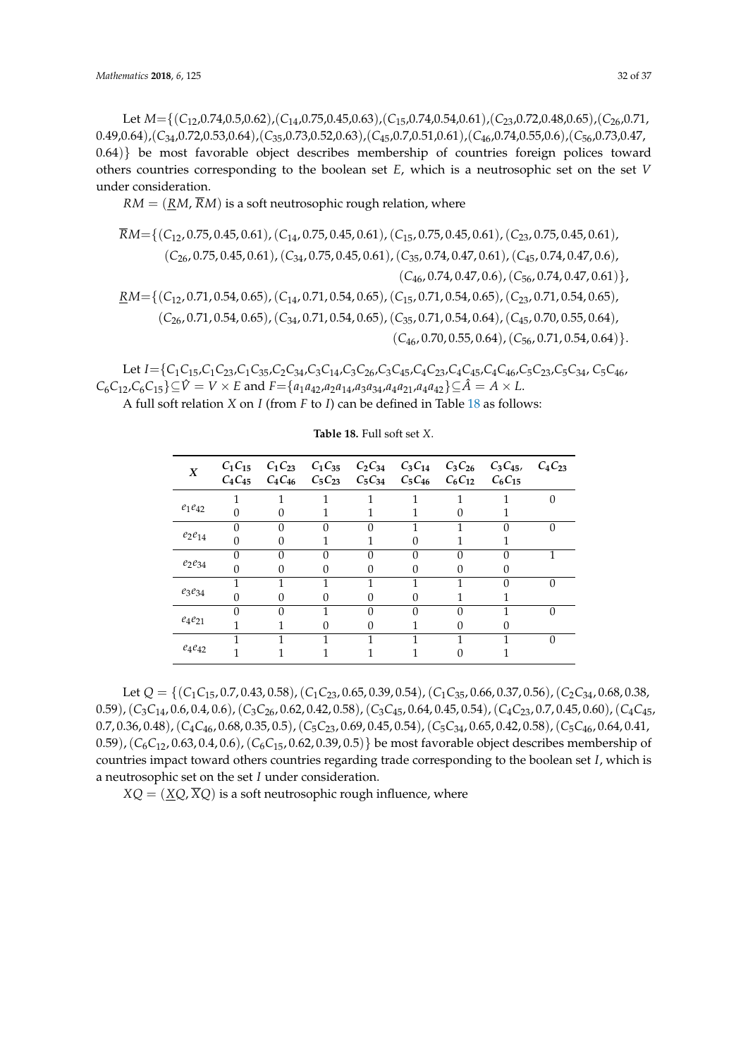Let $M$={($C_{12}$,0.74,0.5,0.62),($C_{14}$,0.75,0.45,0.63),($C_{15}$,0.74,0.54,0.61),($C_{23}$,0.72,0.48,0.65),($C_{26}$,0.71, 0.49,0.64),($C_{34}$,0.72,0.53,0.64),($C_{35}$,0.73,0.52,0.63),($C_{45}$,0.7,0.51,0.61),($C_{46}$,0.74,0.55,0.6),($C_{56}$,0.73,0.47, 0.64)} be most favorable object describes membership of countries foreign polices toward others countries corresponding to the boolean set $E$, which is a neutrosophic set on the set $V$ under consideration.

$RM = (\underline{R}M, \overline{R}M)$ is a soft neutrosophic rough relation, where

$$
\begin{aligned}
\overline{R}M=\{&(C_{12}, 0.75, 0.45, 0.61), (C_{14}, 0.75, 0.45, 0.61), (C_{15}, 0.75, 0.45, 0.61), (C_{23}, 0.75, 0.45, 0.61), \\
&(C_{26}, 0.75, 0.45, 0.61), (C_{34}, 0.75, 0.45, 0.61), (C_{35}, 0.74, 0.47, 0.61), (C_{45}, 0.74, 0.47, 0.6), \\
&(C_{46}, 0.74, 0.47, 0.6), (C_{56}, 0.74, 0.47, 0.61)\}, \\
\underline{R}M=\{&(C_{12}, 0.71, 0.54, 0.65), (C_{14}, 0.71, 0.54, 0.65), (C_{15}, 0.71, 0.54, 0.65), (C_{23}, 0.71, 0.54, 0.65), \\
&(C_{26}, 0.71, 0.54, 0.65), (C_{34}, 0.71, 0.54, 0.65), (C_{35}, 0.71, 0.54, 0.64), (C_{45}, 0.70, 0.55, 0.64), \\
&(C_{46}, 0.70, 0.55, 0.64), (C_{56}, 0.71, 0.54, 0.64)\}.
\end{aligned}
$$

Let $I$={$C_1C_{15}$,$C_1C_{23}$,$C_1C_{35}$,$C_2C_{34}$,$C_3C_{14}$,$C_3C_{26}$,$C_3C_{45}$,$C_4C_{23}$,$C_4C_{45}$,$C_4C_{46}$,$C_5C_{23}$,$C_5C_{34}$, $C_5C_{46}$, $C_6C_{12}$,$C_6C_{15}$}$\subseteq \hat{V} = V \times E$ and $F$={$a_1a_{42}$,$a_2a_{14}$,$a_3a_{34}$,$a_4a_{21}$,$a_4a_{42}$}$\subseteq \hat{A} = A \times L$.

A full soft relation $X$ on $I$ (from $F$ to $I$) can be defined in Table 18 as follows:

**Table 18.** Full soft set $X$.

| $X$ | $C_1C_{15}$ $C_4C_{45}$ | $C_1C_{23}$ $C_4C_{46}$ | $C_1C_{35}$ $C_5C_{23}$ | $C_2C_{34}$ $C_5C_{34}$ | $C_3C_{14}$ $C_5C_{46}$ | $C_3C_{26}$ $C_6C_{12}$ | $C_3C_{45}$, $C_6C_{15}$ | $C_4C_{23}$ |
|---|---|---|---|---|---|---|---|---|
| $e_1e_{42}$ | 1<br>0 | 1<br>0 | 1<br>1 | 1<br>1 | 1<br>1 | 1<br>0 | 1<br>1 | 0 |
| $e_2e_{14}$ | 0<br>0 | 0<br>0 | 0<br>1 | 0<br>1 | 1<br>0 | 1<br>1 | 0<br>1 | 0 |
| $e_2e_{34}$ | 0<br>0 | 0<br>0 | 0<br>0 | 0<br>0 | 0<br>0 | 0<br>0 | 0<br>0 | 1 |
| $e_3e_{34}$ | 1<br>0 | 1<br>0 | 1<br>0 | 1<br>0 | 1<br>0 | 1<br>1 | 0<br>1 | 0 |
| $e_4e_{21}$ | 0<br>1 | 0<br>1 | 1<br>0 | 0<br>0 | 0<br>1 | 0<br>0 | 1<br>0 | 0 |
| $e_4e_{42}$ | 1<br>1 | 1<br>1 | 1<br>1 | 1<br>1 | 1<br>1 | 1<br>0 | 1<br>1 | 0 |

Let $Q = \{(C_1C_{15}, 0.7, 0.43, 0.58), (C_1C_{23}, 0.65, 0.39, 0.54), (C_1C_{35}, 0.66, 0.37, 0.56), (C_2C_{34}, 0.68, 0.38, 0.59), (C_3C_{14}, 0.6, 0.4, 0.6), (C_3C_{26}, 0.62, 0.42, 0.58), (C_3C_{45}, 0.64, 0.45, 0.54), (C_4C_{23}, 0.7, 0.45, 0.60), (C_4C_{45}, 0.7, 0.36, 0.48), (C_4C_{46}, 0.68, 0.35, 0.5), (C_5C_{23}, 0.69, 0.45, 0.54), (C_5C_{34}, 0.65, 0.42, 0.58), (C_5C_{46}, 0.64, 0.41, 0.59), (C_6C_{12}, 0.63, 0.4, 0.6), (C_6C_{15}, 0.62, 0.39, 0.5)\}$ be most favorable object describes membership of countries impact toward others countries regarding trade corresponding to the boolean set $I$, which is a neutrosophic set on the set $I$ under consideration.

$XQ = (\underline{X}Q, \overline{X}Q)$ is a soft neutrosophic rough influence, where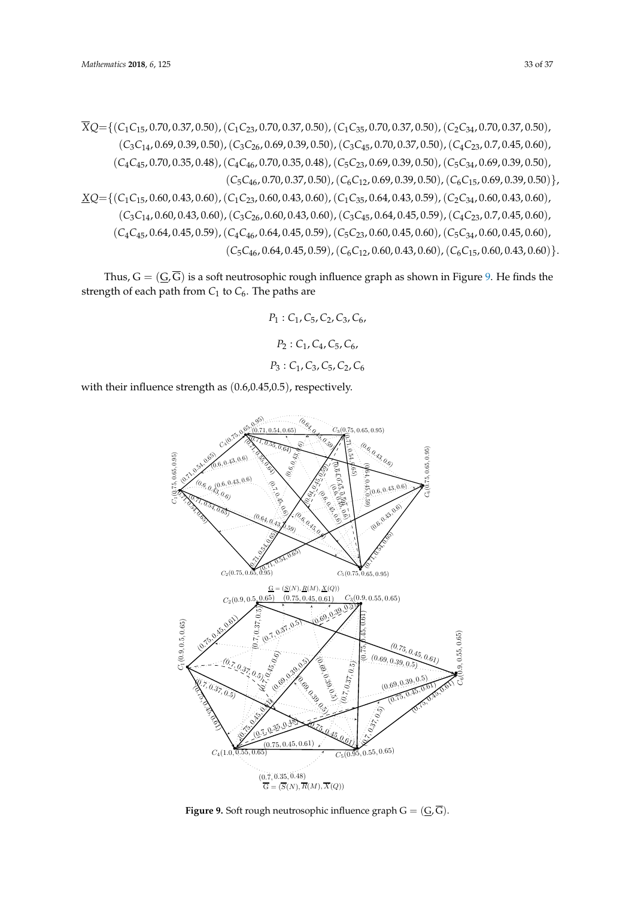$$\overline{X}Q = \{(C_1C_{15}, 0.70, 0.37, 0.50), (C_1C_{23}, 0.70, 0.37, 0.50), (C_1C_{35}, 0.70, 0.37, 0.50), (C_2C_{34}, 0.70, 0.37, 0.50),$$
$$(C_3C_{14}, 0.69, 0.39, 0.50), (C_3C_{26}, 0.69, 0.39, 0.50), (C_3C_{45}, 0.70, 0.37, 0.50), (C_4C_{23}, 0.7, 0.45, 0.60),$$
$$(C_4C_{45}, 0.70, 0.35, 0.48), (C_4C_{46}, 0.70, 0.35, 0.48), (C_5C_{23}, 0.69, 0.39, 0.50), (C_5C_{34}, 0.69, 0.39, 0.50),$$
$$(C_5C_{46}, 0.70, 0.37, 0.50), (C_6C_{12}, 0.69, 0.39, 0.50), (C_6C_{15}, 0.69, 0.39, 0.50)\},$$
$$\underline{X}Q = \{(C_1C_{15}, 0.60, 0.43, 0.60), (C_1C_{23}, 0.60, 0.43, 0.60), (C_1C_{35}, 0.64, 0.43, 0.59), (C_2C_{34}, 0.60, 0.43, 0.60),$$
$$(C_3C_{14}, 0.60, 0.43, 0.60), (C_3C_{26}, 0.60, 0.43, 0.60), (C_3C_{45}, 0.64, 0.45, 0.59), (C_4C_{23}, 0.7, 0.45, 0.60),$$
$$(C_4C_{45}, 0.64, 0.45, 0.59), (C_4C_{46}, 0.64, 0.45, 0.59), (C_5C_{23}, 0.60, 0.45, 0.60), (C_5C_{34}, 0.60, 0.45, 0.60),$$
$$(C_5C_{46}, 0.64, 0.45, 0.59), (C_6C_{12}, 0.60, 0.43, 0.60), (C_6C_{15}, 0.60, 0.43, 0.60)\}.$$

Thus, $G = (\underline{G}, \overline{G})$ is a soft neutrosophic rough influence graph as shown in Figure 9. He finds the strength of each path from $C_1$ to $C_6$. The paths are

$$P_1 : C_1, C_5, C_2, C_3, C_6,$$

$$P_2 : C_1, C_4, C_5, C_6,$$

$$P_3 : C_1, C_3, C_5, C_2, C_6$$

with their influence strength as (0.6,0.45,0.5), respectively.

**Figure 9.** Soft rough neutrosophic influence graph $G = (\underline{G}, \overline{G})$.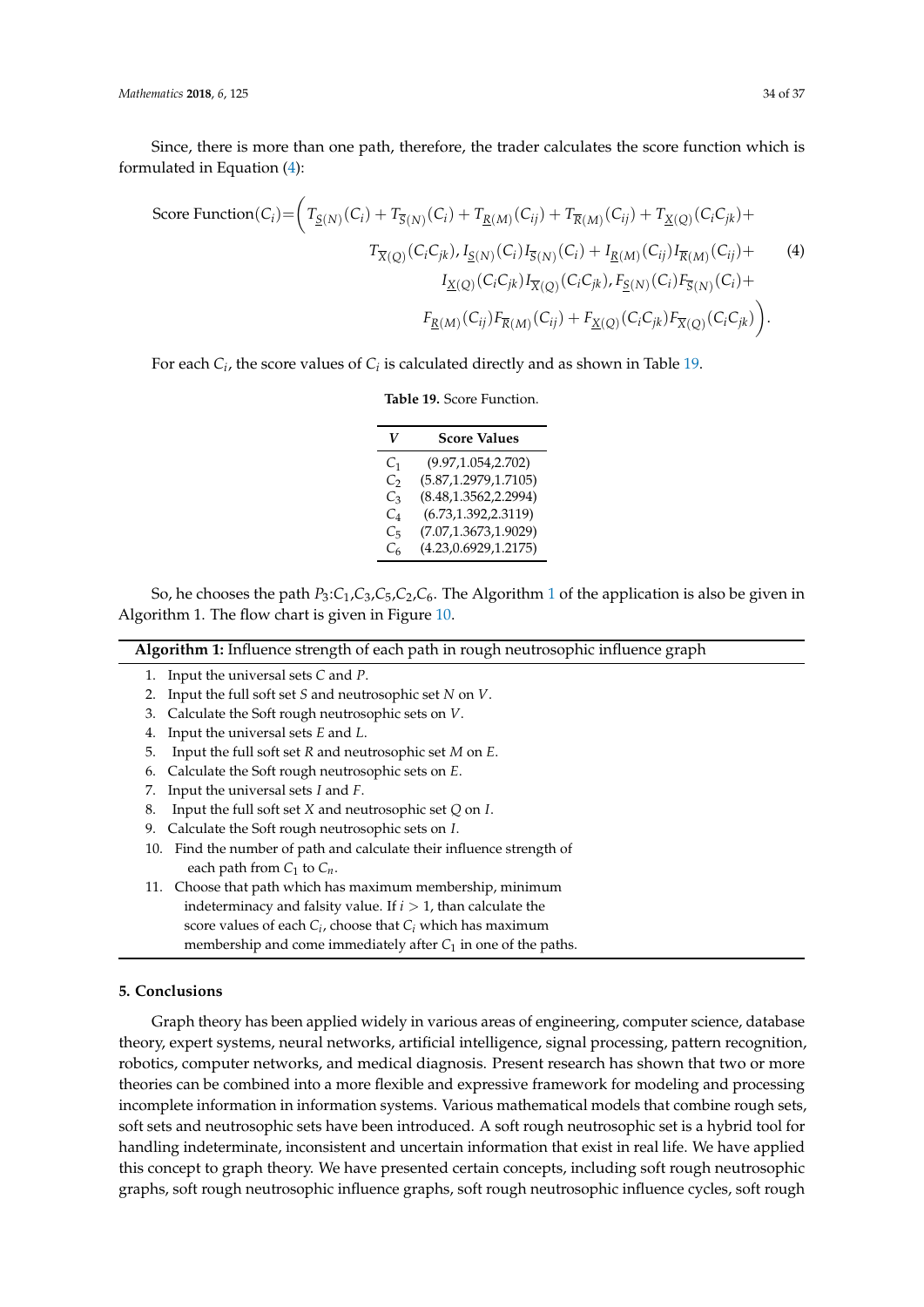Since, there is more than one path, therefore, the trader calculates the score function which is formulated in Equation (4):

$$\text{Score Function}(C_i)=\Big(T_{\underline{S}(N)}(C_i)+T_{\overline{S}(N)}(C_i)+T_{\underline{R}(M)}(C_{ij})+T_{\overline{R}(M)}(C_{ij})+T_{\underline{X}(Q)}(C_iC_{jk})+ T_{\overline{X}(Q)}(C_iC_{jk}), I_{\underline{S}(N)}(C_i)I_{\overline{S}(N)}(C_i)+I_{\underline{R}(M)}(C_{ij})I_{\overline{R}(M)}(C_{ij})+ I_{\underline{X}(Q)}(C_iC_{jk})I_{\overline{X}(Q)}(C_iC_{jk}), F_{\underline{S}(N)}(C_i)F_{\overline{S}(N)}(C_i)+ F_{\underline{R}(M)}(C_{ij})F_{\overline{R}(M)}(C_{ij})+F_{\underline{X}(Q)}(C_iC_{jk})F_{\overline{X}(Q)}(C_iC_{jk})\Big). \quad (4)$$

For each $C_i$, the score values of $C_i$ is calculated directly and as shown in Table 19.

**Table 19.** Score Function.

| $V$ | Score Values |
|---|---|
| $C_1$ | (9.97,1.054,2.702) |
| $C_2$ | (5.87,1.2979,1.7105) |
| $C_3$ | (8.48,1.3562,2.2994) |
| $C_4$ | (6.73,1.392,2.3119) |
| $C_5$ | (7.07,1.3673,1.9029) |
| $C_6$ | (4.23,0.6929,1.2175) |

So, he chooses the path $P_3$:$C_1$,$C_3$,$C_5$,$C_2$,$C_6$. The Algorithm 1 of the application is also be given in Algorithm 1. The flow chart is given in Figure 10.

**Algorithm 1:** Influence strength of each path in rough neutrosophic influence graph

1. Input the universal sets $C$ and $P$.
2. Input the full soft set $S$ and neutrosophic set $N$ on $V$.
3. Calculate the Soft rough neutrosophic sets on $V$.
4. Input the universal sets $E$ and $L$.
5. Input the full soft set $R$ and neutrosophic set $M$ on $E$.
6. Calculate the Soft rough neutrosophic sets on $E$.
7. Input the universal sets $I$ and $F$.
8. Input the full soft set $X$ and neutrosophic set $Q$ on $I$.
9. Calculate the Soft rough neutrosophic sets on $I$.
10. Find the number of path and calculate their influence strength of each path from $C_1$ to $C_n$.
11. Choose that path which has maximum membership, minimum indeterminacy and falsity value. If $i > 1$, than calculate the score values of each $C_i$, choose that $C_i$ which has maximum membership and come immediately after $C_1$ in one of the paths.

## 5. Conclusions

Graph theory has been applied widely in various areas of engineering, computer science, database theory, expert systems, neural networks, artificial intelligence, signal processing, pattern recognition, robotics, computer networks, and medical diagnosis. Present research has shown that two or more theories can be combined into a more flexible and expressive framework for modeling and processing incomplete information in information systems. Various mathematical models that combine rough sets, soft sets and neutrosophic sets have been introduced. A soft rough neutrosophic set is a hybrid tool for handling indeterminate, inconsistent and uncertain information that exist in real life. We have applied this concept to graph theory. We have presented certain concepts, including soft rough neutrosophic graphs, soft rough neutrosophic influence graphs, soft rough neutrosophic influence cycles, soft rough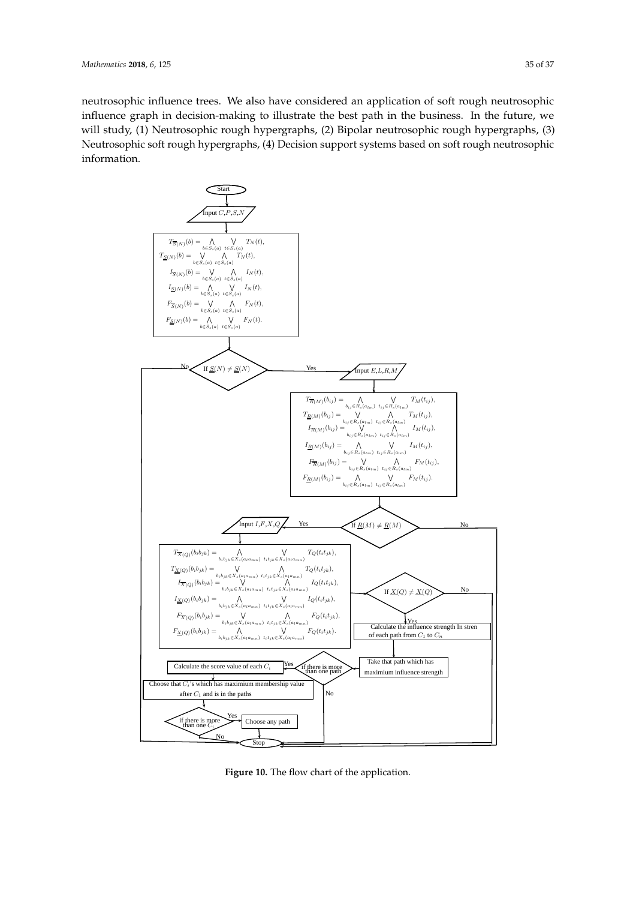neutrosophic influence trees. We also have considered an application of soft rough neutrosophic influence graph in decision-making to illustrate the best path in the business. In the future, we will study, (1) Neutrosophic rough hypergraphs, (2) Bipolar neutrosophic rough hypergraphs, (3) Neutrosophic soft rough hypergraphs, (4) Decision support systems based on soft rough neutrosophic information.

Start

Input $C$,$P$,$S$,$N$

$$T_{\overline{S}(N)}(b) = \bigwedge_{b \in S_s(a)} \bigvee_{t \in S_s(a)} T_N(t),$$
$$T_{\underline{S}(N)}(b) = \bigvee_{b \in S_s(a)} \bigwedge_{t \in S_s(a)} T_N(t),$$
$$I_{\overline{S}(N)}(b) = \bigvee_{b \in S_s(a)} \bigwedge_{t \in S_s(a)} I_N(t),$$
$$I_{\underline{S}(N)}(b) = \bigwedge_{b \in S_s(a)} \bigvee_{t \in S_s(a)} I_N(t),$$
$$F_{\overline{S}(N)}(b) = \bigvee_{b \in S_s(a)} \bigwedge_{t \in S_s(a)} F_N(t),$$
$$F_{\underline{S}(N)}(b) = \bigwedge_{b \in S_s(a)} \bigvee_{t \in S_s(a)} F_N(t).$$

If $\underline{S}(N) \neq \underline{S}(N)$ — No / Yes

Input $E$,$L$,$R$,$M$

$$T_{\overline{R}(M)}(b_{ij}) = \bigwedge_{b_{ij} \in R_s(a_{lm})} \bigvee_{t_{ij} \in R_s(a_{lm})} T_M(t_{ij}),$$
$$T_{\underline{R}(M)}(b_{ij}) = \bigvee_{b_{ij} \in R_s(a_{lm})} \bigwedge_{t_{ij} \in R_s(a_{lm})} T_M(t_{ij}),$$
$$I_{\overline{R}(M)}(b_{ij}) = \bigvee_{b_{ij} \in R_s(a_{lm})} \bigwedge_{t_{ij} \in R_s(a_{lm})} I_M(t_{ij}),$$
$$I_{\underline{R}(M)}(b_{ij}) = \bigwedge_{b_{ij} \in R_s(a_{lm})} \bigvee_{t_{ij} \in R_s(a_{lm})} I_M(t_{ij}),$$
$$F_{\overline{R}(M)}(b_{ij}) = \bigvee_{b_{ij} \in R_s(a_{lm})} \bigwedge_{t_{ij} \in R_s(a_{lm})} F_M(t_{ij}),$$
$$F_{\underline{R}(M)}(b_{ij}) = \bigwedge_{b_{ij} \in R_s(a_{lm})} \bigvee_{t_{ij} \in R_s(a_{lm})} F_M(t_{ij}).$$

If $\underline{R}(M) \neq \underline{R}(M)$ — Yes / No

Input $I$,$F$,$X$,$Q$

$$T_{\overline{X}(Q)}(b_i b_{jk}) = \bigwedge_{b_i b_{jk} \in X_s(a_l a_{mn})} \bigvee_{t_i t_{jk} \in X_s(a_l a_{mn})} T_Q(t_i t_{jk}),$$
$$T_{\underline{X}(Q)}(b_i b_{jk}) = \bigvee_{b_i b_{jk} \in X_s(a_l a_{mn})} \bigwedge_{t_i t_{jk} \in X_s(a_l a_{mn})} T_Q(t_i t_{jk}),$$
$$I_{\overline{X}(Q)}(b_i b_{jk}) = \bigvee_{b_i b_{jk} \in X_s(a_l a_{mn})} \bigwedge_{t_i t_{jk} \in X_s(a_l a_{mn})} I_Q(t_i t_{jk}),$$
$$I_{\underline{X}(Q)}(b_i b_{jk}) = \bigwedge_{b_i b_{jk} \in X_s(a_l a_{mn})} \bigvee_{t_i t_{jk} \in X_s(a_l a_{mn})} I_Q(t_i t_{jk}),$$
$$F_{\overline{X}(Q)}(b_i b_{jk}) = \bigvee_{b_i b_{jk} \in X_s(a_l a_{mn})} \bigwedge_{t_i t_{jk} \in X_s(a_l a_{mn})} F_Q(t_i t_{jk}),$$
$$F_{\underline{X}(Q)}(b_i b_{jk}) = \bigwedge_{b_i b_{jk} \in X_s(a_l a_{mn})} \bigvee_{t_i t_{jk} \in X_s(a_l a_{mn})} F_Q(t_i t_{jk}).$$

If $\underline{X}(Q) \neq \underline{X}(Q)$ — Yes / No

Calculate the influence strength In stren of each path from $C_1$ to $C_n$

Take that path which has maximium influence strength

if there is more than one path — Yes / No

Calculate the score value of each $C_i$

Choose that $C_i$'s which has maximium membership value after $C_1$ and is in the paths

if there is more than one $C_i$ — Yes / No

Choose any path

Stop

**Figure 10.** The flow chart of the application.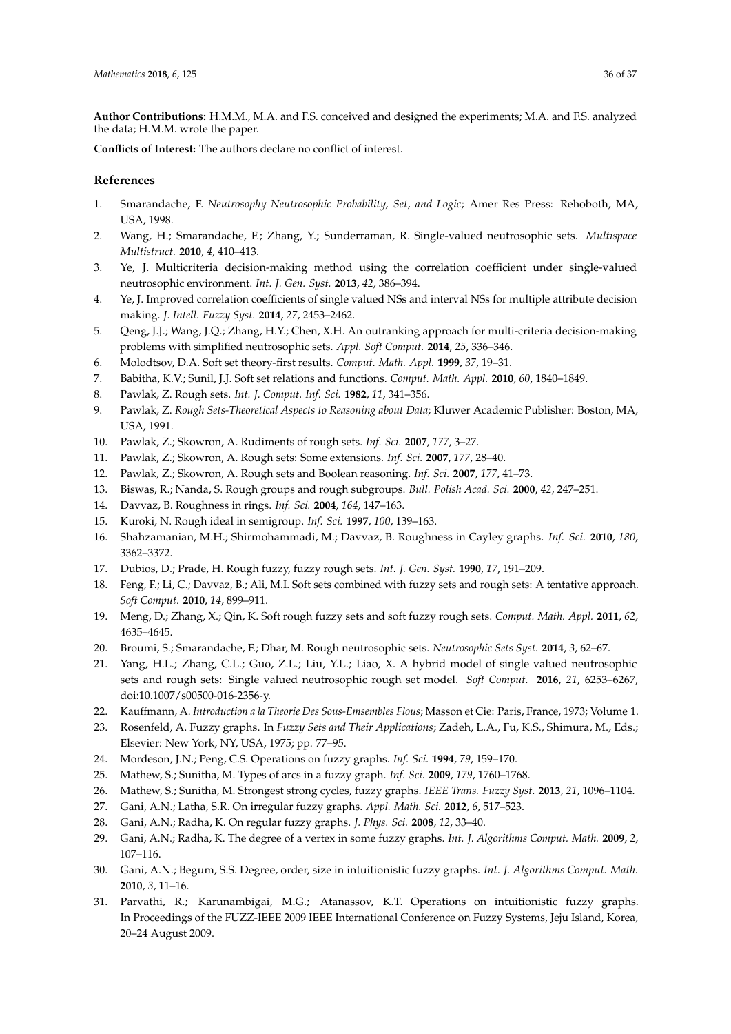**Author Contributions:** H.M.M., M.A. and F.S. conceived and designed the experiments; M.A. and F.S. analyzed the data; H.M.M. wrote the paper.

**Conflicts of Interest:** The authors declare no conflict of interest.

## References

1. Smarandache, F. *Neutrosophy Neutrosophic Probability, Set, and Logic*; Amer Res Press: Rehoboth, MA, USA, 1998.
2. Wang, H.; Smarandache, F.; Zhang, Y.; Sunderraman, R. Single-valued neutrosophic sets. *Multispace Multistruct.* **2010**, *4*, 410–413.
3. Ye, J. Multicriteria decision-making method using the correlation coefficient under single-valued neutrosophic environment. *Int. J. Gen. Syst.* **2013**, *42*, 386–394.
4. Ye, J. Improved correlation coefficients of single valued NSs and interval NSs for multiple attribute decision making. *J. Intell. Fuzzy Syst.* **2014**, *27*, 2453–2462.
5. Qeng, J.J.; Wang, J.Q.; Zhang, H.Y.; Chen, X.H. An outranking approach for multi-criteria decision-making problems with simplified neutrosophic sets. *Appl. Soft Comput.* **2014**, *25*, 336–346.
6. Molodtsov, D.A. Soft set theory-first results. *Comput. Math. Appl.* **1999**, *37*, 19–31.
7. Babitha, K.V.; Sunil, J.J. Soft set relations and functions. *Comput. Math. Appl.* **2010**, *60*, 1840–1849.
8. Pawlak, Z. Rough sets. *Int. J. Comput. Inf. Sci.* **1982**, *11*, 341–356.
9. Pawlak, Z. *Rough Sets-Theoretical Aspects to Reasoning about Data*; Kluwer Academic Publisher: Boston, MA, USA, 1991.
10. Pawlak, Z.; Skowron, A. Rudiments of rough sets. *Inf. Sci.* **2007**, *177*, 3–27.
11. Pawlak, Z.; Skowron, A. Rough sets: Some extensions. *Inf. Sci.* **2007**, *177*, 28–40.
12. Pawlak, Z.; Skowron, A. Rough sets and Boolean reasoning. *Inf. Sci.* **2007**, *177*, 41–73.
13. Biswas, R.; Nanda, S. Rough groups and rough subgroups. *Bull. Polish Acad. Sci.* **2000**, *42*, 247–251.
14. Davvaz, B. Roughness in rings. *Inf. Sci.* **2004**, *164*, 147–163.
15. Kuroki, N. Rough ideal in semigroup. *Inf. Sci.* **1997**, *100*, 139–163.
16. Shahzamanian, M.H.; Shirmohammadi, M.; Davvaz, B. Roughness in Cayley graphs. *Inf. Sci.* **2010**, *180*, 3362–3372.
17. Dubios, D.; Prade, H. Rough fuzzy, fuzzy rough sets. *Int. J. Gen. Syst.* **1990**, *17*, 191–209.
18. Feng, F.; Li, C.; Davvaz, B.; Ali, M.I. Soft sets combined with fuzzy sets and rough sets: A tentative approach. *Soft Comput.* **2010**, *14*, 899–911.
19. Meng, D.; Zhang, X.; Qin, K. Soft rough fuzzy sets and soft fuzzy rough sets. *Comput. Math. Appl.* **2011**, *62*, 4635–4645.
20. Broumi, S.; Smarandache, F.; Dhar, M. Rough neutrosophic sets. *Neutrosophic Sets Syst.* **2014**, *3*, 62–67.
21. Yang, H.L.; Zhang, C.L.; Guo, Z.L.; Liu, Y.L.; Liao, X. A hybrid model of single valued neutrosophic sets and rough sets: Single valued neutrosophic rough set model. *Soft Comput.* **2016**, *21*, 6253–6267, doi:10.1007/s00500-016-2356-y.
22. Kauffmann, A. *Introduction a la Theorie Des Sous-Emsembles Flous*; Masson et Cie: Paris, France, 1973; Volume 1.
23. Rosenfeld, A. Fuzzy graphs. In *Fuzzy Sets and Their Applications*; Zadeh, L.A., Fu, K.S., Shimura, M., Eds.; Elsevier: New York, NY, USA, 1975; pp. 77–95.
24. Mordeson, J.N.; Peng, C.S. Operations on fuzzy graphs. *Inf. Sci.* **1994**, *79*, 159–170.
25. Mathew, S.; Sunitha, M. Types of arcs in a fuzzy graph. *Inf. Sci.* **2009**, *179*, 1760–1768.
26. Mathew, S.; Sunitha, M. Strongest strong cycles, fuzzy graphs. *IEEE Trans. Fuzzy Syst.* **2013**, *21*, 1096–1104.
27. Gani, A.N.; Latha, S.R. On irregular fuzzy graphs. *Appl. Math. Sci.* **2012**, *6*, 517–523.
28. Gani, A.N.; Radha, K. On regular fuzzy graphs. *J. Phys. Sci.* **2008**, *12*, 33–40.
29. Gani, A.N.; Radha, K. The degree of a vertex in some fuzzy graphs. *Int. J. Algorithms Comput. Math.* **2009**, *2*, 107–116.
30. Gani, A.N.; Begum, S.S. Degree, order, size in intuitionistic fuzzy graphs. *Int. J. Algorithms Comput. Math.* **2010**, *3*, 11–16.
31. Parvathi, R.; Karunambigai, M.G.; Atanassov, K.T. Operations on intuitionistic fuzzy graphs. In Proceedings of the FUZZ-IEEE 2009 IEEE International Conference on Fuzzy Systems, Jeju Island, Korea, 20–24 August 2009.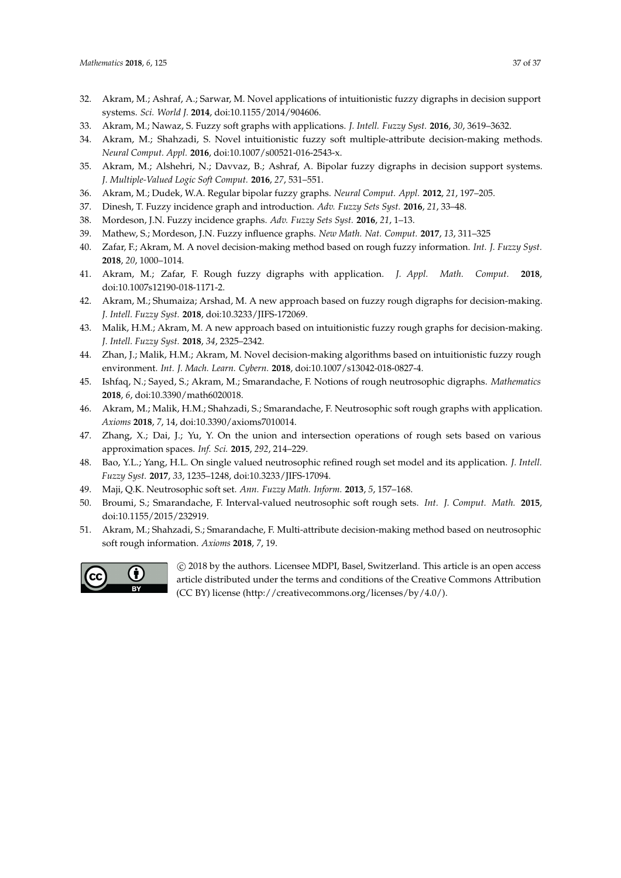32. Akram, M.; Ashraf, A.; Sarwar, M. Novel applications of intuitionistic fuzzy digraphs in decision support systems. *Sci. World J.* **2014**, doi:10.1155/2014/904606.
33. Akram, M.; Nawaz, S. Fuzzy soft graphs with applications. *J. Intell. Fuzzy Syst.* **2016**, *30*, 3619–3632.
34. Akram, M.; Shahzadi, S. Novel intuitionistic fuzzy soft multiple-attribute decision-making methods. *Neural Comput. Appl.* **2016**, doi:10.1007/s00521-016-2543-x.
35. Akram, M.; Alshehri, N.; Davvaz, B.; Ashraf, A. Bipolar fuzzy digraphs in decision support systems. *J. Multiple-Valued Logic Soft Comput.* **2016**, *27*, 531–551.
36. Akram, M.; Dudek, W.A. Regular bipolar fuzzy graphs. *Neural Comput. Appl.* **2012**, *21*, 197–205.
37. Dinesh, T. Fuzzy incidence graph and introduction. *Adv. Fuzzy Sets Syst.* **2016**, *21*, 33–48.
38. Mordeson, J.N. Fuzzy incidence graphs. *Adv. Fuzzy Sets Syst.* **2016**, *21*, 1–13.
39. Mathew, S.; Mordeson, J.N. Fuzzy influence graphs. *New Math. Nat. Comput.* **2017**, *13*, 311–325
40. Zafar, F.; Akram, M. A novel decision-making method based on rough fuzzy information. *Int. J. Fuzzy Syst.* **2018**, *20*, 1000–1014.
41. Akram, M.; Zafar, F. Rough fuzzy digraphs with application. *J. Appl. Math. Comput.* **2018**, doi:10.1007s12190-018-1171-2.
42. Akram, M.; Shumaiza; Arshad, M. A new approach based on fuzzy rough digraphs for decision-making. *J. Intell. Fuzzy Syst.* **2018**, doi:10.3233/JIFS-172069.
43. Malik, H.M.; Akram, M. A new approach based on intuitionistic fuzzy rough graphs for decision-making. *J. Intell. Fuzzy Syst.* **2018**, *34*, 2325–2342.
44. Zhan, J.; Malik, H.M.; Akram, M. Novel decision-making algorithms based on intuitionistic fuzzy rough environment. *Int. J. Mach. Learn. Cybern.* **2018**, doi:10.1007/s13042-018-0827-4.
45. Ishfaq, N.; Sayed, S.; Akram, M.; Smarandache, F. Notions of rough neutrosophic digraphs. *Mathematics* **2018**, *6*, doi:10.3390/math6020018.
46. Akram, M.; Malik, H.M.; Shahzadi, S.; Smarandache, F. Neutrosophic soft rough graphs with application. *Axioms* **2018**, *7*, 14, doi:10.3390/axioms7010014.
47. Zhang, X.; Dai, J.; Yu, Y. On the union and intersection operations of rough sets based on various approximation spaces. *Inf. Sci.* **2015**, *292*, 214–229.
48. Bao, Y.L.; Yang, H.L. On single valued neutrosophic refined rough set model and its application. *J. Intell. Fuzzy Syst.* **2017**, *33*, 1235–1248, doi:10.3233/JIFS-17094.
49. Maji, Q.K. Neutrosophic soft set. *Ann. Fuzzy Math. Inform.* **2013**, *5*, 157–168.
50. Broumi, S.; Smarandache, F. Interval-valued neutrosophic soft rough sets. *Int. J. Comput. Math.* **2015**, doi:10.1155/2015/232919.
51. Akram, M.; Shahzadi, S.; Smarandache, F. Multi-attribute decision-making method based on neutrosophic soft rough information. *Axioms* **2018**, *7*, 19.

© 2018 by the authors. Licensee MDPI, Basel, Switzerland. This article is an open access article distributed under the terms and conditions of the Creative Commons Attribution (CC BY) license (http://creativecommons.org/licenses/by/4.0/).